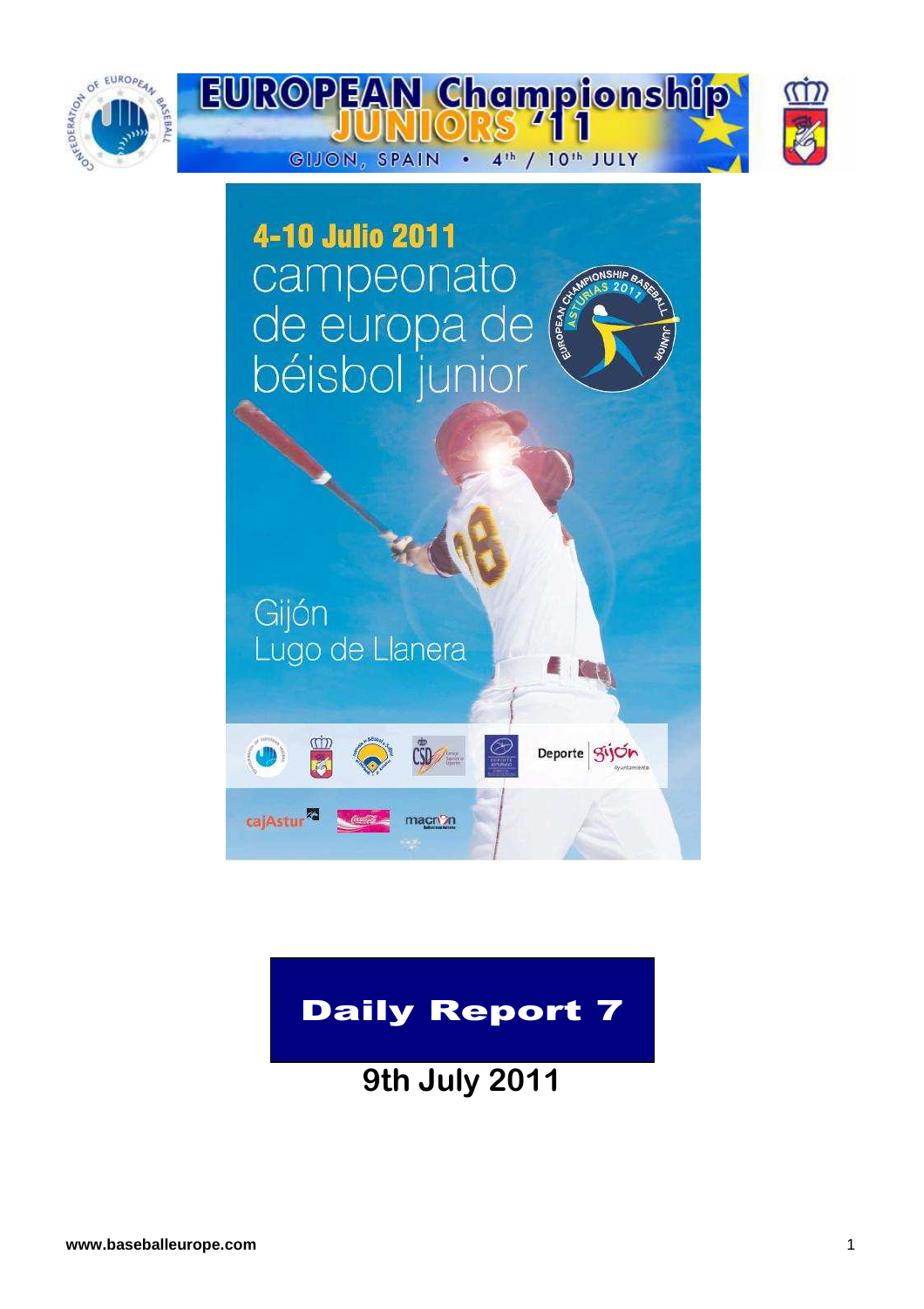# EUROPEAN Championship JUNIORS '11

GIJON, SPAIN • 4th / 10th JULY

4-10 Julio 2011
campeonato de europa de béisbol junior

Gijón
Lugo de Llanera

# Daily Report 7

## 9th July 2011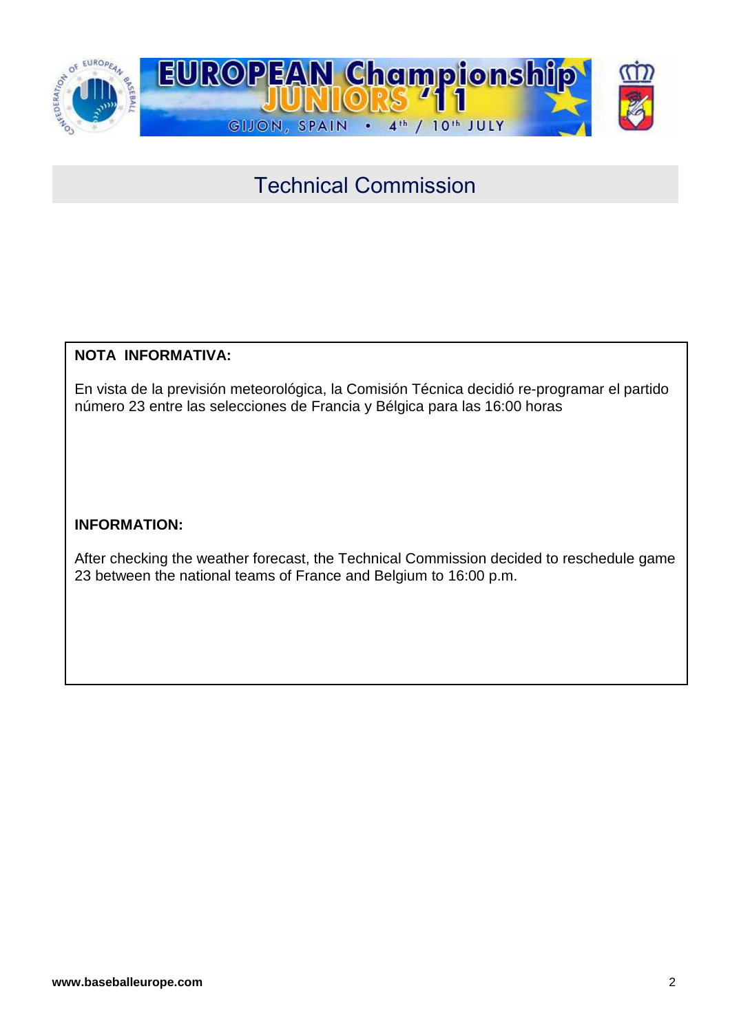# Technical Commission

**NOTA INFORMATIVA:**

En vista de la previsión meteorológica, la Comisión Técnica decidió re-programar el partido número 23 entre las selecciones de Francia y Bélgica para las 16:00 horas

**INFORMATION:**

After checking the weather forecast, the Technical Commission decided to reschedule game 23 between the national teams of France and Belgium to 16:00 p.m.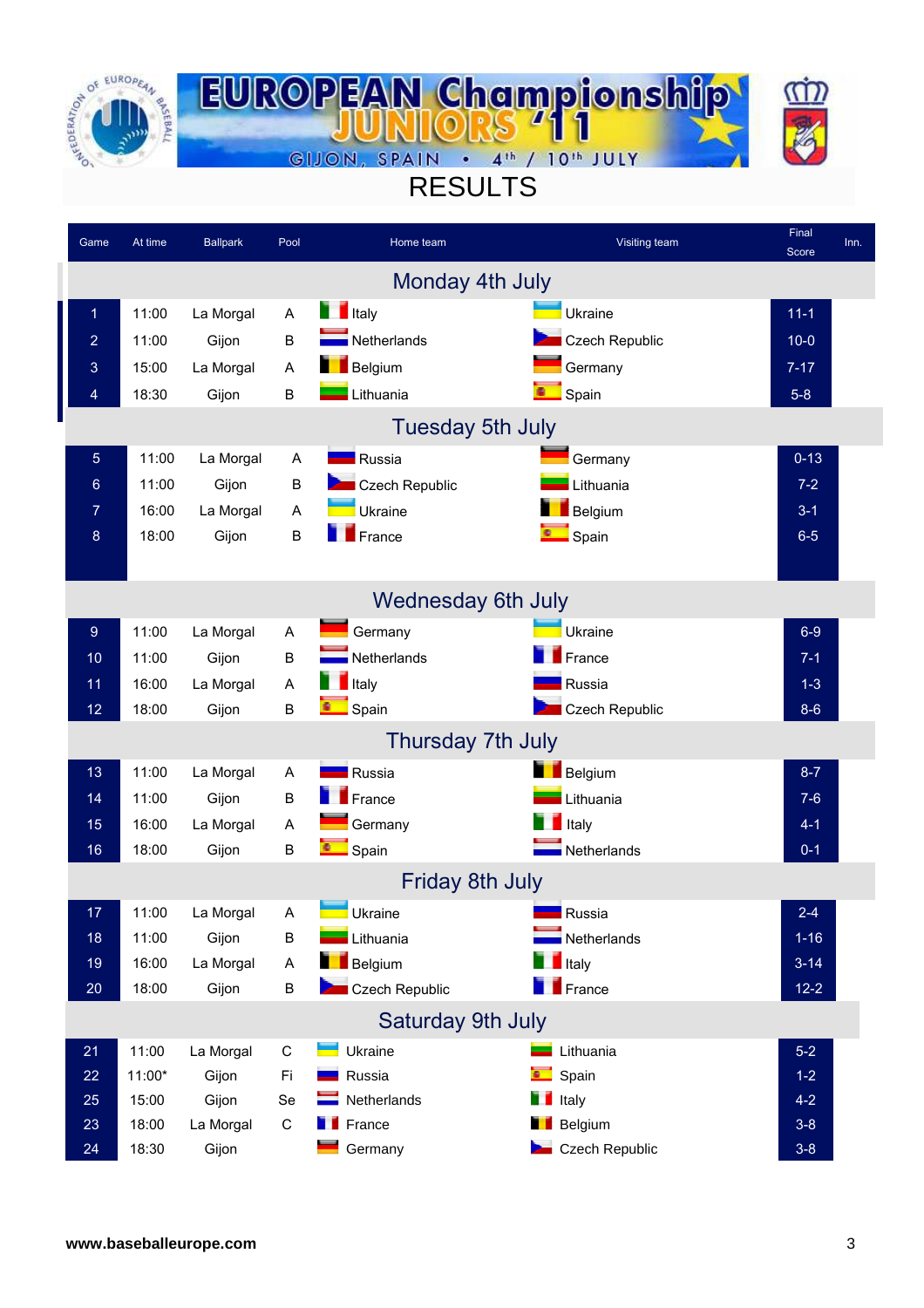# EUROPEAN Championship JUNIORS '11

GIJON, SPAIN • 4th / 10th JULY

## RESULTS

| Game | At time | Ballpark | Pool | Home team | Visiting team | Final Score | Inn. |
|---|---|---|---|---|---|---|---|
| **Monday 4th July** | | | | | | | |
| 1 | 11:00 | La Morgal | A | Italy | Ukraine | 11-1 | |
| 2 | 11:00 | Gijon | B | Netherlands | Czech Republic | 10-0 | |
| 3 | 15:00 | La Morgal | A | Belgium | Germany | 7-17 | |
| 4 | 18:30 | Gijon | B | Lithuania | Spain | 5-8 | |
| **Tuesday 5th July** | | | | | | | |
| 5 | 11:00 | La Morgal | A | Russia | Germany | 0-13 | |
| 6 | 11:00 | Gijon | B | Czech Republic | Lithuania | 7-2 | |
| 7 | 16:00 | La Morgal | A | Ukraine | Belgium | 3-1 | |
| 8 | 18:00 | Gijon | B | France | Spain | 6-5 | |
| **Wednesday 6th July** | | | | | | | |
| 9 | 11:00 | La Morgal | A | Germany | Ukraine | 6-9 | |
| 10 | 11:00 | Gijon | B | Netherlands | France | 7-1 | |
| 11 | 16:00 | La Morgal | A | Italy | Russia | 1-3 | |
| 12 | 18:00 | Gijon | B | Spain | Czech Republic | 8-6 | |
| **Thursday 7th July** | | | | | | | |
| 13 | 11:00 | La Morgal | A | Russia | Belgium | 8-7 | |
| 14 | 11:00 | Gijon | B | France | Lithuania | 7-6 | |
| 15 | 16:00 | La Morgal | A | Germany | Italy | 4-1 | |
| 16 | 18:00 | Gijon | B | Spain | Netherlands | 0-1 | |
| **Friday 8th July** | | | | | | | |
| 17 | 11:00 | La Morgal | A | Ukraine | Russia | 2-4 | |
| 18 | 11:00 | Gijon | B | Lithuania | Netherlands | 1-16 | |
| 19 | 16:00 | La Morgal | A | Belgium | Italy | 3-14 | |
| 20 | 18:00 | Gijon | B | Czech Republic | France | 12-2 | |
| **Saturday 9th July** | | | | | | | |
| 21 | 11:00 | La Morgal | C | Ukraine | Lithuania | 5-2 | |
| 22 | 11:00* | Gijon | Fi | Russia | Spain | 1-2 | |
| 25 | 15:00 | Gijon | Se | Netherlands | Italy | 4-2 | |
| 23 | 18:00 | La Morgal | C | France | Belgium | 3-8 | |
| 24 | 18:30 | Gijon | | Germany | Czech Republic | 3-8 | |

www.baseballeurope.com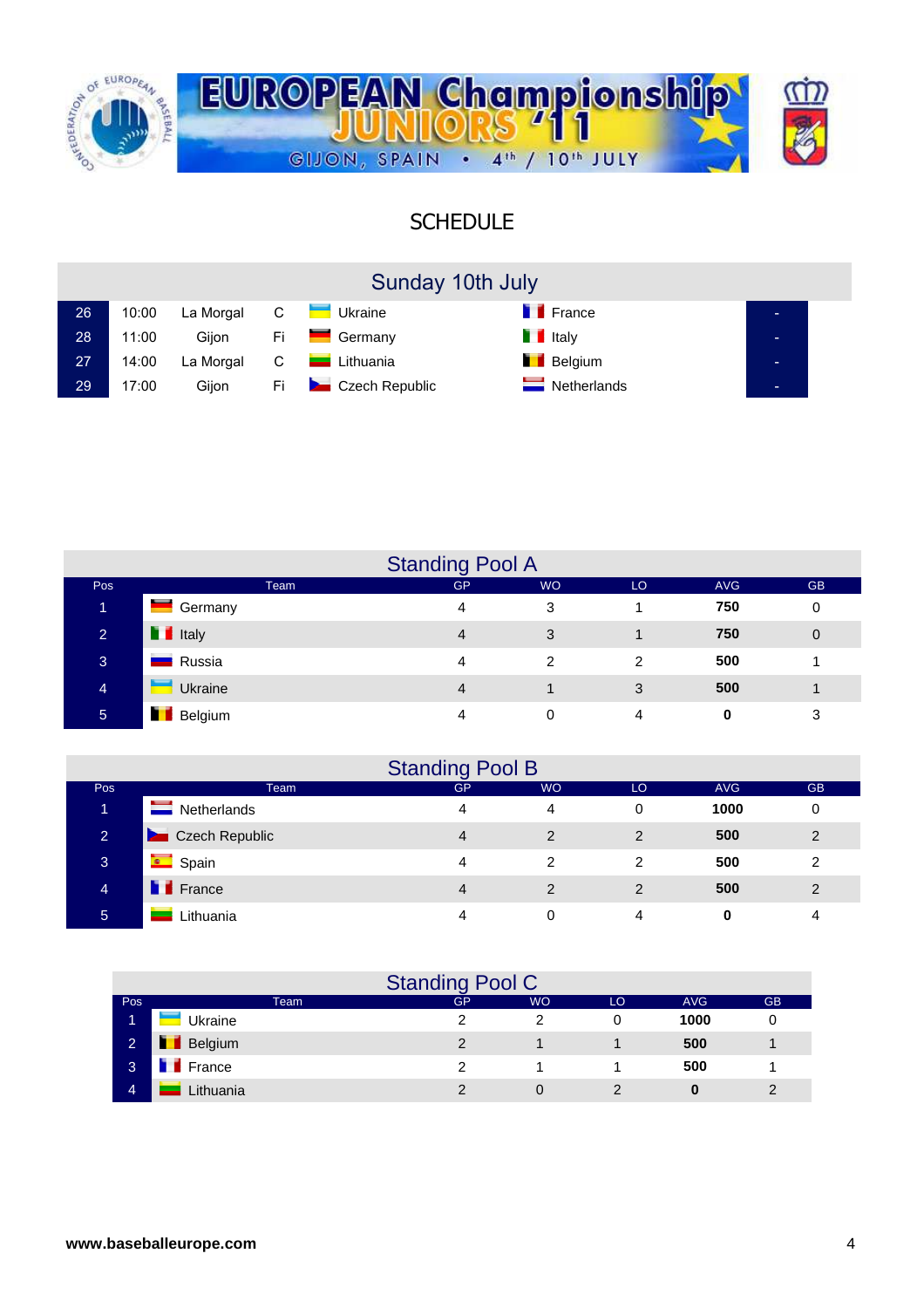# EUROPEAN Championship JUNIORS '11

GIJON, SPAIN • 4th / 10th JULY

## SCHEDULE

### Sunday 10th July

| # | Time | Venue | Pool | Home | Away | Score |
|---|---|---|---|---|---|---|
| 26 | 10:00 | La Morgal | C | Ukraine | France | - |
| 28 | 11:00 | Gijon | Fi | Germany | Italy | - |
| 27 | 14:00 | La Morgal | C | Lithuania | Belgium | - |
| 29 | 17:00 | Gijon | Fi | Czech Republic | Netherlands | - |

### Standing Pool A

| Pos | Team | GP | WO | LO | AVG | GB |
|---|---|---|---|---|---|---|
| 1 | Germany | 4 | 3 | 1 | **750** | 0 |
| 2 | Italy | 4 | 3 | 1 | **750** | 0 |
| 3 | Russia | 4 | 2 | 2 | **500** | 1 |
| 4 | Ukraine | 4 | 1 | 3 | **500** | 1 |
| 5 | Belgium | 4 | 0 | 4 | **0** | 3 |

### Standing Pool B

| Pos | Team | GP | WO | LO | AVG | GB |
|---|---|---|---|---|---|---|
| 1 | Netherlands | 4 | 4 | 0 | **1000** | 0 |
| 2 | Czech Republic | 4 | 2 | 2 | **500** | 2 |
| 3 | Spain | 4 | 2 | 2 | **500** | 2 |
| 4 | France | 4 | 2 | 2 | **500** | 2 |
| 5 | Lithuania | 4 | 0 | 4 | **0** | 4 |

### Standing Pool C

| Pos | Team | GP | WO | LO | AVG | GB |
|---|---|---|---|---|---|---|
| 1 | Ukraine | 2 | 2 | 0 | **1000** | 0 |
| 2 | Belgium | 2 | 1 | 1 | **500** | 1 |
| 3 | France | 2 | 1 | 1 | **500** | 1 |
| 4 | Lithuania | 2 | 0 | 2 | **0** | 2 |

**www.baseballeurope.com**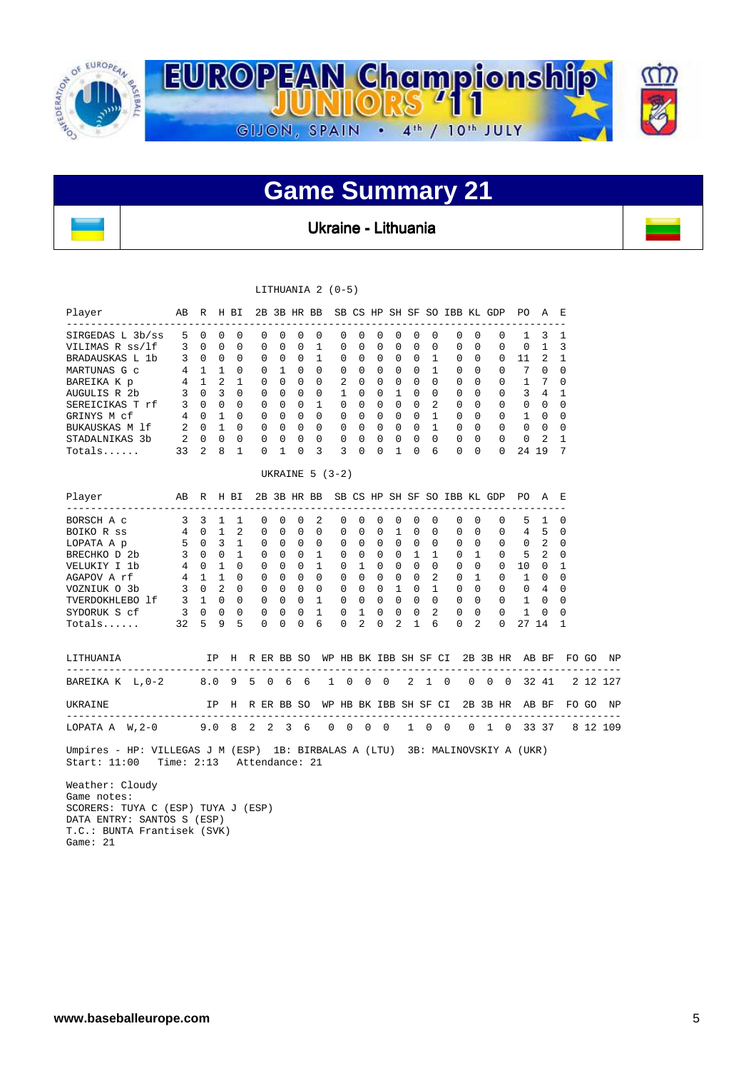# EUROPEAN Championship JUNIORS '11

GIJON, SPAIN • 4th / 10th JULY

## Game Summary 21

**Ukraine - Lithuania**

LITHUANIA 2 (0-5)

| Player | AB | R | H | BI | 2B | 3B | HR | BB | SB | CS | HP | SH | SF | SO | IBB | KL | GDP | PO | A | E |
|---|---|---|---|---|---|---|---|---|---|---|---|---|---|---|---|---|---|---|---|---|
| SIRGEDAS L 3b/ss | 5 | 0 | 0 | 0 | 0 | 0 | 0 | 0 | 0 | 0 | 0 | 0 | 0 | 0 | 0 | 0 | 0 | 1 | 3 | 1 |
| VILIMAS R ss/lf | 3 | 0 | 0 | 0 | 0 | 0 | 0 | 1 | 0 | 0 | 0 | 0 | 0 | 0 | 0 | 0 | 0 | 0 | 1 | 3 |
| BRADAUSKAS L 1b | 3 | 0 | 0 | 0 | 0 | 0 | 0 | 1 | 0 | 0 | 0 | 0 | 0 | 1 | 0 | 0 | 0 | 11 | 2 | 1 |
| MARTUNAS G c | 4 | 1 | 1 | 0 | 0 | 1 | 0 | 0 | 0 | 0 | 0 | 0 | 0 | 1 | 0 | 0 | 0 | 7 | 0 | 0 |
| BAREIKA K p | 4 | 1 | 2 | 1 | 0 | 0 | 0 | 0 | 2 | 0 | 0 | 0 | 0 | 0 | 0 | 0 | 0 | 1 | 7 | 0 |
| AUGULIS R 2b | 3 | 0 | 3 | 0 | 0 | 0 | 0 | 0 | 1 | 0 | 0 | 1 | 0 | 0 | 0 | 0 | 0 | 3 | 4 | 1 |
| SEREICIKAS T rf | 3 | 0 | 0 | 0 | 0 | 0 | 0 | 1 | 0 | 0 | 0 | 0 | 0 | 2 | 0 | 0 | 0 | 0 | 0 | 0 |
| GRINYS M cf | 4 | 0 | 1 | 0 | 0 | 0 | 0 | 0 | 0 | 0 | 0 | 0 | 0 | 1 | 0 | 0 | 0 | 1 | 0 | 0 |
| BUKAUSKAS M lf | 2 | 0 | 1 | 0 | 0 | 0 | 0 | 0 | 0 | 0 | 0 | 0 | 0 | 1 | 0 | 0 | 0 | 0 | 0 | 0 |
| STADALNIKAS 3b | 2 | 0 | 0 | 0 | 0 | 0 | 0 | 0 | 0 | 0 | 0 | 0 | 0 | 0 | 0 | 0 | 0 | 0 | 2 | 1 |
| Totals...... | 33 | 2 | 8 | 1 | 0 | 1 | 0 | 3 | 3 | 0 | 0 | 1 | 0 | 6 | 0 | 0 | 0 | 24 | 19 | 7 |

UKRAINE 5 (3-2)

| Player | AB | R | H | BI | 2B | 3B | HR | BB | SB | CS | HP | SH | SF | SO | IBB | KL | GDP | PO | A | E |
|---|---|---|---|---|---|---|---|---|---|---|---|---|---|---|---|---|---|---|---|---|
| BORSCH A c | 3 | 3 | 1 | 1 | 0 | 0 | 0 | 2 | 0 | 0 | 0 | 0 | 0 | 0 | 0 | 0 | 0 | 5 | 1 | 0 |
| BOIKO R ss | 4 | 0 | 1 | 2 | 0 | 0 | 0 | 0 | 0 | 0 | 0 | 1 | 0 | 0 | 0 | 0 | 0 | 4 | 5 | 0 |
| LOPATA A p | 5 | 0 | 3 | 1 | 0 | 0 | 0 | 0 | 0 | 0 | 0 | 0 | 0 | 0 | 0 | 0 | 0 | 0 | 2 | 0 |
| BRECHKO D 2b | 3 | 0 | 0 | 1 | 0 | 0 | 0 | 1 | 0 | 0 | 0 | 0 | 1 | 1 | 0 | 1 | 0 | 5 | 2 | 0 |
| VELUKIY I 1b | 4 | 0 | 1 | 0 | 0 | 0 | 0 | 1 | 0 | 1 | 0 | 0 | 0 | 0 | 0 | 0 | 0 | 10 | 0 | 1 |
| AGAPOV A rf | 4 | 1 | 1 | 0 | 0 | 0 | 0 | 0 | 0 | 0 | 0 | 0 | 0 | 2 | 0 | 1 | 0 | 1 | 0 | 0 |
| VOZNIUK O 3b | 3 | 0 | 2 | 0 | 0 | 0 | 0 | 0 | 0 | 0 | 0 | 1 | 0 | 1 | 0 | 0 | 0 | 0 | 4 | 0 |
| TVERDOKHLEBO lf | 3 | 1 | 0 | 0 | 0 | 0 | 0 | 1 | 0 | 0 | 0 | 0 | 0 | 0 | 0 | 0 | 0 | 1 | 0 | 0 |
| SYDORUK S cf | 3 | 0 | 0 | 0 | 0 | 0 | 0 | 1 | 0 | 1 | 0 | 0 | 0 | 2 | 0 | 0 | 0 | 1 | 0 | 0 |
| Totals...... | 32 | 5 | 9 | 5 | 0 | 0 | 0 | 6 | 0 | 2 | 0 | 2 | 1 | 6 | 0 | 2 | 0 | 27 | 14 | 1 |

| LITHUANIA | IP | H | R | ER | BB | SO | WP | HB | BK | IBB | SH | SF | CI | 2B | 3B | HR | AB | BF | FO | GO | NP |
|---|---|---|---|---|---|---|---|---|---|---|---|---|---|---|---|---|---|---|---|---|---|
| BAREIKA K L,0-2 | 8.0 | 9 | 5 | 0 | 6 | 6 | 1 | 0 | 0 | 0 | 2 | 1 | 0 | 0 | 0 | 0 | 32 | 41 | 2 | 12 | 127 |

| UKRAINE | IP | H | R | ER | BB | SO | WP | HB | BK | IBB | SH | SF | CI | 2B | 3B | HR | AB | BF | FO | GO | NP |
|---|---|---|---|---|---|---|---|---|---|---|---|---|---|---|---|---|---|---|---|---|---|
| LOPATA A W,2-0 | 9.0 | 8 | 2 | 2 | 3 | 6 | 0 | 0 | 0 | 0 | 1 | 0 | 0 | 0 | 1 | 0 | 33 | 37 | 8 | 12 | 109 |

Umpires - HP: VILLEGAS J M (ESP) 1B: BIRBALAS A (LTU) 3B: MALINOVSKIY A (UKR)
Start: 11:00 Time: 2:13 Attendance: 21

Weather: Cloudy
Game notes:
SCORERS: TUYA C (ESP) TUYA J (ESP)
DATA ENTRY: SANTOS S (ESP)
T.C.: BUNTA Frantisek (SVK)
Game: 21

www.baseballeurope.com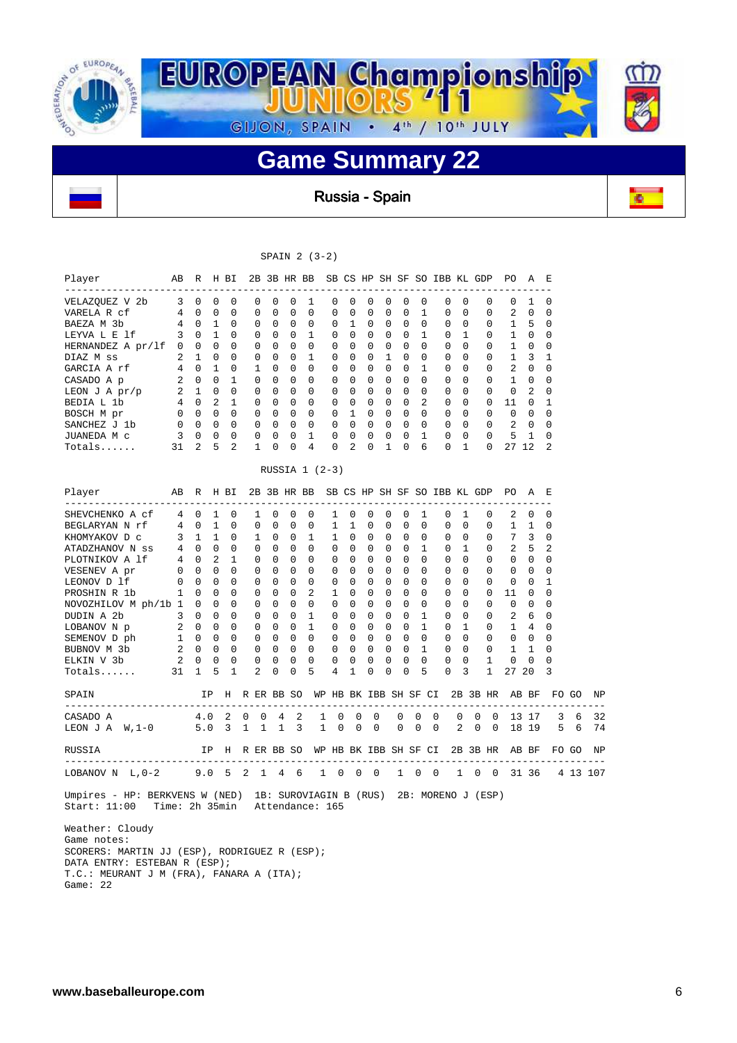# EUROPEAN Championship JUNIORS '11

GIJON, SPAIN • 4th / 10th JULY

## Game Summary 22

### Russia - Spain

SPAIN 2 (3-2)

| Player | AB | R | H | BI | 2B | 3B | HR | BB | SB | CS | HP | SH | SF | SO | IBB | KL | GDP | PO | A | E |
|---|---|---|---|---|---|---|---|---|---|---|---|---|---|---|---|---|---|---|---|---|
| VELAZQUEZ V 2b | 3 | 0 | 0 | 0 | 0 | 0 | 0 | 1 | 0 | 0 | 0 | 0 | 0 | 0 | 0 | 0 | 0 | 0 | 1 | 0 |
| VARELA R cf | 4 | 0 | 0 | 0 | 0 | 0 | 0 | 0 | 0 | 0 | 0 | 0 | 0 | 1 | 0 | 0 | 0 | 2 | 0 | 0 |
| BAEZA M 3b | 4 | 0 | 1 | 0 | 0 | 0 | 0 | 0 | 0 | 1 | 0 | 0 | 0 | 0 | 0 | 0 | 0 | 1 | 5 | 0 |
| LEYVA L E lf | 3 | 0 | 1 | 0 | 0 | 0 | 0 | 1 | 0 | 0 | 0 | 0 | 0 | 1 | 0 | 1 | 0 | 1 | 0 | 0 |
| HERNANDEZ A pr/lf | 0 | 0 | 0 | 0 | 0 | 0 | 0 | 0 | 0 | 0 | 0 | 0 | 0 | 0 | 0 | 0 | 0 | 1 | 0 | 0 |
| DIAZ M ss | 2 | 1 | 0 | 0 | 0 | 0 | 0 | 1 | 0 | 0 | 0 | 1 | 0 | 0 | 0 | 0 | 0 | 1 | 3 | 1 |
| GARCIA A rf | 4 | 0 | 1 | 0 | 1 | 0 | 0 | 0 | 0 | 0 | 0 | 0 | 0 | 1 | 0 | 0 | 0 | 2 | 0 | 0 |
| CASADO A p | 2 | 0 | 0 | 1 | 0 | 0 | 0 | 0 | 0 | 0 | 0 | 0 | 0 | 0 | 0 | 0 | 0 | 1 | 0 | 0 |
| LEON J A pr/p | 2 | 1 | 0 | 0 | 0 | 0 | 0 | 0 | 0 | 0 | 0 | 0 | 0 | 0 | 0 | 0 | 0 | 0 | 2 | 0 |
| BEDIA L 1b | 4 | 0 | 2 | 1 | 0 | 0 | 0 | 0 | 0 | 0 | 0 | 0 | 0 | 2 | 0 | 0 | 0 | 11 | 0 | 1 |
| BOSCH M pr | 0 | 0 | 0 | 0 | 0 | 0 | 0 | 0 | 0 | 1 | 0 | 0 | 0 | 0 | 0 | 0 | 0 | 0 | 0 | 0 |
| SANCHEZ J 1b | 0 | 0 | 0 | 0 | 0 | 0 | 0 | 0 | 0 | 0 | 0 | 0 | 0 | 0 | 0 | 0 | 0 | 2 | 0 | 0 |
| JUANEDA M c | 3 | 0 | 0 | 0 | 0 | 0 | 0 | 1 | 0 | 0 | 0 | 0 | 0 | 1 | 0 | 0 | 0 | 5 | 1 | 0 |
| Totals...... | 31 | 2 | 5 | 2 | 1 | 0 | 0 | 4 | 0 | 2 | 0 | 1 | 0 | 6 | 0 | 1 | 0 | 27 | 12 | 2 |

RUSSIA 1 (2-3)

| Player | AB | R | H | BI | 2B | 3B | HR | BB | SB | CS | HP | SH | SF | SO | IBB | KL | GDP | PO | A | E |
|---|---|---|---|---|---|---|---|---|---|---|---|---|---|---|---|---|---|---|---|---|
| SHEVCHENKO A cf | 4 | 0 | 1 | 0 | 1 | 0 | 0 | 0 | 1 | 0 | 0 | 0 | 0 | 1 | 0 | 1 | 0 | 2 | 0 | 0 |
| BEGLARYAN N rf | 4 | 0 | 1 | 0 | 0 | 0 | 0 | 0 | 1 | 1 | 0 | 0 | 0 | 0 | 0 | 0 | 0 | 1 | 1 | 0 |
| KHOMYAKOV D c | 3 | 1 | 1 | 0 | 1 | 0 | 0 | 1 | 1 | 0 | 0 | 0 | 0 | 0 | 0 | 0 | 0 | 7 | 3 | 0 |
| ATADZHANOV N ss | 4 | 0 | 0 | 0 | 0 | 0 | 0 | 0 | 0 | 0 | 0 | 0 | 0 | 1 | 0 | 1 | 0 | 2 | 5 | 2 |
| PLOTNIKOV A lf | 4 | 0 | 2 | 1 | 0 | 0 | 0 | 0 | 0 | 0 | 0 | 0 | 0 | 0 | 0 | 0 | 0 | 0 | 0 | 0 |
| VESENEV A pr | 0 | 0 | 0 | 0 | 0 | 0 | 0 | 0 | 0 | 0 | 0 | 0 | 0 | 0 | 0 | 0 | 0 | 0 | 0 | 0 |
| LEONOV D lf | 0 | 0 | 0 | 0 | 0 | 0 | 0 | 0 | 0 | 0 | 0 | 0 | 0 | 0 | 0 | 0 | 0 | 0 | 0 | 1 |
| PROSHIN R 1b | 1 | 0 | 0 | 0 | 0 | 0 | 0 | 2 | 1 | 0 | 0 | 0 | 0 | 0 | 0 | 0 | 0 | 11 | 0 | 0 |
| NOVOZHILOV M ph/1b | 1 | 0 | 0 | 0 | 0 | 0 | 0 | 0 | 0 | 0 | 0 | 0 | 0 | 0 | 0 | 0 | 0 | 0 | 0 | 0 |
| DUDIN A 2b | 3 | 0 | 0 | 0 | 0 | 0 | 0 | 1 | 0 | 0 | 0 | 0 | 0 | 1 | 0 | 0 | 0 | 2 | 6 | 0 |
| LOBANOV N p | 2 | 0 | 0 | 0 | 0 | 0 | 0 | 1 | 0 | 0 | 0 | 0 | 0 | 1 | 0 | 1 | 0 | 1 | 4 | 0 |
| SEMENOV D ph | 1 | 0 | 0 | 0 | 0 | 0 | 0 | 0 | 0 | 0 | 0 | 0 | 0 | 0 | 0 | 0 | 0 | 0 | 0 | 0 |
| BUBNOV M 3b | 2 | 0 | 0 | 0 | 0 | 0 | 0 | 0 | 0 | 0 | 0 | 0 | 0 | 1 | 0 | 0 | 0 | 1 | 1 | 0 |
| ELKIN V 3b | 2 | 0 | 0 | 0 | 0 | 0 | 0 | 0 | 0 | 0 | 0 | 0 | 0 | 0 | 0 | 0 | 1 | 0 | 0 | 0 |
| Totals...... | 31 | 1 | 5 | 1 | 2 | 0 | 0 | 5 | 4 | 1 | 0 | 0 | 0 | 5 | 0 | 3 | 1 | 27 | 20 | 3 |

| SPAIN | IP | H | R | ER | BB | SO | WP | HB | BK | IBB | SH | SF | CI | 2B | 3B | HR | AB | BF | FO | GO | NP |
|---|---|---|---|---|---|---|---|---|---|---|---|---|---|---|---|---|---|---|---|---|---|
| CASADO A | 4.0 | 2 | 0 | 0 | 4 | 2 | 1 | 0 | 0 | 0 | 0 | 0 | 0 | 0 | 0 | 0 | 13 | 17 | 3 | 6 | 32 |
| LEON J A W,1-0 | 5.0 | 3 | 1 | 1 | 1 | 3 | 1 | 0 | 0 | 0 | 0 | 0 | 0 | 2 | 0 | 0 | 18 | 19 | 5 | 6 | 74 |

| RUSSIA | IP | H | R | ER | BB | SO | WP | HB | BK | IBB | SH | SF | CI | 2B | 3B | HR | AB | BF | FO | GO | NP |
|---|---|---|---|---|---|---|---|---|---|---|---|---|---|---|---|---|---|---|---|---|---|
| LOBANOV N L,0-2 | 9.0 | 5 | 2 | 1 | 4 | 6 | 1 | 0 | 0 | 0 | 1 | 0 | 0 | 1 | 0 | 0 | 31 | 36 | 4 | 13 | 107 |

Umpires - HP: BERKVENS W (NED) 1B: SUROVIAGIN B (RUS) 2B: MORENO J (ESP)
Start: 11:00 Time: 2h 35min Attendance: 165

Weather: Cloudy
Game notes:
SCORERS: MARTIN JJ (ESP), RODRIGUEZ R (ESP);
DATA ENTRY: ESTEBAN R (ESP);
T.C.: MEURANT J M (FRA), FANARA A (ITA);
Game: 22

www.baseballeurope.com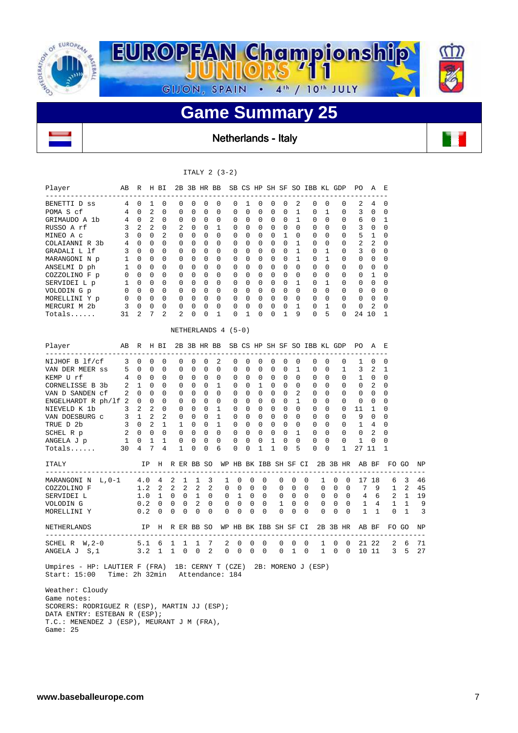# EUROPEAN Championship JUNIORS '11

GIJON, SPAIN • 4th / 10th JULY

## Game Summary 25

**Netherlands - Italy**

ITALY 2 (3-2)

| Player | AB | R | H | BI | 2B | 3B | HR | BB | SB | CS | HP | SH | SF | SO | IBB | KL | GDP | PO | A | E |
|---|---|---|---|---|---|---|---|---|---|---|---|---|---|---|---|---|---|---|---|---|
| BENETTI D ss | 4 | 0 | 1 | 0 | 0 | 0 | 0 | 0 | 0 | 1 | 0 | 0 | 0 | 2 | 0 | 0 | 0 | 2 | 4 | 0 |
| POMA S cf | 4 | 0 | 2 | 0 | 0 | 0 | 0 | 0 | 0 | 0 | 0 | 0 | 0 | 1 | 0 | 1 | 0 | 3 | 0 | 0 |
| GRIMAUDO A 1b | 4 | 0 | 2 | 0 | 0 | 0 | 0 | 0 | 0 | 0 | 0 | 0 | 0 | 1 | 0 | 0 | 0 | 6 | 0 | 1 |
| RUSSO A rf | 3 | 2 | 2 | 0 | 2 | 0 | 0 | 1 | 0 | 0 | 0 | 0 | 0 | 0 | 0 | 0 | 0 | 3 | 0 | 0 |
| MINEO A c | 3 | 0 | 0 | 2 | 0 | 0 | 0 | 0 | 0 | 0 | 0 | 0 | 1 | 0 | 0 | 0 | 0 | 5 | 1 | 0 |
| COLAIANNI R 3b | 4 | 0 | 0 | 0 | 0 | 0 | 0 | 0 | 0 | 0 | 0 | 0 | 0 | 1 | 0 | 0 | 0 | 2 | 2 | 0 |
| GRADALI L lf | 3 | 0 | 0 | 0 | 0 | 0 | 0 | 0 | 0 | 0 | 0 | 0 | 0 | 1 | 0 | 1 | 0 | 3 | 0 | 0 |
| MARANGONI N p | 1 | 0 | 0 | 0 | 0 | 0 | 0 | 0 | 0 | 0 | 0 | 0 | 0 | 1 | 0 | 1 | 0 | 0 | 0 | 0 |
| ANSELMI D ph | 1 | 0 | 0 | 0 | 0 | 0 | 0 | 0 | 0 | 0 | 0 | 0 | 0 | 0 | 0 | 0 | 0 | 0 | 0 | 0 |
| COZZOLINO F p | 0 | 0 | 0 | 0 | 0 | 0 | 0 | 0 | 0 | 0 | 0 | 0 | 0 | 0 | 0 | 0 | 0 | 0 | 1 | 0 |
| SERVIDEI L p | 1 | 0 | 0 | 0 | 0 | 0 | 0 | 0 | 0 | 0 | 0 | 0 | 0 | 1 | 0 | 1 | 0 | 0 | 0 | 0 |
| VOLODIN G p | 0 | 0 | 0 | 0 | 0 | 0 | 0 | 0 | 0 | 0 | 0 | 0 | 0 | 0 | 0 | 0 | 0 | 0 | 0 | 0 |
| MORELLINI Y p | 0 | 0 | 0 | 0 | 0 | 0 | 0 | 0 | 0 | 0 | 0 | 0 | 0 | 0 | 0 | 0 | 0 | 0 | 0 | 0 |
| MERCURI M 2b | 3 | 0 | 0 | 0 | 0 | 0 | 0 | 0 | 0 | 0 | 0 | 0 | 0 | 1 | 0 | 1 | 0 | 0 | 2 | 0 |
| Totals...... | 31 | 2 | 7 | 2 | 2 | 0 | 0 | 1 | 0 | 1 | 0 | 0 | 1 | 9 | 0 | 5 | 0 | 24 | 10 | 1 |

NETHERLANDS 4 (5-0)

| Player | AB | R | H | BI | 2B | 3B | HR | BB | SB | CS | HP | SH | SF | SO | IBB | KL | GDP | PO | A | E |
|---|---|---|---|---|---|---|---|---|---|---|---|---|---|---|---|---|---|---|---|---|
| NIJHOF B lf/cf | 3 | 0 | 0 | 0 | 0 | 0 | 0 | 2 | 0 | 0 | 0 | 0 | 0 | 0 | 0 | 0 | 0 | 1 | 0 | 0 |
| VAN DER MEER ss | 5 | 0 | 0 | 0 | 0 | 0 | 0 | 0 | 0 | 0 | 0 | 0 | 0 | 1 | 0 | 0 | 1 | 3 | 2 | 1 |
| KEMP U rf | 4 | 0 | 0 | 0 | 0 | 0 | 0 | 0 | 0 | 0 | 0 | 0 | 0 | 0 | 0 | 0 | 0 | 1 | 0 | 0 |
| CORNELISSE B 3b | 2 | 1 | 0 | 0 | 0 | 0 | 0 | 1 | 0 | 0 | 1 | 0 | 0 | 0 | 0 | 0 | 0 | 0 | 2 | 0 |
| VAN D SANDEN cf | 2 | 0 | 0 | 0 | 0 | 0 | 0 | 0 | 0 | 0 | 0 | 0 | 0 | 2 | 0 | 0 | 0 | 0 | 0 | 0 |
| ENGELHARDT R ph/lf | 2 | 0 | 0 | 0 | 0 | 0 | 0 | 0 | 0 | 0 | 0 | 0 | 0 | 1 | 0 | 0 | 0 | 0 | 0 | 0 |
| NIEVELD K 1b | 3 | 2 | 2 | 0 | 0 | 0 | 0 | 1 | 0 | 0 | 0 | 0 | 0 | 0 | 0 | 0 | 0 | 11 | 1 | 0 |
| VAN DOESBURG c | 3 | 1 | 2 | 2 | 0 | 0 | 0 | 1 | 0 | 0 | 0 | 0 | 0 | 0 | 0 | 0 | 0 | 9 | 0 | 0 |
| TRUE D 2b | 3 | 0 | 2 | 1 | 1 | 0 | 0 | 1 | 0 | 0 | 0 | 0 | 0 | 0 | 0 | 0 | 0 | 1 | 4 | 0 |
| SCHEL R p | 2 | 0 | 0 | 0 | 0 | 0 | 0 | 0 | 0 | 0 | 0 | 0 | 0 | 1 | 0 | 0 | 0 | 0 | 2 | 0 |
| ANGELA J p | 1 | 0 | 1 | 1 | 0 | 0 | 0 | 0 | 0 | 0 | 0 | 1 | 0 | 0 | 0 | 0 | 0 | 1 | 0 | 0 |
| Totals...... | 30 | 4 | 7 | 4 | 1 | 0 | 0 | 6 | 0 | 0 | 1 | 1 | 0 | 5 | 0 | 0 | 1 | 27 | 11 | 1 |

| ITALY | IP | H | R | ER | BB | SO | WP | HB | BK | IBB | SH | SF | CI | 2B | 3B | HR | AB | BF | FO | GO | NP |
|---|---|---|---|---|---|---|---|---|---|---|---|---|---|---|---|---|---|---|---|---|---|
| MARANGONI N L,0-1 | 4.0 | 4 | 2 | 1 | 1 | 3 | 1 | 0 | 0 | 0 | 0 | 0 | 0 | 1 | 0 | 0 | 17 | 18 | 6 | 3 | 46 |
| COZZOLINO F | 1.2 | 2 | 2 | 2 | 2 | 2 | 0 | 0 | 0 | 0 | 0 | 0 | 0 | 0 | 0 | 0 | 7 | 9 | 1 | 2 | 45 |
| SERVIDEI L | 1.0 | 1 | 0 | 0 | 1 | 0 | 0 | 1 | 0 | 0 | 0 | 0 | 0 | 0 | 0 | 0 | 4 | 6 | 2 | 1 | 19 |
| VOLODIN G | 0.2 | 0 | 0 | 0 | 2 | 0 | 0 | 0 | 0 | 0 | 1 | 0 | 0 | 0 | 0 | 0 | 1 | 4 | 1 | 1 | 9 |
| MORELLINI Y | 0.2 | 0 | 0 | 0 | 0 | 0 | 0 | 0 | 0 | 0 | 0 | 0 | 0 | 0 | 0 | 0 | 1 | 1 | 0 | 1 | 3 |

| NETHERLANDS | IP | H | R | ER | BB | SO | WP | HB | BK | IBB | SH | SF | CI | 2B | 3B | HR | AB | BF | FO | GO | NP |
|---|---|---|---|---|---|---|---|---|---|---|---|---|---|---|---|---|---|---|---|---|---|
| SCHEL R W,2-0 | 5.1 | 6 | 1 | 1 | 1 | 7 | 2 | 0 | 0 | 0 | 0 | 0 | 0 | 1 | 0 | 0 | 21 | 22 | 2 | 6 | 71 |
| ANGELA J S,1 | 3.2 | 1 | 1 | 0 | 0 | 2 | 0 | 0 | 0 | 0 | 0 | 1 | 0 | 1 | 0 | 0 | 10 | 11 | 3 | 5 | 27 |

Umpires - HP: LAUTIER F (FRA) 1B: CERNY T (CZE) 2B: MORENO J (ESP)
Start: 15:00 Time: 2h 32min Attendance: 184

Weather: Cloudy
Game notes:
SCORERS: RODRIGUEZ R (ESP), MARTIN JJ (ESP);
DATA ENTRY: ESTEBAN R (ESP);
T.C.: MENENDEZ J (ESP), MEURANT J M (FRA),
Game: 25

www.baseballeurope.com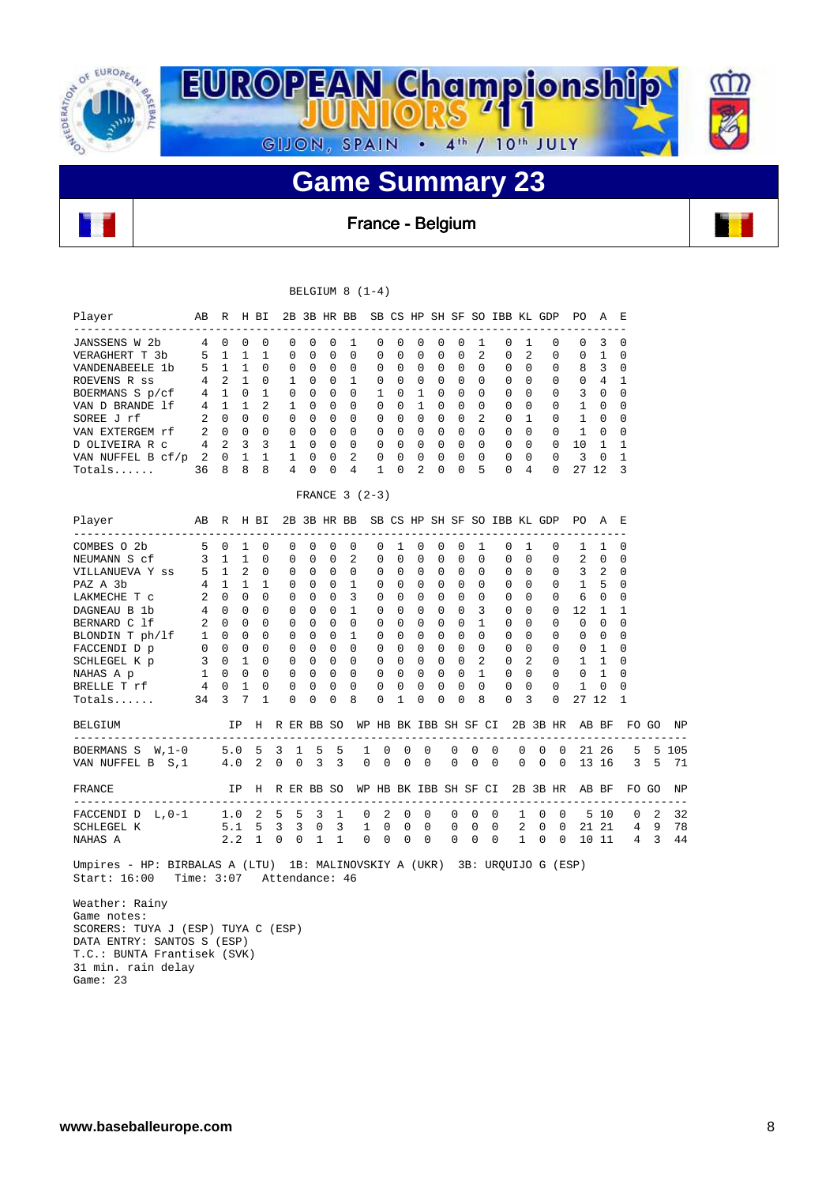# EUROPEAN Championship JUNIORS '11

GIJON, SPAIN • 4th / 10th JULY

## Game Summary 23

France - Belgium

### BELGIUM 8 (1-4)

| Player | AB | R | H | BI | 2B | 3B | HR | BB | SB | CS | HP | SH | SF | SO | IBB | KL | GDP | PO | A | E |
|---|---|---|---|---|---|---|---|---|---|---|---|---|---|---|---|---|---|---|---|---|
| JANSSENS W 2b | 4 | 0 | 0 | 0 | 0 | 0 | 0 | 1 | 0 | 0 | 0 | 0 | 0 | 1 | 0 | 1 | 0 | 0 | 3 | 0 |
| VERAGHERT T 3b | 5 | 1 | 1 | 1 | 0 | 0 | 0 | 0 | 0 | 0 | 0 | 0 | 0 | 2 | 0 | 2 | 0 | 0 | 1 | 0 |
| VANDENABEELE 1b | 5 | 1 | 1 | 0 | 0 | 0 | 0 | 0 | 0 | 0 | 0 | 0 | 0 | 0 | 0 | 0 | 0 | 8 | 3 | 0 |
| ROEVENS R ss | 4 | 2 | 1 | 0 | 1 | 0 | 0 | 1 | 0 | 0 | 0 | 0 | 0 | 0 | 0 | 0 | 0 | 0 | 4 | 1 |
| BOERMANS S p/cf | 4 | 1 | 0 | 1 | 0 | 0 | 0 | 0 | 1 | 0 | 1 | 0 | 0 | 0 | 0 | 0 | 0 | 3 | 0 | 0 |
| VAN D BRANDE lf | 4 | 1 | 1 | 2 | 1 | 0 | 0 | 0 | 0 | 0 | 1 | 0 | 0 | 0 | 0 | 0 | 0 | 1 | 0 | 0 |
| SOREE J rf | 2 | 0 | 0 | 0 | 0 | 0 | 0 | 0 | 0 | 0 | 0 | 0 | 0 | 2 | 0 | 1 | 0 | 1 | 0 | 0 |
| VAN EXTERGEM rf | 2 | 0 | 0 | 0 | 0 | 0 | 0 | 0 | 0 | 0 | 0 | 0 | 0 | 0 | 0 | 0 | 0 | 1 | 0 | 0 |
| D OLIVEIRA R c | 4 | 2 | 3 | 3 | 1 | 0 | 0 | 0 | 0 | 0 | 0 | 0 | 0 | 0 | 0 | 0 | 0 | 10 | 1 | 1 |
| VAN NUFFEL B cf/p | 2 | 0 | 1 | 1 | 1 | 0 | 0 | 2 | 0 | 0 | 0 | 0 | 0 | 0 | 0 | 0 | 0 | 3 | 0 | 1 |
| Totals...... | 36 | 8 | 8 | 8 | 4 | 0 | 0 | 4 | 1 | 0 | 2 | 0 | 0 | 5 | 0 | 4 | 0 | 27 | 12 | 3 |

### FRANCE 3 (2-3)

| Player | AB | R | H | BI | 2B | 3B | HR | BB | SB | CS | HP | SH | SF | SO | IBB | KL | GDP | PO | A | E |
|---|---|---|---|---|---|---|---|---|---|---|---|---|---|---|---|---|---|---|---|---|
| COMBES O 2b | 5 | 0 | 1 | 0 | 0 | 0 | 0 | 0 | 0 | 1 | 0 | 0 | 0 | 1 | 0 | 1 | 0 | 1 | 1 | 0 |
| NEUMANN S cf | 3 | 1 | 1 | 0 | 0 | 0 | 0 | 2 | 0 | 0 | 0 | 0 | 0 | 0 | 0 | 0 | 0 | 2 | 0 | 0 |
| VILLANUEVA Y ss | 5 | 1 | 2 | 0 | 0 | 0 | 0 | 0 | 0 | 0 | 0 | 0 | 0 | 0 | 0 | 0 | 0 | 3 | 2 | 0 |
| PAZ A 3b | 4 | 1 | 1 | 1 | 0 | 0 | 0 | 1 | 0 | 0 | 0 | 0 | 0 | 0 | 0 | 0 | 0 | 1 | 5 | 0 |
| LAKMECHE T c | 2 | 0 | 0 | 0 | 0 | 0 | 0 | 3 | 0 | 0 | 0 | 0 | 0 | 0 | 0 | 0 | 0 | 6 | 0 | 0 |
| DAGNEAU B 1b | 4 | 0 | 0 | 0 | 0 | 0 | 0 | 1 | 0 | 0 | 0 | 0 | 0 | 3 | 0 | 0 | 0 | 12 | 1 | 1 |
| BERNARD C lf | 2 | 0 | 0 | 0 | 0 | 0 | 0 | 0 | 0 | 0 | 0 | 0 | 0 | 1 | 0 | 0 | 0 | 0 | 0 | 0 |
| BLONDIN T ph/lf | 1 | 0 | 0 | 0 | 0 | 0 | 0 | 1 | 0 | 0 | 0 | 0 | 0 | 0 | 0 | 0 | 0 | 0 | 0 | 0 |
| FACCENDI D p | 0 | 0 | 0 | 0 | 0 | 0 | 0 | 0 | 0 | 0 | 0 | 0 | 0 | 0 | 0 | 0 | 0 | 0 | 1 | 0 |
| SCHLEGEL K p | 3 | 0 | 1 | 0 | 0 | 0 | 0 | 0 | 0 | 0 | 0 | 0 | 0 | 2 | 0 | 2 | 0 | 1 | 1 | 0 |
| NAHAS A p | 1 | 0 | 0 | 0 | 0 | 0 | 0 | 0 | 0 | 0 | 0 | 0 | 0 | 1 | 0 | 0 | 0 | 0 | 1 | 0 |
| BRELLE T rf | 4 | 0 | 1 | 0 | 0 | 0 | 0 | 0 | 0 | 0 | 0 | 0 | 0 | 0 | 0 | 0 | 0 | 1 | 0 | 0 |
| Totals...... | 34 | 3 | 7 | 1 | 0 | 0 | 0 | 8 | 0 | 1 | 0 | 0 | 0 | 8 | 0 | 3 | 0 | 27 | 12 | 1 |

| BELGIUM | IP | H | R | ER | BB | SO | WP | HB | BK | IBB | SH | SF | CI | 2B | 3B | HR | AB | BF | FO | GO | NP |
|---|---|---|---|---|---|---|---|---|---|---|---|---|---|---|---|---|---|---|---|---|---|
| BOERMANS S W,1-0 | 5.0 | 5 | 3 | 1 | 5 | 5 | 1 | 0 | 0 | 0 | 0 | 0 | 0 | 0 | 0 | 0 | 21 | 26 | 5 | 5 | 105 |
| VAN NUFFEL B S,1 | 4.0 | 2 | 0 | 0 | 3 | 3 | 0 | 0 | 0 | 0 | 0 | 0 | 0 | 0 | 0 | 0 | 13 | 16 | 3 | 5 | 71 |

| FRANCE | IP | H | R | ER | BB | SO | WP | HB | BK | IBB | SH | SF | CI | 2B | 3B | HR | AB | BF | FO | GO | NP |
|---|---|---|---|---|---|---|---|---|---|---|---|---|---|---|---|---|---|---|---|---|---|
| FACCENDI D L,0-1 | 1.0 | 2 | 5 | 5 | 3 | 1 | 0 | 2 | 0 | 0 | 0 | 0 | 0 | 1 | 0 | 0 | 5 | 10 | 0 | 2 | 32 |
| SCHLEGEL K | 5.1 | 5 | 3 | 3 | 0 | 3 | 1 | 0 | 0 | 0 | 0 | 0 | 0 | 2 | 0 | 0 | 21 | 21 | 4 | 9 | 78 |
| NAHAS A | 2.2 | 1 | 0 | 0 | 1 | 1 | 0 | 0 | 0 | 0 | 0 | 0 | 0 | 1 | 0 | 0 | 10 | 11 | 4 | 3 | 44 |

Umpires - HP: BIRBALAS A (LTU) 1B: MALINOVSKIY A (UKR) 3B: URQUIJO G (ESP)
Start: 16:00 Time: 3:07 Attendance: 46

Weather: Rainy
Game notes:
SCORERS: TUYA J (ESP) TUYA C (ESP)
DATA ENTRY: SANTOS S (ESP)
T.C.: BUNTA Frantisek (SVK)
31 min. rain delay
Game: 23

www.baseballeurope.com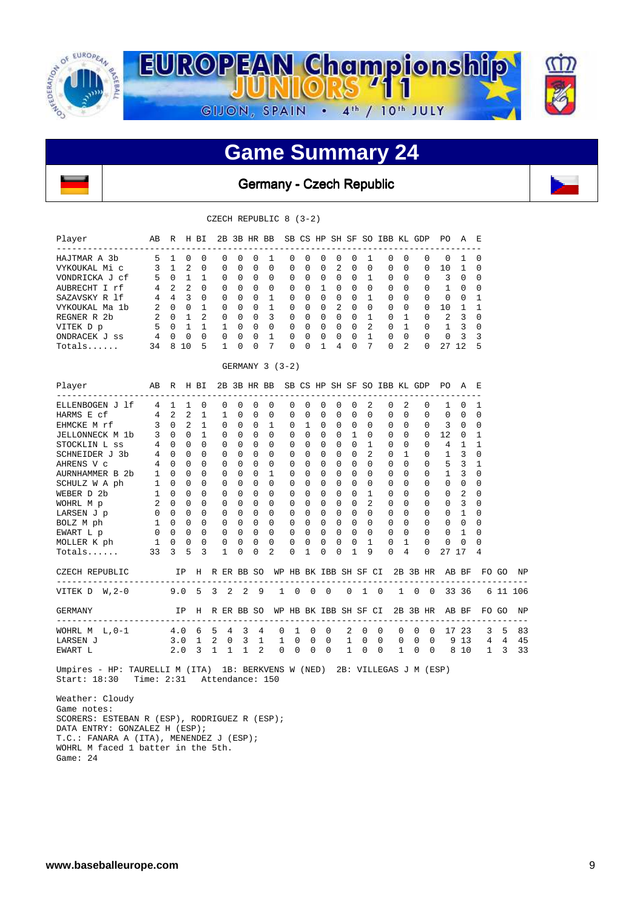# EUROPEAN Championship JUNIORS '11

GIJON, SPAIN • 4th / 10th JULY

## Game Summary 24

### Germany - Czech Republic

CZECH REPUBLIC 8 (3-2)

| Player | AB | R | H | BI | 2B | 3B | HR | BB | SB | CS | HP | SH | SF | SO | IBB | KL | GDP | PO | A | E |
|---|---|---|---|---|---|---|---|---|---|---|---|---|---|---|---|---|---|---|---|---|
| HAJTMAR A 3b | 5 | 1 | 0 | 0 | 0 | 0 | 0 | 1 | 0 | 0 | 0 | 0 | 0 | 1 | 0 | 0 | 0 | 0 | 1 | 0 |
| VYKOUKAL Mi c | 3 | 1 | 2 | 0 | 0 | 0 | 0 | 0 | 0 | 0 | 0 | 2 | 0 | 0 | 0 | 0 | 0 | 10 | 1 | 0 |
| VONDRICKA J cf | 5 | 0 | 1 | 1 | 0 | 0 | 0 | 0 | 0 | 0 | 0 | 0 | 0 | 1 | 0 | 0 | 0 | 3 | 0 | 0 |
| AUBRECHT I rf | 4 | 2 | 2 | 0 | 0 | 0 | 0 | 0 | 0 | 0 | 1 | 0 | 0 | 0 | 0 | 0 | 0 | 1 | 0 | 0 |
| SAZAVSKY R lf | 4 | 4 | 3 | 0 | 0 | 0 | 0 | 1 | 0 | 0 | 0 | 0 | 0 | 1 | 0 | 0 | 0 | 0 | 0 | 1 |
| VYKOUKAL Ma 1b | 2 | 0 | 0 | 1 | 0 | 0 | 0 | 1 | 0 | 0 | 0 | 2 | 0 | 0 | 0 | 0 | 0 | 10 | 1 | 1 |
| REGNER R 2b | 2 | 0 | 1 | 2 | 0 | 0 | 0 | 3 | 0 | 0 | 0 | 0 | 0 | 1 | 0 | 1 | 0 | 2 | 3 | 0 |
| VITEK D p | 5 | 0 | 1 | 1 | 1 | 0 | 0 | 0 | 0 | 0 | 0 | 0 | 0 | 2 | 0 | 1 | 0 | 1 | 3 | 0 |
| ONDRACEK J ss | 4 | 0 | 0 | 0 | 0 | 0 | 0 | 1 | 0 | 0 | 0 | 0 | 0 | 1 | 0 | 0 | 0 | 0 | 3 | 3 |
| Totals...... | 34 | 8 | 10 | 5 | 1 | 0 | 0 | 7 | 0 | 0 | 1 | 4 | 0 | 7 | 0 | 2 | 0 | 27 | 12 | 5 |

GERMANY 3 (3-2)

| Player | AB | R | H | BI | 2B | 3B | HR | BB | SB | CS | HP | SH | SF | SO | IBB | KL | GDP | PO | A | E |
|---|---|---|---|---|---|---|---|---|---|---|---|---|---|---|---|---|---|---|---|---|
| ELLENBOGEN J lf | 4 | 1 | 1 | 0 | 0 | 0 | 0 | 0 | 0 | 0 | 0 | 0 | 0 | 2 | 0 | 2 | 0 | 1 | 0 | 1 |
| HARMS E cf | 4 | 2 | 2 | 1 | 1 | 0 | 0 | 0 | 0 | 0 | 0 | 0 | 0 | 0 | 0 | 0 | 0 | 0 | 0 | 0 |
| EHMCKE M rf | 3 | 0 | 2 | 1 | 0 | 0 | 0 | 1 | 0 | 1 | 0 | 0 | 0 | 0 | 0 | 0 | 0 | 3 | 0 | 0 |
| JELLONNECK M 1b | 3 | 0 | 0 | 1 | 0 | 0 | 0 | 0 | 0 | 0 | 0 | 0 | 1 | 0 | 0 | 0 | 0 | 12 | 0 | 1 |
| STOCKLIN L ss | 4 | 0 | 0 | 0 | 0 | 0 | 0 | 0 | 0 | 0 | 0 | 0 | 0 | 1 | 0 | 0 | 0 | 4 | 1 | 1 |
| SCHNEIDER J 3b | 4 | 0 | 0 | 0 | 0 | 0 | 0 | 0 | 0 | 0 | 0 | 0 | 0 | 2 | 0 | 1 | 0 | 1 | 3 | 0 |
| AHRENS V c | 4 | 0 | 0 | 0 | 0 | 0 | 0 | 0 | 0 | 0 | 0 | 0 | 0 | 0 | 0 | 0 | 0 | 5 | 3 | 1 |
| AURNHAMMER B 2b | 1 | 0 | 0 | 0 | 0 | 0 | 0 | 1 | 0 | 0 | 0 | 0 | 0 | 0 | 0 | 0 | 0 | 1 | 3 | 0 |
| SCHULZ W A ph | 1 | 0 | 0 | 0 | 0 | 0 | 0 | 0 | 0 | 0 | 0 | 0 | 0 | 0 | 0 | 0 | 0 | 0 | 0 | 0 |
| WEBER D 2b | 1 | 0 | 0 | 0 | 0 | 0 | 0 | 0 | 0 | 0 | 0 | 0 | 0 | 1 | 0 | 0 | 0 | 0 | 2 | 0 |
| WOHRL M p | 2 | 0 | 0 | 0 | 0 | 0 | 0 | 0 | 0 | 0 | 0 | 0 | 0 | 2 | 0 | 0 | 0 | 0 | 3 | 0 |
| LARSEN J p | 0 | 0 | 0 | 0 | 0 | 0 | 0 | 0 | 0 | 0 | 0 | 0 | 0 | 0 | 0 | 0 | 0 | 0 | 1 | 0 |
| BOLZ M ph | 1 | 0 | 0 | 0 | 0 | 0 | 0 | 0 | 0 | 0 | 0 | 0 | 0 | 0 | 0 | 0 | 0 | 0 | 0 | 0 |
| EWART L p | 0 | 0 | 0 | 0 | 0 | 0 | 0 | 0 | 0 | 0 | 0 | 0 | 0 | 0 | 0 | 0 | 0 | 0 | 1 | 0 |
| MOLLER K ph | 1 | 0 | 0 | 0 | 0 | 0 | 0 | 0 | 0 | 0 | 0 | 0 | 0 | 1 | 0 | 1 | 0 | 0 | 0 | 0 |
| Totals...... | 33 | 3 | 5 | 3 | 1 | 0 | 0 | 2 | 0 | 1 | 0 | 0 | 1 | 9 | 0 | 4 | 0 | 27 | 17 | 4 |

| CZECH REPUBLIC | IP | H | R | ER | BB | SO | WP | HB | BK | IBB | SH | SF | CI | 2B | 3B | HR | AB | BF | FO | GO | NP |
|---|---|---|---|---|---|---|---|---|---|---|---|---|---|---|---|---|---|---|---|---|---|
| VITEK D W,2-0 | 9.0 | 5 | 3 | 2 | 2 | 9 | 1 | 0 | 0 | 0 | 0 | 1 | 0 | 1 | 0 | 0 | 33 | 36 | 6 | 11 | 106 |

| GERMANY | IP | H | R | ER | BB | SO | WP | HB | BK | IBB | SH | SF | CI | 2B | 3B | HR | AB | BF | FO | GO | NP |
|---|---|---|---|---|---|---|---|---|---|---|---|---|---|---|---|---|---|---|---|---|---|
| WOHRL M L,0-1 | 4.0 | 6 | 5 | 4 | 3 | 4 | 0 | 1 | 0 | 0 | 2 | 0 | 0 | 0 | 0 | 0 | 17 | 23 | 3 | 5 | 83 |
| LARSEN J | 3.0 | 1 | 2 | 0 | 3 | 1 | 1 | 0 | 0 | 0 | 1 | 0 | 0 | 0 | 0 | 0 | 9 | 13 | 4 | 4 | 45 |
| EWART L | 2.0 | 3 | 1 | 1 | 1 | 2 | 0 | 0 | 0 | 0 | 1 | 0 | 0 | 1 | 0 | 0 | 8 | 10 | 1 | 3 | 33 |

Umpires - HP: TAURELLI M (ITA) 1B: BERKVENS W (NED) 2B: VILLEGAS J M (ESP)
Start: 18:30 Time: 2:31 Attendance: 150

Weather: Cloudy
Game notes:
SCORERS: ESTEBAN R (ESP), RODRIGUEZ R (ESP);
DATA ENTRY: GONZALEZ H (ESP);
T.C.: FANARA A (ITA), MENENDEZ J (ESP);
WOHRL M faced 1 batter in the 5th.
Game: 24

www.baseballeurope.com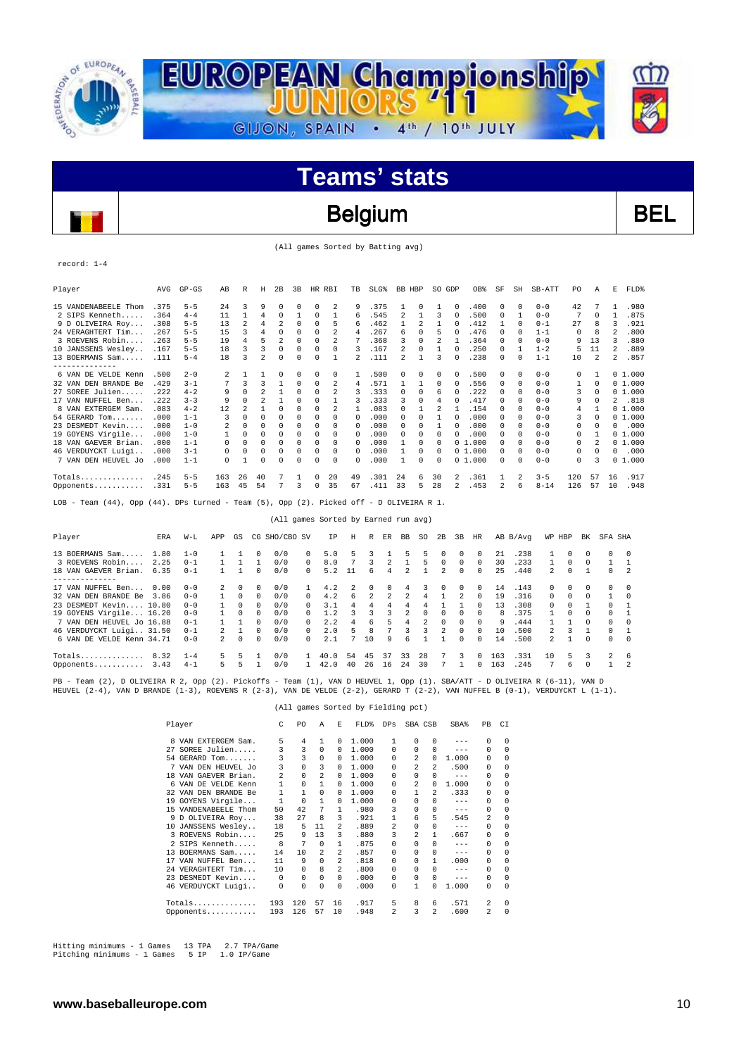# Teams' stats

## Belgium

**BEL**

(All games Sorted by Batting avg)

record: 1-4

| Player | AVG | GP-GS | AB | R | H | 2B | 3B | HR | RBI | TB | SLG% | BB | HBP | SO | GDP | OB% | SF | SH | SB-ATT | PO | A | E | FLD% |
|---|---|---|---|---|---|---|---|---|---|---|---|---|---|---|---|---|---|---|---|---|---|---|---|
| 15 VANDENABEELE Thom | .375 | 5-5 | 24 | 3 | 9 | 0 | 0 | 0 | 2 | 9 | .375 | 1 | 0 | 1 | 0 | .400 | 0 | 0 | 0-0 | 42 | 7 | 1 | .980 |
| 2 SIPS Kenneth...... | .364 | 4-4 | 11 | 1 | 4 | 0 | 1 | 0 | 1 | 6 | .545 | 2 | 1 | 3 | 0 | .500 | 0 | 1 | 0-0 | 7 | 0 | 1 | .875 |
| 9 D OLIVEIRA Roy.... | .308 | 5-5 | 13 | 2 | 4 | 2 | 0 | 0 | 5 | 6 | .462 | 1 | 2 | 1 | 0 | .412 | 1 | 0 | 0-1 | 27 | 8 | 3 | .921 |
| 24 VERAGHTERT Tim... | .267 | 5-5 | 15 | 3 | 4 | 0 | 0 | 0 | 2 | 4 | .267 | 6 | 0 | 5 | 0 | .476 | 0 | 0 | 1-1 | 0 | 8 | 2 | .800 |
| 3 ROEVENS Robin.... | .263 | 5-5 | 19 | 4 | 5 | 2 | 0 | 0 | 2 | 7 | .368 | 3 | 0 | 2 | 1 | .364 | 0 | 0 | 0-0 | 9 | 13 | 3 | .880 |
| 10 JANSSENS Wesley.. | .167 | 5-5 | 18 | 3 | 3 | 0 | 0 | 0 | 0 | 3 | .167 | 2 | 0 | 1 | 0 | .250 | 0 | 1 | 1-2 | 5 | 11 | 2 | .889 |
| 13 BOERMANS Sam..... | .111 | 5-4 | 18 | 3 | 2 | 0 | 0 | 0 | 1 | 2 | .111 | 2 | 1 | 3 | 0 | .238 | 0 | 0 | 1-1 | 10 | 2 | 2 | .857 |
| 6 VAN DE VELDE Kenn | .500 | 2-0 | 2 | 1 | 1 | 0 | 0 | 0 | 0 | 1 | .500 | 0 | 0 | 0 | 0 | .500 | 0 | 0 | 0-0 | 0 | 1 | 0 | 1.000 |
| 32 VAN DEN BRANDE Be | .429 | 3-1 | 7 | 3 | 3 | 1 | 0 | 0 | 2 | 4 | .571 | 1 | 1 | 0 | 0 | .556 | 0 | 0 | 0-0 | 1 | 0 | 0 | 1.000 |
| 27 SOREE Julien..... | .222 | 4-2 | 9 | 0 | 2 | 1 | 0 | 0 | 2 | 3 | .333 | 0 | 0 | 6 | 0 | .222 | 0 | 0 | 0-0 | 3 | 0 | 0 | 1.000 |
| 17 VAN NUFFEL Ben... | .222 | 3-3 | 9 | 0 | 2 | 1 | 0 | 0 | 1 | 3 | .333 | 3 | 0 | 4 | 0 | .417 | 0 | 0 | 0-0 | 9 | 0 | 2 | .818 |
| 8 VAN EXTERGEM Sam. | .083 | 4-2 | 12 | 2 | 1 | 0 | 0 | 0 | 2 | 1 | .083 | 0 | 1 | 2 | 1 | .154 | 0 | 0 | 0-0 | 4 | 1 | 0 | 1.000 |
| 54 GERARD Tom....... | .000 | 1-1 | 3 | 0 | 0 | 0 | 0 | 0 | 0 | 0 | .000 | 0 | 0 | 1 | 0 | .000 | 0 | 0 | 0-0 | 3 | 0 | 0 | 1.000 |
| 23 DESMEDT Kevin.... | .000 | 1-0 | 2 | 0 | 0 | 0 | 0 | 0 | 0 | 0 | .000 | 0 | 0 | 1 | 0 | .000 | 0 | 0 | 0-0 | 0 | 0 | 0 | .000 |
| 19 GOYENS Virgile... | .000 | 1-0 | 1 | 0 | 0 | 0 | 0 | 0 | 0 | 0 | .000 | 0 | 0 | 0 | 0 | .000 | 0 | 0 | 0-0 | 0 | 1 | 0 | 1.000 |
| 18 VAN GAEVER Brian. | .000 | 1-1 | 0 | 0 | 0 | 0 | 0 | 0 | 0 | 0 | .000 | 1 | 0 | 0 | 0 | 1.000 | 0 | 0 | 0-0 | 0 | 2 | 0 | 1.000 |
| 46 VERDUYCKT Luigi.. | .000 | 3-1 | 0 | 0 | 0 | 0 | 0 | 0 | 0 | 0 | .000 | 1 | 0 | 0 | 0 | 1.000 | 0 | 0 | 0-0 | 0 | 0 | 0 | .000 |
| 7 VAN DEN HEUVEL Jo | .000 | 1-1 | 0 | 1 | 0 | 0 | 0 | 0 | 0 | 0 | .000 | 1 | 0 | 0 | 0 | 1.000 | 0 | 0 | 0-0 | 0 | 3 | 0 | 1.000 |
| Totals.............. | .245 | 5-5 | 163 | 26 | 40 | 7 | 1 | 0 | 20 | 49 | .301 | 24 | 6 | 30 | 2 | .361 | 1 | 2 | 3-5 | 120 | 57 | 16 | .917 |
| Opponents........... | .331 | 5-5 | 163 | 45 | 54 | 7 | 3 | 0 | 35 | 67 | .411 | 33 | 5 | 28 | 2 | .453 | 2 | 6 | 8-14 | 126 | 57 | 10 | .948 |

LOB - Team (44), Opp (44). DPs turned - Team (5), Opp (2). Picked off - D OLIVEIRA R 1.

(All games Sorted by Earned run avg)

| Player | ERA | W-L | APP | GS | CG | SHO/CBO | SV | IP | H | R | ER | BB | SO | 2B | 3B | HR | AB | B/Avg | WP | HBP | BK | SFA | SHA |
|---|---|---|---|---|---|---|---|---|---|---|---|---|---|---|---|---|---|---|---|---|---|---|---|
| 13 BOERMANS Sam..... | 1.80 | 1-0 | 1 | 1 | 0 | 0/0 | 0 | 5.0 | 5 | 3 | 1 | 5 | 5 | 0 | 0 | 0 | 21 | .238 | 1 | 0 | 0 | 0 | 0 |
| 3 ROEVENS Robin.... | 2.25 | 0-1 | 1 | 1 | 1 | 0/0 | 0 | 8.0 | 7 | 3 | 2 | 1 | 5 | 0 | 0 | 0 | 30 | .233 | 1 | 0 | 0 | 1 | 1 |
| 18 VAN GAEVER Brian. | 6.35 | 0-1 | 1 | 1 | 0 | 0/0 | 0 | 5.2 | 11 | 6 | 4 | 2 | 1 | 2 | 0 | 0 | 25 | .440 | 2 | 0 | 1 | 0 | 2 |
| 17 VAN NUFFEL Ben... | 0.00 | 0-0 | 2 | 0 | 0 | 0/0 | 1 | 4.2 | 2 | 0 | 0 | 4 | 3 | 0 | 0 | 0 | 14 | .143 | 0 | 0 | 0 | 0 | 0 |
| 32 VAN DEN BRANDE Be | 3.86 | 0-0 | 1 | 0 | 0 | 0/0 | 0 | 4.2 | 6 | 2 | 2 | 2 | 4 | 1 | 2 | 0 | 19 | .316 | 0 | 0 | 0 | 1 | 0 |
| 23 DESMEDT Kevin.... | 10.80 | 0-0 | 1 | 0 | 0 | 0/0 | 0 | 3.1 | 4 | 4 | 4 | 4 | 4 | 1 | 1 | 0 | 13 | .308 | 0 | 0 | 1 | 0 | 1 |
| 19 GOYENS Virgile... | 16.20 | 0-0 | 1 | 0 | 0 | 0/0 | 0 | 1.2 | 3 | 3 | 3 | 2 | 0 | 0 | 0 | 0 | 8 | .375 | 1 | 0 | 0 | 0 | 1 |
| 7 VAN DEN HEUVEL Jo | 16.88 | 0-1 | 1 | 1 | 0 | 0/0 | 0 | 2.2 | 4 | 6 | 5 | 4 | 2 | 0 | 0 | 0 | 9 | .444 | 1 | 1 | 0 | 0 | 0 |
| 46 VERDUYCKT Luigi.. | 31.50 | 0-1 | 2 | 1 | 0 | 0/0 | 0 | 2.0 | 5 | 8 | 7 | 3 | 3 | 2 | 0 | 0 | 10 | .500 | 2 | 3 | 1 | 0 | 1 |
| 6 VAN DE VELDE Kenn | 34.71 | 0-0 | 2 | 0 | 0 | 0/0 | 0 | 2.1 | 7 | 10 | 9 | 6 | 1 | 1 | 0 | 0 | 14 | .500 | 2 | 1 | 0 | 0 | 0 |
| Totals.............. | 8.32 | 1-4 | 5 | 5 | 1 | 0/0 | 1 | 40.0 | 54 | 45 | 37 | 33 | 28 | 7 | 3 | 0 | 163 | .331 | 10 | 5 | 3 | 2 | 6 |
| Opponents........... | 3.43 | 4-1 | 5 | 5 | 1 | 0/0 | 1 | 42.0 | 40 | 26 | 16 | 24 | 30 | 7 | 1 | 0 | 163 | .245 | 7 | 6 | 0 | 1 | 2 |

PB - Team (2), D OLIVEIRA R 2, Opp (2). Pickoffs - Team (1), VAN D HEUVEL 1, Opp (1). SBA/ATT - D OLIVEIRA R (6-11), VAN D HEUVEL (2-4), VAN D BRANDE (1-3), ROEVENS R (2-3), VAN DE VELDE (2-2), GERARD T (2-2), VAN NUFFEL B (0-1), VERDUYCKT L (1-1).

(All games Sorted by Fielding pct)

| Player | C | PO | A | E | FLD% | DPs | SBA | CSB | SBA% | PB | CI |
|---|---|---|---|---|---|---|---|---|---|---|---|
| 8 VAN EXTERGEM Sam. | 5 | 4 | 1 | 0 | 1.000 | 1 | 0 | 0 | --- | 0 | 0 |
| 27 SOREE Julien..... | 3 | 3 | 0 | 0 | 1.000 | 0 | 0 | 0 | --- | 0 | 0 |
| 54 GERARD Tom....... | 3 | 3 | 0 | 0 | 1.000 | 0 | 2 | 0 | 1.000 | 0 | 0 |
| 7 VAN DEN HEUVEL Jo | 3 | 0 | 3 | 0 | 1.000 | 0 | 2 | 2 | .500 | 0 | 0 |
| 18 VAN GAEVER Brian. | 2 | 0 | 2 | 0 | 1.000 | 0 | 0 | 0 | --- | 0 | 0 |
| 6 VAN DE VELDE Kenn | 1 | 0 | 1 | 0 | 1.000 | 0 | 2 | 0 | 1.000 | 0 | 0 |
| 32 VAN DEN BRANDE Be | 1 | 1 | 0 | 0 | 1.000 | 0 | 1 | 2 | .333 | 0 | 0 |
| 19 GOYENS Virgile... | 1 | 0 | 1 | 0 | 1.000 | 0 | 0 | 0 | --- | 0 | 0 |
| 15 VANDENABEELE Thom | 50 | 42 | 7 | 1 | .980 | 3 | 0 | 0 | --- | 0 | 0 |
| 9 D OLIVEIRA Roy... | 38 | 27 | 8 | 3 | .921 | 1 | 6 | 5 | .545 | 2 | 0 |
| 10 JANSSENS Wesley.. | 18 | 5 | 11 | 2 | .889 | 2 | 0 | 0 | --- | 0 | 0 |
| 3 ROEVENS Robin.... | 25 | 9 | 13 | 3 | .880 | 3 | 2 | 1 | .667 | 0 | 0 |
| 2 SIPS Kenneth..... | 8 | 7 | 0 | 1 | .875 | 0 | 0 | 0 | --- | 0 | 0 |
| 13 BOERMANS Sam..... | 14 | 10 | 2 | 2 | .857 | 0 | 0 | 0 | --- | 0 | 0 |
| 17 VAN NUFFEL Ben... | 11 | 9 | 0 | 2 | .818 | 0 | 0 | 1 | .000 | 0 | 0 |
| 24 VERAGHTERT Tim... | 10 | 0 | 8 | 2 | .800 | 0 | 0 | 0 | --- | 0 | 0 |
| 23 DESMEDT Kevin.... | 0 | 0 | 0 | 0 | .000 | 0 | 0 | 0 | --- | 0 | 0 |
| 46 VERDUYCKT Luigi.. | 0 | 0 | 0 | 0 | .000 | 0 | 1 | 0 | 1.000 | 0 | 0 |
| Totals.............. | 193 | 120 | 57 | 16 | .917 | 5 | 8 | 6 | .571 | 2 | 0 |
| Opponents........... | 193 | 126 | 57 | 10 | .948 | 2 | 3 | 2 | .600 | 2 | 0 |

Hitting minimums - 1 Games 13 TPA 2.7 TPA/Game
Pitching minimums - 1 Games 5 IP 1.0 IP/Game

www.baseballeurope.com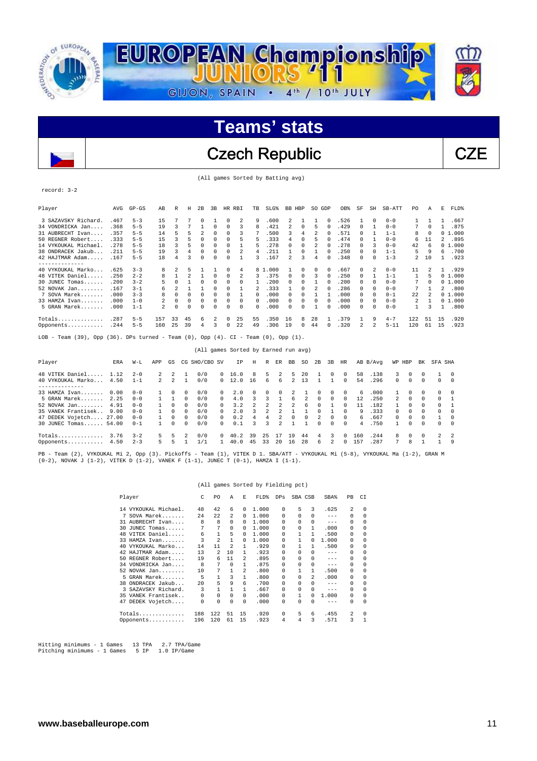# EUROPEAN Championship JUNIORS '11

GIJON, SPAIN • 4th / 10th JULY

## Teams' stats

## Czech Republic — CZE

(All games Sorted by Batting avg)

record: 3-2

| Player | AVG | GP-GS | AB | R | H | 2B | 3B | HR | RBI | TB | SLG% | BB | HBP | SO | GDP | OB% | SF | SH | SB-ATT | PO | A | E | FLD% |
|---|---|---|---|---|---|---|---|---|---|---|---|---|---|---|---|---|---|---|---|---|---|---|---|
| 3 SAZAVSKY Richard. | .467 | 5-3 | 15 | 7 | 7 | 0 | 1 | 0 | 2 | 9 | .600 | 2 | 1 | 1 | 0 | .526 | 1 | 0 | 0-0 | 1 | 1 | 1 | .667 |
| 34 VONDRICKA Jan.... | .368 | 5-5 | 19 | 3 | 7 | 1 | 0 | 0 | 3 | 8 | .421 | 2 | 0 | 5 | 0 | .429 | 0 | 1 | 0-0 | 7 | 0 | 1 | .875 |
| 31 AUBRECHT Ivan.... | .357 | 5-5 | 14 | 5 | 5 | 2 | 0 | 0 | 3 | 7 | .500 | 3 | 4 | 2 | 0 | .571 | 0 | 1 | 1-1 | 8 | 0 | 0 | 1.000 |
| 50 REGNER Robert.... | .333 | 5-5 | 15 | 3 | 5 | 0 | 0 | 0 | 5 | 5 | .333 | 4 | 0 | 5 | 0 | .474 | 0 | 1 | 0-0 | 6 | 11 | 2 | .895 |
| 14 VYKOUKAL Michael. | .278 | 5-5 | 18 | 3 | 5 | 0 | 0 | 0 | 1 | 5 | .278 | 0 | 0 | 2 | 0 | .278 | 0 | 3 | 0-0 | 42 | 6 | 0 | 1.000 |
| 38 ONDRACEK Jakub... | .211 | 5-5 | 19 | 3 | 4 | 0 | 0 | 0 | 2 | 4 | .211 | 1 | 0 | 1 | 0 | .250 | 0 | 0 | 1-1 | 5 | 9 | 6 | .700 |
| 42 HAJTMAR Adam..... | .167 | 5-5 | 18 | 4 | 3 | 0 | 0 | 0 | 1 | 3 | .167 | 2 | 3 | 4 | 0 | .348 | 0 | 0 | 1-3 | 2 | 10 | 1 | .923 |
| 40 VYKOUKAL Marko.... | .625 | 3-3 | 8 | 2 | 5 | 1 | 1 | 0 | 4 | 8 | 1.000 | 1 | 0 | 0 | 0 | .667 | 0 | 2 | 0-0 | 11 | 2 | 1 | .929 |
| 48 VITEK Daniel..... | .250 | 2-2 | 8 | 1 | 2 | 1 | 0 | 0 | 2 | 3 | .375 | 0 | 0 | 3 | 0 | .250 | 0 | 1 | 1-1 | 1 | 5 | 0 | 1.000 |
| 30 JUNEC Tomas...... | .200 | 3-2 | 5 | 0 | 1 | 0 | 0 | 0 | 0 | 1 | .200 | 0 | 0 | 1 | 0 | .200 | 0 | 0 | 0-0 | 7 | 0 | 0 | 1.000 |
| 52 NOVAK Jan........ | .167 | 3-1 | 6 | 2 | 1 | 1 | 0 | 0 | 1 | 2 | .333 | 1 | 0 | 2 | 0 | .286 | 0 | 0 | 0-0 | 7 | 1 | 2 | .800 |
| 7 SOVA Marek....... | .000 | 3-3 | 8 | 0 | 0 | 0 | 0 | 0 | 1 | 0 | .000 | 0 | 0 | 1 | 1 | .000 | 0 | 0 | 0-1 | 22 | 2 | 0 | 1.000 |
| 33 HAMZA Ivan....... | .000 | 1-0 | 2 | 0 | 0 | 0 | 0 | 0 | 0 | 0 | .000 | 0 | 0 | 0 | 0 | .000 | 0 | 0 | 0-0 | 2 | 1 | 0 | 1.000 |
| 5 GRAN Marek....... | .000 | 1-1 | 2 | 0 | 0 | 0 | 0 | 0 | 0 | 0 | .000 | 0 | 0 | 1 | 0 | .000 | 0 | 0 | 0-0 | 1 | 3 | 1 | .800 |
| Totals.............. | .287 | 5-5 | 157 | 33 | 45 | 6 | 2 | 0 | 25 | 55 | .350 | 16 | 8 | 28 | 1 | .379 | 1 | 9 | 4-7 | 122 | 51 | 15 | .920 |
| Opponents........... | .244 | 5-5 | 160 | 25 | 39 | 4 | 3 | 0 | 22 | 49 | .306 | 19 | 0 | 44 | 0 | .320 | 2 | 2 | 5-11 | 120 | 61 | 15 | .923 |

LOB - Team (39), Opp (36). DPs turned - Team (0), Opp (4). CI - Team (0), Opp (1).

(All games Sorted by Earned run avg)

| Player | ERA | W-L | APP | GS | CG | SHO/CBO | SV | IP | H | R | ER | BB | SO | 2B | 3B | HR | AB | B/Avg | WP | HBP | BK | SFA | SHA |
|---|---|---|---|---|---|---|---|---|---|---|---|---|---|---|---|---|---|---|---|---|---|---|---|
| 48 VITEK Daniel..... | 1.12 | 2-0 | 2 | 2 | 1 | 0/0 | 0 | 16.0 | 8 | 5 | 2 | 5 | 20 | 1 | 0 | 0 | 58 | .138 | 3 | 0 | 0 | 1 | 0 |
| 40 VYKOUKAL Marko... | 4.50 | 1-1 | 2 | 2 | 1 | 0/0 | 0 | 12.0 | 16 | 6 | 6 | 2 | 13 | 1 | 1 | 0 | 54 | .296 | 0 | 0 | 0 | 0 | 0 |
| 33 HAMZA Ivan....... | 0.00 | 0-0 | 1 | 0 | 0 | 0/0 | 0 | 2.0 | 0 | 0 | 0 | 2 | 1 | 0 | 0 | 0 | 6 | .000 | 1 | 0 | 0 | 0 | 0 |
| 5 GRAN Marek....... | 2.25 | 0-0 | 1 | 1 | 0 | 0/0 | 0 | 4.0 | 3 | 3 | 1 | 6 | 2 | 0 | 0 | 0 | 12 | .250 | 2 | 0 | 0 | 0 | 1 |
| 52 NOVAK Jan........ | 4.91 | 0-0 | 1 | 0 | 0 | 0/0 | 0 | 3.2 | 2 | 2 | 2 | 2 | 6 | 0 | 1 | 0 | 11 | .182 | 1 | 0 | 0 | 0 | 1 |
| 35 VANEK Frantisek.. | 9.00 | 0-0 | 1 | 0 | 0 | 0/0 | 0 | 2.0 | 3 | 2 | 2 | 1 | 1 | 0 | 1 | 0 | 9 | .333 | 0 | 0 | 0 | 0 | 0 |
| 47 DEDEK Vojetch.... | 27.00 | 0-0 | 1 | 0 | 0 | 0/0 | 0 | 0.2 | 4 | 4 | 2 | 0 | 0 | 2 | 0 | 0 | 6 | .667 | 0 | 0 | 0 | 1 | 0 |
| 30 JUNEC Tomas...... | 54.00 | 0-1 | 1 | 0 | 0 | 0/0 | 0 | 0.1 | 3 | 3 | 2 | 1 | 1 | 0 | 0 | 0 | 4 | .750 | 1 | 0 | 0 | 0 | 0 |
| Totals.............. | 3.76 | 3-2 | 5 | 5 | 2 | 0/0 | 0 | 40.2 | 39 | 25 | 17 | 19 | 44 | 4 | 3 | 0 | 160 | .244 | 8 | 0 | 0 | 2 | 2 |
| Opponents........... | 4.50 | 2-3 | 5 | 5 | 1 | 1/1 | 1 | 40.0 | 45 | 33 | 20 | 16 | 28 | 6 | 2 | 0 | 157 | .287 | 7 | 8 | 1 | 1 | 9 |

PB - Team (2), VYKOUKAL Mi 2, Opp (3). Pickoffs - Team (1), VITEK D 1. SBA/ATT - VYKOUKAL Mi (5-8), VYKOUKAL Ma (1-2), GRAN M (0-2), NOVAK J (1-2), VITEK D (1-2), VANEK F (1-1), JUNEC T (0-1), HAMZA I (1-1).

(All games Sorted by Fielding pct)

| Player | C | PO | A | E | FLD% | DPs | SBA | CSB | SBA% | PB | CI |
|---|---|---|---|---|---|---|---|---|---|---|---|
| 14 VYKOUKAL Michael. | 48 | 42 | 6 | 0 | 1.000 | 0 | 5 | 3 | .625 | 2 | 0 |
| 7 SOVA Marek....... | 24 | 22 | 2 | 0 | 1.000 | 0 | 0 | 0 | --- | 0 | 0 |
| 31 AUBRECHT Ivan.... | 8 | 8 | 0 | 0 | 1.000 | 0 | 0 | 0 | --- | 0 | 0 |
| 30 JUNEC Tomas...... | 7 | 7 | 0 | 0 | 1.000 | 0 | 0 | 1 | .000 | 0 | 0 |
| 48 VITEK Daniel..... | 6 | 1 | 5 | 0 | 1.000 | 0 | 1 | 1 | .500 | 0 | 0 |
| 33 HAMZA Ivan....... | 3 | 2 | 1 | 0 | 1.000 | 0 | 1 | 0 | 1.000 | 0 | 0 |
| 40 VYKOUKAL Marko... | 14 | 11 | 2 | 1 | .929 | 0 | 1 | 1 | .500 | 0 | 0 |
| 42 HAJTMAR Adam..... | 13 | 2 | 10 | 1 | .923 | 0 | 0 | 0 | --- | 0 | 0 |
| 50 REGNER Robert.... | 19 | 6 | 11 | 2 | .895 | 0 | 0 | 0 | --- | 0 | 0 |
| 34 VONDRICKA Jan.... | 8 | 7 | 0 | 1 | .875 | 0 | 0 | 0 | --- | 0 | 0 |
| 52 NOVAK Jan........ | 10 | 7 | 1 | 2 | .800 | 0 | 1 | 1 | .500 | 0 | 0 |
| 5 GRAN Marek....... | 5 | 1 | 3 | 1 | .800 | 0 | 0 | 2 | .000 | 0 | 0 |
| 38 ONDRACEK Jakub... | 20 | 5 | 9 | 6 | .700 | 0 | 0 | 0 | --- | 0 | 0 |
| 3 SAZAVSKY Richard. | 3 | 1 | 1 | 1 | .667 | 0 | 0 | 0 | --- | 0 | 0 |
| 35 VANEK Frantisek.. | 0 | 0 | 0 | 0 | .000 | 0 | 1 | 0 | 1.000 | 0 | 0 |
| 47 DEDEK Vojetch.... | 0 | 0 | 0 | 0 | .000 | 0 | 0 | 0 | --- | 0 | 0 |
| Totals.............. | 188 | 122 | 51 | 15 | .920 | 0 | 5 | 6 | .455 | 2 | 0 |
| Opponents........... | 196 | 120 | 61 | 15 | .923 | 4 | 4 | 3 | .571 | 3 | 1 |

Hitting minimums - 1 Games 13 TPA 2.7 TPA/Game
Pitching minimums - 1 Games 5 IP 1.0 IP/Game

www.baseballeurope.com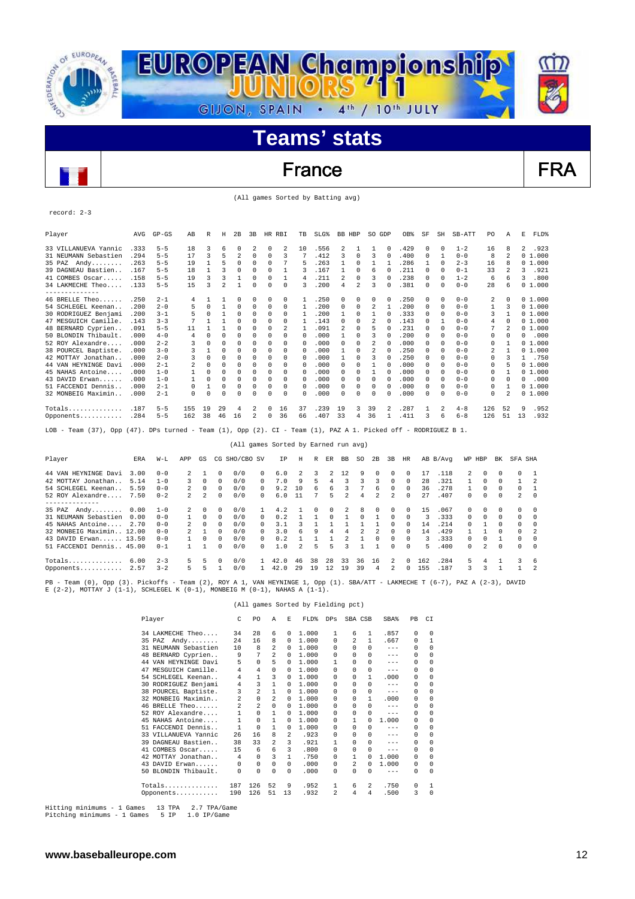# EUROPEAN Championship JUNIORS '11

GIJON, SPAIN • 4th / 10th JULY

## Teams' stats

## France — FRA

(All games Sorted by Batting avg)

record: 2-3

| Player | AVG | GP-GS | AB | R | H | 2B | 3B | HR | RBI | TB | SLG% | BB | HBP | SO | GDP | OB% | SF | SH | SB-ATT | PO | A | E | FLD% |
|---|---|---|---|---|---|---|---|---|---|---|---|---|---|---|---|---|---|---|---|---|---|---|---|
| 33 VILLANUEVA Yannic | .333 | 5-5 | 18 | 3 | 6 | 0 | 2 | 0 | 2 | 10 | .556 | 2 | 1 | 1 | 0 | .429 | 0 | 0 | 1-2 | 16 | 8 | 2 | .923 |
| 31 NEUMANN Sebastien | .294 | 5-5 | 17 | 3 | 5 | 2 | 0 | 0 | 3 | 7 | .412 | 3 | 0 | 3 | 0 | .400 | 0 | 1 | 0-0 | 8 | 2 | 0 | 1.000 |
| 35 PAZ Andy........ | .263 | 5-5 | 19 | 1 | 5 | 0 | 0 | 0 | 7 | 5 | .263 | 1 | 0 | 1 | 1 | .286 | 1 | 0 | 2-3 | 16 | 8 | 0 | 1.000 |
| 39 DAGNEAU Bastien.. | .167 | 5-5 | 18 | 1 | 3 | 0 | 0 | 0 | 1 | 3 | .167 | 1 | 0 | 6 | 0 | .211 | 0 | 0 | 0-1 | 33 | 2 | 3 | .921 |
| 41 COMBES Oscar..... | .158 | 5-5 | 19 | 3 | 3 | 1 | 0 | 0 | 1 | 4 | .211 | 2 | 0 | 3 | 0 | .238 | 0 | 0 | 1-2 | 6 | 6 | 3 | .800 |
| 34 LAKMECHE Theo.... | .133 | 5-5 | 15 | 3 | 2 | 1 | 0 | 0 | 0 | 3 | .200 | 4 | 2 | 3 | 0 | .381 | 0 | 0 | 0-0 | 28 | 6 | 0 | 1.000 |
| 46 BRELLE Theo...... | .250 | 2-1 | 4 | 1 | 1 | 0 | 0 | 0 | 0 | 1 | .250 | 0 | 0 | 0 | 0 | .250 | 0 | 0 | 0-0 | 2 | 0 | 0 | 1.000 |
| 54 SCHLEGEL Keenan.. | .200 | 2-0 | 5 | 0 | 1 | 0 | 0 | 0 | 0 | 1 | .200 | 0 | 0 | 2 | 1 | .200 | 0 | 0 | 0-0 | 1 | 3 | 0 | 1.000 |
| 30 RODRIGUEZ Benjami | .200 | 3-1 | 5 | 0 | 1 | 0 | 0 | 0 | 0 | 1 | .200 | 1 | 0 | 1 | 0 | .333 | 0 | 0 | 0-0 | 3 | 1 | 0 | 1.000 |
| 47 MESGUICH Camille. | .143 | 3-3 | 7 | 1 | 1 | 0 | 0 | 0 | 0 | 1 | .143 | 0 | 0 | 2 | 0 | .143 | 0 | 1 | 0-0 | 4 | 0 | 0 | 1.000 |
| 48 BERNARD Cyprien.. | .091 | 5-5 | 11 | 1 | 1 | 0 | 0 | 0 | 2 | 1 | .091 | 2 | 0 | 5 | 0 | .231 | 0 | 0 | 0-0 | 7 | 2 | 0 | 1.000 |
| 50 BLONDIN Thibault. | .000 | 4-0 | 4 | 0 | 0 | 0 | 0 | 0 | 0 | 0 | .000 | 1 | 0 | 3 | 0 | .200 | 0 | 0 | 0-0 | 0 | 0 | 0 | .000 |
| 52 ROY Alexandre.... | .000 | 2-2 | 3 | 0 | 0 | 0 | 0 | 0 | 0 | 0 | .000 | 0 | 0 | 2 | 0 | .000 | 0 | 0 | 0-0 | 0 | 1 | 0 | 1.000 |
| 38 POURCEL Baptiste. | .000 | 3-0 | 3 | 1 | 0 | 0 | 0 | 0 | 0 | 0 | .000 | 1 | 0 | 2 | 0 | .250 | 0 | 0 | 0-0 | 2 | 1 | 0 | 1.000 |
| 42 MOTTAY Jonathan.. | .000 | 2-0 | 3 | 0 | 0 | 0 | 0 | 0 | 0 | 0 | .000 | 1 | 0 | 3 | 0 | .250 | 0 | 0 | 0-0 | 0 | 3 | 1 | .750 |
| 44 VAN HEYNINGE Davi | .000 | 2-1 | 2 | 0 | 0 | 0 | 0 | 0 | 0 | 0 | .000 | 0 | 0 | 1 | 0 | .000 | 0 | 0 | 0-0 | 0 | 5 | 0 | 1.000 |
| 45 NAHAS Antoine.... | .000 | 1-0 | 1 | 0 | 0 | 0 | 0 | 0 | 0 | 0 | .000 | 0 | 0 | 1 | 0 | .000 | 0 | 0 | 0-0 | 0 | 1 | 0 | 1.000 |
| 43 DAVID Erwan...... | .000 | 1-0 | 1 | 0 | 0 | 0 | 0 | 0 | 0 | 0 | .000 | 0 | 0 | 0 | 0 | .000 | 0 | 0 | 0-0 | 0 | 0 | 0 | .000 |
| 51 FACCENDI Dennis.. | .000 | 2-1 | 0 | 1 | 0 | 0 | 0 | 0 | 0 | 0 | .000 | 0 | 0 | 0 | 0 | .000 | 0 | 0 | 0-0 | 0 | 1 | 0 | 1.000 |
| 32 MONBEIG Maximin.. | .000 | 2-1 | 0 | 0 | 0 | 0 | 0 | 0 | 0 | 0 | .000 | 0 | 0 | 0 | 0 | .000 | 0 | 0 | 0-0 | 0 | 2 | 0 | 1.000 |
| Totals.............. | .187 | 5-5 | 155 | 19 | 29 | 4 | 2 | 0 | 16 | 37 | .239 | 19 | 3 | 39 | 2 | .287 | 1 | 2 | 4-8 | 126 | 52 | 9 | .952 |
| Opponents........... | .284 | 5-5 | 162 | 38 | 46 | 16 | 2 | 0 | 36 | 66 | .407 | 33 | 4 | 36 | 1 | .411 | 3 | 6 | 6-8 | 126 | 51 | 13 | .932 |

LOB - Team (37), Opp (47). DPs turned - Team (1), Opp (2). CI - Team (1), PAZ A 1. Picked off - RODRIGUEZ B 1.

(All games Sorted by Earned run avg)

| Player | ERA | W-L | APP | GS | CG | SHO/CBO | SV | IP | H | R | ER | BB | SO | 2B | 3B | HR | AB | B/Avg | WP | HBP | BK | SFA | SHA |
|---|---|---|---|---|---|---|---|---|---|---|---|---|---|---|---|---|---|---|---|---|---|---|---|
| 44 VAN HEYNINGE Davi | 3.00 | 0-0 | 2 | 1 | 0 | 0/0 | 0 | 6.0 | 2 | 3 | 2 | 12 | 9 | 0 | 0 | 0 | 17 | .118 | 2 | 0 | 0 | 0 | 1 |
| 42 MOTTAY Jonathan.. | 5.14 | 1-0 | 3 | 0 | 0 | 0/0 | 0 | 7.0 | 9 | 5 | 4 | 3 | 3 | 3 | 0 | 0 | 28 | .321 | 1 | 0 | 0 | 1 | 2 |
| 54 SCHLEGEL Keenan.. | 5.59 | 0-0 | 2 | 0 | 0 | 0/0 | 0 | 9.2 | 10 | 6 | 6 | 3 | 7 | 6 | 0 | 0 | 36 | .278 | 1 | 0 | 0 | 0 | 1 |
| 52 ROY Alexandre.... | 7.50 | 0-2 | 2 | 2 | 0 | 0/0 | 0 | 6.0 | 11 | 7 | 5 | 2 | 4 | 2 | 2 | 0 | 27 | .407 | 0 | 0 | 0 | 2 | 0 |
| 35 PAZ Andy........ | 0.00 | 1-0 | 2 | 0 | 0 | 0/0 | 1 | 4.2 | 1 | 0 | 0 | 2 | 8 | 0 | 0 | 0 | 15 | .067 | 0 | 0 | 0 | 0 | 0 |
| 31 NEUMANN Sebastien | 0.00 | 0-0 | 1 | 0 | 0 | 0/0 | 0 | 0.2 | 1 | 1 | 0 | 1 | 0 | 1 | 0 | 0 | 3 | .333 | 0 | 0 | 0 | 0 | 0 |
| 45 NAHAS Antoine.... | 2.70 | 0-0 | 2 | 0 | 0 | 0/0 | 0 | 3.1 | 3 | 1 | 1 | 1 | 1 | 1 | 0 | 0 | 14 | .214 | 0 | 1 | 0 | 0 | 0 |
| 32 MONBEIG Maximin.. | 12.00 | 0-0 | 2 | 1 | 0 | 0/0 | 0 | 3.0 | 6 | 9 | 4 | 4 | 2 | 2 | 0 | 0 | 14 | .429 | 1 | 1 | 0 | 0 | 2 |
| 43 DAVID Erwan...... | 13.50 | 0-0 | 1 | 0 | 0 | 0/0 | 0 | 0.2 | 1 | 1 | 1 | 2 | 1 | 0 | 0 | 0 | 3 | .333 | 0 | 0 | 1 | 0 | 0 |
| 51 FACCENDI Dennis.. | 45.00 | 0-1 | 1 | 1 | 0 | 0/0 | 0 | 1.0 | 2 | 5 | 5 | 3 | 1 | 1 | 0 | 0 | 5 | .400 | 0 | 2 | 0 | 0 | 0 |
| Totals.............. | 6.00 | 2-3 | 5 | 5 | 0 | 0/0 | 1 | 42.0 | 46 | 38 | 28 | 33 | 36 | 16 | 2 | 0 | 162 | .284 | 5 | 4 | 1 | 3 | 6 |
| Opponents........... | 2.57 | 3-2 | 5 | 5 | 1 | 0/0 | 1 | 42.0 | 29 | 19 | 12 | 19 | 39 | 4 | 2 | 0 | 155 | .187 | 3 | 3 | 1 | 1 | 2 |

PB - Team (0), Opp (3). Pickoffs - Team (2), ROY A 1, VAN HEYNINGE 1, Opp (1). SBA/ATT - LAKMECHE T (6-7), PAZ A (2-3), DAVID E (2-2), MOTTAY J (1-1), SCHLEGEL K (0-1), MONBEIG M (0-1), NAHAS A (1-1).

(All games Sorted by Fielding pct)

| Player | C | PO | A | E | FLD% | DPs | SBA | CSB | SBA% | PB | CI |
|---|---|---|---|---|---|---|---|---|---|---|---|
| 34 LAKMECHE Theo.... | 34 | 28 | 6 | 0 | 1.000 | 1 | 6 | 1 | .857 | 0 | 0 |
| 35 PAZ Andy........ | 24 | 16 | 8 | 0 | 1.000 | 0 | 2 | 1 | .667 | 0 | 1 |
| 31 NEUMANN Sebastien | 10 | 8 | 2 | 0 | 1.000 | 0 | 0 | 0 | --- | 0 | 0 |
| 48 BERNARD Cyprien.. | 9 | 7 | 2 | 0 | 1.000 | 0 | 0 | 0 | --- | 0 | 0 |
| 44 VAN HEYNINGE Davi | 5 | 0 | 5 | 0 | 1.000 | 1 | 0 | 0 | --- | 0 | 0 |
| 47 MESGUICH Camille. | 4 | 4 | 0 | 0 | 1.000 | 0 | 0 | 0 | --- | 0 | 0 |
| 54 SCHLEGEL Keenan.. | 4 | 1 | 3 | 0 | 1.000 | 0 | 0 | 1 | .000 | 0 | 0 |
| 30 RODRIGUEZ Benjami | 4 | 3 | 1 | 0 | 1.000 | 0 | 0 | 0 | --- | 0 | 0 |
| 38 POURCEL Baptiste. | 3 | 2 | 1 | 0 | 1.000 | 0 | 0 | 0 | --- | 0 | 0 |
| 32 MONBEIG Maximin.. | 2 | 0 | 2 | 0 | 1.000 | 0 | 0 | 1 | .000 | 0 | 0 |
| 46 BRELLE Theo...... | 2 | 2 | 0 | 0 | 1.000 | 0 | 0 | 0 | --- | 0 | 0 |
| 52 ROY Alexandre.... | 1 | 0 | 1 | 0 | 1.000 | 0 | 0 | 0 | --- | 0 | 0 |
| 45 NAHAS Antoine.... | 1 | 0 | 1 | 0 | 1.000 | 0 | 1 | 0 | 1.000 | 0 | 0 |
| 51 FACCENDI Dennis.. | 1 | 0 | 1 | 0 | 1.000 | 0 | 0 | 0 | --- | 0 | 0 |
| 33 VILLANUEVA Yannic | 26 | 16 | 8 | 2 | .923 | 0 | 0 | 0 | --- | 0 | 0 |
| 39 DAGNEAU Bastien.. | 38 | 33 | 2 | 3 | .921 | 1 | 0 | 0 | --- | 0 | 0 |
| 41 COMBES Oscar..... | 15 | 6 | 6 | 3 | .800 | 0 | 0 | 0 | --- | 0 | 0 |
| 42 MOTTAY Jonathan.. | 4 | 0 | 3 | 1 | .750 | 0 | 1 | 0 | 1.000 | 0 | 0 |
| 43 DAVID Erwan...... | 0 | 0 | 0 | 0 | .000 | 0 | 2 | 0 | 1.000 | 0 | 0 |
| 50 BLONDIN Thibault. | 0 | 0 | 0 | 0 | .000 | 0 | 0 | 0 | --- | 0 | 0 |
| Totals.............. | 187 | 126 | 52 | 9 | .952 | 1 | 6 | 2 | .750 | 0 | 1 |
| Opponents........... | 190 | 126 | 51 | 13 | .932 | 2 | 4 | 4 | .500 | 3 | 0 |

Hitting minimums - 1 Games 13 TPA 2.7 TPA/Game
Pitching minimums - 1 Games 5 IP 1.0 IP/Game

www.baseballeurope.com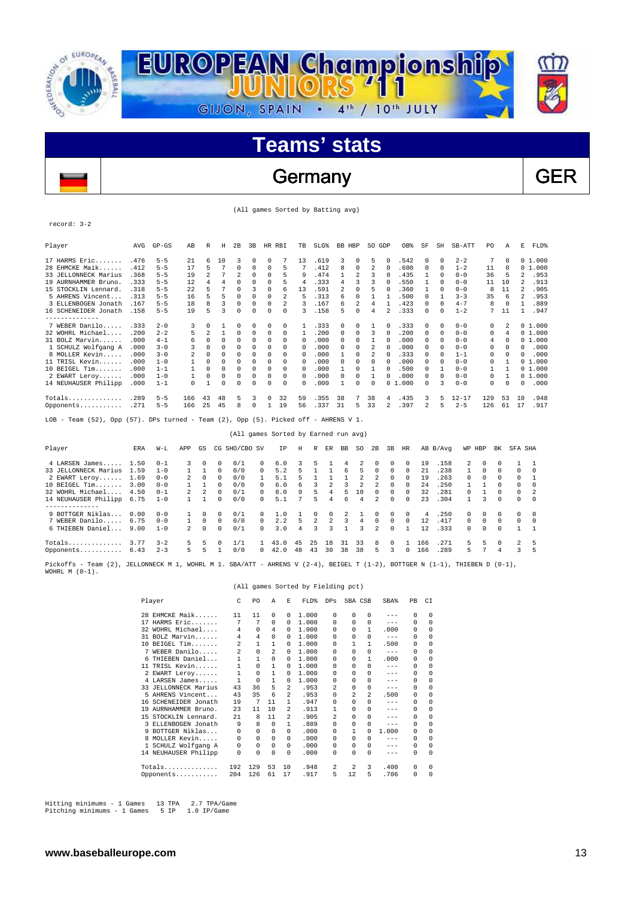# EUROPEAN Championship JUNIORS '11

GIJON, SPAIN • 4th / 10th JULY

## Teams' stats

## Germany — GER

(All games Sorted by Batting avg)

record: 3-2

| Player | AVG | GP-GS | AB | R | H | 2B | 3B | HR | RBI | TB | SLG% | BB | HBP | SO | GDP | OB% | SF | SH | SB-ATT | PO | A | E | FLD% |
|---|---|---|---|---|---|---|---|---|---|---|---|---|---|---|---|---|---|---|---|---|---|---|---|
| 17 HARMS Eric....... | .476 | 5-5 | 21 | 6 | 10 | 3 | 0 | 0 | 7 | 13 | .619 | 3 | 0 | 5 | 0 | .542 | 0 | 0 | 2-2 | 7 | 0 | 0 | 1.000 |
| 28 EHMCKE Maik...... | .412 | 5-5 | 17 | 5 | 7 | 0 | 0 | 0 | 5 | 7 | .412 | 8 | 0 | 2 | 0 | .600 | 0 | 0 | 1-2 | 11 | 0 | 0 | 1.000 |
| 33 JELLONNECK Marius | .368 | 5-5 | 19 | 2 | 7 | 2 | 0 | 0 | 5 | 9 | .474 | 1 | 2 | 3 | 0 | .435 | 1 | 0 | 0-0 | 36 | 5 | 2 | .953 |
| 19 AURNHAMMER Bruno. | .333 | 5-5 | 12 | 4 | 4 | 0 | 0 | 0 | 5 | 4 | .333 | 4 | 3 | 3 | 0 | .550 | 1 | 0 | 0-0 | 11 | 10 | 2 | .913 |
| 15 STOCKLIN Lennard. | .318 | 5-5 | 22 | 5 | 7 | 0 | 3 | 0 | 6 | 13 | .591 | 2 | 0 | 5 | 0 | .360 | 1 | 0 | 0-0 | 8 | 11 | 2 | .905 |
| 5 AHRENS Vincent.... | .313 | 5-5 | 16 | 5 | 5 | 0 | 0 | 0 | 2 | 5 | .313 | 6 | 0 | 1 | 1 | .500 | 0 | 1 | 3-3 | 35 | 6 | 2 | .953 |
| 3 ELLENBOGEN Jonath | .167 | 5-5 | 18 | 8 | 3 | 0 | 0 | 0 | 2 | 3 | .167 | 6 | 2 | 4 | 1 | .423 | 0 | 0 | 4-7 | 8 | 0 | 1 | .889 |
| 16 SCHENEIDER Jonath | .158 | 5-5 | 19 | 5 | 3 | 0 | 0 | 0 | 0 | 3 | .158 | 5 | 0 | 4 | 2 | .333 | 0 | 0 | 1-2 | 7 | 11 | 1 | .947 |
| 7 WEBER Danilo..... | .333 | 2-0 | 3 | 0 | 1 | 0 | 0 | 0 | 0 | 1 | .333 | 0 | 0 | 1 | 0 | .333 | 0 | 0 | 0-0 | 0 | 2 | 0 | 1.000 |
| 32 WOHRL Michael.... | .200 | 2-2 | 5 | 2 | 1 | 0 | 0 | 0 | 0 | 1 | .200 | 0 | 0 | 3 | 0 | .200 | 0 | 0 | 0-0 | 0 | 4 | 0 | 1.000 |
| 31 BOLZ Marvin...... | .000 | 4-1 | 6 | 0 | 0 | 0 | 0 | 0 | 0 | 0 | .000 | 0 | 0 | 1 | 0 | .000 | 0 | 0 | 0-0 | 4 | 0 | 0 | 1.000 |
| 1 SCHULZ Wolfgang A | .000 | 3-0 | 3 | 0 | 0 | 0 | 0 | 0 | 0 | 0 | .000 | 0 | 0 | 2 | 0 | .000 | 0 | 0 | 0-0 | 0 | 0 | 0 | .000 |
| 8 MOLLER Kevin..... | .000 | 3-0 | 2 | 0 | 0 | 0 | 0 | 0 | 0 | 0 | .000 | 1 | 0 | 2 | 0 | .333 | 0 | 0 | 1-1 | 0 | 0 | 0 | .000 |
| 11 TRISL Kevin...... | .000 | 1-0 | 1 | 0 | 0 | 0 | 0 | 0 | 0 | 0 | .000 | 0 | 0 | 0 | 0 | .000 | 0 | 0 | 0-0 | 0 | 1 | 0 | 1.000 |
| 10 BEIGEL Tim....... | .000 | 1-1 | 1 | 0 | 0 | 0 | 0 | 0 | 0 | 0 | .000 | 1 | 0 | 1 | 0 | .500 | 0 | 1 | 0-0 | 1 | 1 | 0 | 1.000 |
| 2 EWART Leroy...... | .000 | 1-0 | 1 | 0 | 0 | 0 | 0 | 0 | 0 | 0 | .000 | 0 | 0 | 1 | 0 | .000 | 0 | 0 | 0-0 | 0 | 1 | 0 | 1.000 |
| 14 NEUHAUSER Philipp | .000 | 1-1 | 0 | 1 | 0 | 0 | 0 | 0 | 0 | 0 | .000 | 1 | 0 | 0 | 0 | 1.000 | 0 | 3 | 0-0 | 0 | 0 | 0 | .000 |
| Totals.............. | .289 | 5-5 | 166 | 43 | 48 | 5 | 3 | 0 | 32 | 59 | .355 | 38 | 7 | 38 | 4 | .435 | 3 | 5 | 12-17 | 129 | 53 | 10 | .948 |
| Opponents........... | .271 | 5-5 | 166 | 25 | 45 | 8 | 0 | 1 | 19 | 56 | .337 | 31 | 5 | 33 | 2 | .397 | 2 | 5 | 2-5 | 126 | 61 | 17 | .917 |

LOB - Team (52), Opp (57). DPs turned - Team (2), Opp (5). Picked off - AHRENS V 1.

(All games Sorted by Earned run avg)

| Player | ERA | W-L | APP | GS | CG | SHO/CBO | SV | IP | H | R | ER | BB | SO | 2B | 3B | HR | AB | B/Avg | WP | HBP | BK | SFA | SHA |
|---|---|---|---|---|---|---|---|---|---|---|---|---|---|---|---|---|---|---|---|---|---|---|---|
| 4 LARSEN James..... | 1.50 | 0-1 | 3 | 0 | 0 | 0/1 | 0 | 6.0 | 3 | 5 | 1 | 4 | 2 | 0 | 0 | 0 | 19 | .158 | 2 | 0 | 0 | 1 | 1 |
| 33 JELLONNECK Marius | 1.59 | 1-0 | 1 | 1 | 0 | 0/0 | 0 | 5.2 | 5 | 1 | 1 | 6 | 5 | 0 | 0 | 0 | 21 | .238 | 1 | 0 | 0 | 0 | 0 |
| 2 EWART Leroy...... | 1.69 | 0-0 | 2 | 0 | 0 | 0/0 | 1 | 5.1 | 5 | 1 | 1 | 1 | 2 | 2 | 0 | 0 | 19 | .263 | 0 | 0 | 0 | 0 | 1 |
| 10 BEIGEL Tim....... | 3.00 | 0-0 | 1 | 1 | 0 | 0/0 | 0 | 6.0 | 6 | 3 | 2 | 3 | 2 | 2 | 0 | 0 | 24 | .250 | 1 | 1 | 0 | 0 | 0 |
| 32 WOHRL Michael.... | 4.50 | 0-1 | 2 | 2 | 0 | 0/1 | 0 | 8.0 | 9 | 5 | 4 | 5 | 10 | 0 | 0 | 0 | 32 | .281 | 0 | 1 | 0 | 0 | 2 |
| 14 NEUHAUSER Philipp | 6.75 | 1-0 | 1 | 1 | 0 | 0/0 | 0 | 5.1 | 7 | 5 | 4 | 6 | 4 | 2 | 0 | 0 | 23 | .304 | 1 | 3 | 0 | 0 | 0 |
| 9 BOTTGER Niklas... | 0.00 | 0-0 | 1 | 0 | 0 | 0/1 | 0 | 1.0 | 1 | 0 | 0 | 2 | 1 | 0 | 0 | 0 | 4 | .250 | 0 | 0 | 0 | 0 | 0 |
| 7 WEBER Danilo..... | 6.75 | 0-0 | 1 | 0 | 0 | 0/0 | 0 | 2.2 | 5 | 2 | 2 | 3 | 4 | 0 | 0 | 0 | 12 | .417 | 0 | 0 | 0 | 0 | 0 |
| 6 THIEBEN Daniel... | 9.00 | 1-0 | 2 | 0 | 0 | 0/1 | 0 | 3.0 | 4 | 3 | 3 | 1 | 3 | 2 | 0 | 1 | 12 | .333 | 0 | 0 | 0 | 1 | 1 |
| Totals.............. | 3.77 | 3-2 | 5 | 5 | 0 | 1/1 | 1 | 43.0 | 45 | 25 | 18 | 31 | 33 | 8 | 0 | 1 | 166 | .271 | 5 | 5 | 0 | 2 | 5 |
| Opponents........... | 6.43 | 2-3 | 5 | 5 | 1 | 0/0 | 0 | 42.0 | 48 | 43 | 30 | 38 | 38 | 5 | 3 | 0 | 166 | .289 | 5 | 7 | 4 | 3 | 5 |

Pickoffs - Team (2), JELLONNECK M 1, WOHRL M 1. SBA/ATT - AHRENS V (2-4), BEIGEL T (1-2), BOTTGER N (1-1), THIEBEN D (0-1), WOHRL M (0-1).

(All games Sorted by Fielding pct)

| Player | C | PO | A | E | FLD% | DPs | SBA | CSB | SBA% | PB | CI |
|---|---|---|---|---|---|---|---|---|---|---|---|
| 28 EHMCKE Maik...... | 11 | 11 | 0 | 0 | 1.000 | 0 | 0 | 0 | --- | 0 | 0 |
| 17 HARMS Eric....... | 7 | 7 | 0 | 0 | 1.000 | 0 | 0 | 0 | --- | 0 | 0 |
| 32 WOHRL Michael.... | 4 | 0 | 4 | 0 | 1.000 | 0 | 0 | 1 | .000 | 0 | 0 |
| 31 BOLZ Marvin...... | 4 | 4 | 0 | 0 | 1.000 | 0 | 0 | 0 | --- | 0 | 0 |
| 10 BEIGEL Tim....... | 2 | 1 | 1 | 0 | 1.000 | 0 | 1 | 1 | .500 | 0 | 0 |
| 7 WEBER Danilo..... | 2 | 0 | 2 | 0 | 1.000 | 0 | 0 | 0 | --- | 0 | 0 |
| 6 THIEBEN Daniel... | 1 | 1 | 0 | 0 | 1.000 | 0 | 0 | 1 | .000 | 0 | 0 |
| 11 TRISL Kevin...... | 1 | 0 | 1 | 0 | 1.000 | 0 | 0 | 0 | --- | 0 | 0 |
| 2 EWART Leroy...... | 1 | 0 | 1 | 0 | 1.000 | 0 | 0 | 0 | --- | 0 | 0 |
| 4 LARSEN James..... | 1 | 0 | 1 | 0 | 1.000 | 0 | 0 | 0 | --- | 0 | 0 |
| 33 JELLONNECK Marius | 43 | 36 | 5 | 2 | .953 | 2 | 0 | 0 | --- | 0 | 0 |
| 5 AHRENS Vincent.... | 43 | 35 | 6 | 2 | .953 | 0 | 2 | 2 | .500 | 0 | 0 |
| 16 SCHENEIDER Jonath | 19 | 7 | 11 | 1 | .947 | 0 | 0 | 0 | --- | 0 | 0 |
| 19 AURNHAMMER Bruno. | 23 | 11 | 10 | 2 | .913 | 1 | 0 | 0 | --- | 0 | 0 |
| 15 STOCKLIN Lennard. | 21 | 8 | 11 | 2 | .905 | 2 | 0 | 0 | --- | 0 | 0 |
| 3 ELLENBOGEN Jonath | 9 | 8 | 0 | 1 | .889 | 0 | 0 | 0 | --- | 0 | 0 |
| 9 BOTTGER Niklas... | 0 | 0 | 0 | 0 | .000 | 0 | 1 | 0 | 1.000 | 0 | 0 |
| 8 MOLLER Kevin..... | 0 | 0 | 0 | 0 | .000 | 0 | 0 | 0 | --- | 0 | 0 |
| 1 SCHULZ Wolfgang A | 0 | 0 | 0 | 0 | .000 | 0 | 0 | 0 | --- | 0 | 0 |
| 14 NEUHAUSER Philipp | 0 | 0 | 0 | 0 | .000 | 0 | 0 | 0 | --- | 0 | 0 |
| Totals.............. | 192 | 129 | 53 | 10 | .948 | 2 | 2 | 3 | .400 | 0 | 0 |
| Opponents........... | 204 | 126 | 61 | 17 | .917 | 5 | 12 | 5 | .706 | 0 | 0 |

Hitting minimums - 1 Games 13 TPA 2.7 TPA/Game
Pitching minimums - 1 Games 5 IP 1.0 IP/Game

www.baseballeurope.com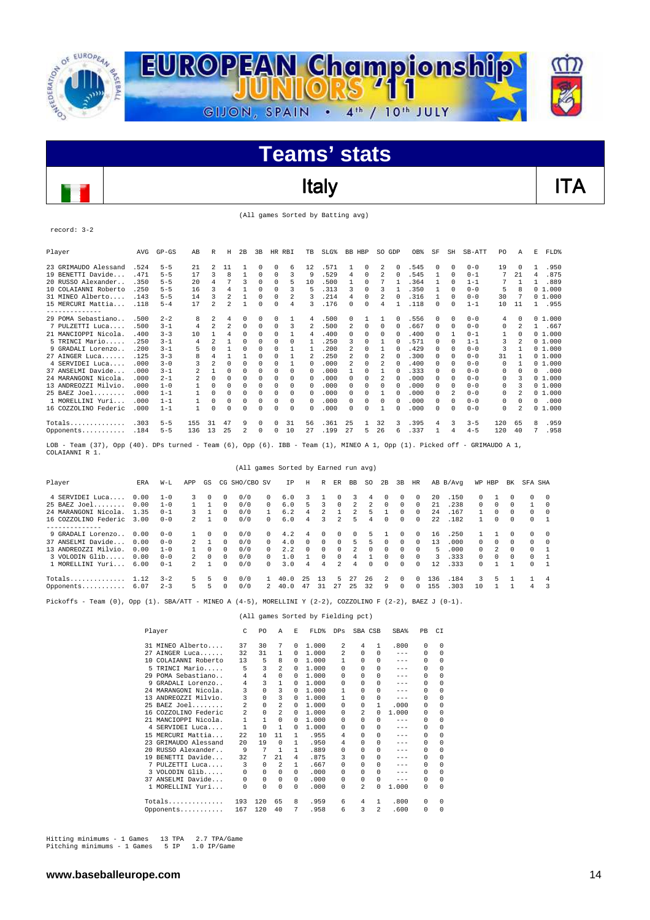# EUROPEAN Championship JUNIORS '11

GIJON, SPAIN • 4th / 10th JULY

## Teams' stats

## Italy ITA

(All games Sorted by Batting avg)

record: 3-2

| Player | AVG | GP-GS | AB | R | H | 2B | 3B | HR | RBI | TB | SLG% | BB | HBP | SO | GDP | OB% | SF | SH | SB-ATT | PO | A | E | FLD% |
|---|---|---|---|---|---|---|---|---|---|---|---|---|---|---|---|---|---|---|---|---|---|---|---|
| 23 GRIMAUDO Alessand | .524 | 5-5 | 21 | 2 | 11 | 1 | 0 | 0 | 6 | 12 | .571 | 1 | 0 | 2 | 0 | .545 | 0 | 0 | 0-0 | 19 | 0 | 1 | .950 |
| 19 BENETTI Davide.... | .471 | 5-5 | 17 | 3 | 8 | 1 | 0 | 0 | 3 | 9 | .529 | 4 | 0 | 2 | 0 | .545 | 1 | 0 | 0-1 | 7 | 21 | 4 | .875 |
| 20 RUSSO Alexander.. | .350 | 5-5 | 20 | 4 | 7 | 3 | 0 | 0 | 5 | 10 | .500 | 1 | 0 | 7 | 1 | .364 | 1 | 0 | 1-1 | 7 | 1 | 1 | .889 |
| 10 COLAIANNI Roberto | .250 | 5-5 | 16 | 3 | 4 | 1 | 0 | 0 | 3 | 5 | .313 | 3 | 0 | 3 | 1 | .350 | 1 | 0 | 0-0 | 5 | 8 | 0 | 1.000 |
| 31 MINEO Alberto.... | .143 | 5-5 | 14 | 3 | 2 | 1 | 0 | 0 | 2 | 3 | .214 | 4 | 0 | 2 | 0 | .316 | 1 | 0 | 0-0 | 30 | 7 | 0 | 1.000 |
| 15 MERCURI Mattia... | .118 | 5-4 | 17 | 2 | 2 | 1 | 0 | 0 | 4 | 3 | .176 | 0 | 0 | 4 | 1 | .118 | 0 | 0 | 1-1 | 10 | 11 | 1 | .955 |
| 29 POMA Sebastiano.. | .500 | 2-2 | 8 | 2 | 4 | 0 | 0 | 0 | 1 | 4 | .500 | 0 | 1 | 1 | 0 | .556 | 0 | 0 | 0-0 | 4 | 0 | 0 | 1.000 |
| 7 PULZETTI Luca.... | .500 | 3-1 | 4 | 2 | 2 | 0 | 0 | 0 | 3 | 2 | .500 | 2 | 0 | 0 | 0 | .667 | 0 | 0 | 0-0 | 0 | 2 | 1 | .667 |
| 21 MANCIOPPI Nicola. | .400 | 3-3 | 10 | 1 | 4 | 0 | 0 | 0 | 1 | 4 | .400 | 0 | 0 | 0 | 0 | .400 | 0 | 1 | 0-1 | 1 | 0 | 0 | 1.000 |
| 5 TRINCI Mario..... | .250 | 3-1 | 4 | 2 | 1 | 0 | 0 | 0 | 0 | 1 | .250 | 3 | 0 | 1 | 0 | .571 | 0 | 0 | 1-1 | 3 | 2 | 0 | 1.000 |
| 9 GRADALI Lorenzo.. | .200 | 3-1 | 5 | 0 | 1 | 0 | 0 | 0 | 1 | 1 | .200 | 2 | 0 | 1 | 0 | .429 | 0 | 0 | 0-0 | 3 | 1 | 0 | 1.000 |
| 27 AINGER Luca...... | .125 | 3-3 | 8 | 4 | 1 | 1 | 0 | 0 | 1 | 2 | .250 | 2 | 0 | 2 | 0 | .300 | 0 | 0 | 0-0 | 31 | 1 | 0 | 1.000 |
| 4 SERVIDEI Luca.... | .000 | 3-0 | 3 | 2 | 0 | 0 | 0 | 0 | 1 | 0 | .000 | 2 | 0 | 2 | 0 | .400 | 0 | 0 | 0-0 | 0 | 1 | 0 | 1.000 |
| 37 ANSELMI Davide.... | .000 | 3-1 | 2 | 1 | 0 | 0 | 0 | 0 | 0 | 0 | .000 | 1 | 0 | 1 | 0 | .333 | 0 | 0 | 0-0 | 0 | 0 | 0 | .000 |
| 24 MARANGONI Nicola. | .000 | 2-1 | 2 | 0 | 0 | 0 | 0 | 0 | 0 | 0 | .000 | 0 | 0 | 2 | 0 | .000 | 0 | 0 | 0-0 | 0 | 3 | 0 | 1.000 |
| 13 ANDREOZZI Milvio. | .000 | 1-0 | 1 | 0 | 0 | 0 | 0 | 0 | 0 | 0 | .000 | 0 | 0 | 0 | 0 | .000 | 0 | 0 | 0-0 | 0 | 3 | 0 | 1.000 |
| 25 BAEZ Joel........ | .000 | 1-1 | 1 | 0 | 0 | 0 | 0 | 0 | 0 | 0 | .000 | 0 | 0 | 1 | 0 | .000 | 0 | 2 | 0-0 | 0 | 2 | 0 | 1.000 |
| 1 MORELLINI Yuri.... | .000 | 1-1 | 1 | 0 | 0 | 0 | 0 | 0 | 0 | 0 | .000 | 0 | 0 | 0 | 0 | .000 | 0 | 0 | 0-0 | 0 | 0 | 0 | .000 |
| 16 COZZOLINO Federic | .000 | 1-1 | 1 | 0 | 0 | 0 | 0 | 0 | 0 | 0 | .000 | 0 | 0 | 1 | 0 | .000 | 0 | 0 | 0-0 | 0 | 2 | 0 | 1.000 |
| Totals.............. | .303 | 5-5 | 155 | 31 | 47 | 9 | 0 | 0 | 31 | 56 | .361 | 25 | 1 | 32 | 3 | .395 | 4 | 3 | 3-5 | 120 | 65 | 8 | .959 |
| Opponents........... | .184 | 5-5 | 136 | 13 | 25 | 2 | 0 | 0 | 10 | 27 | .199 | 27 | 5 | 26 | 6 | .337 | 1 | 4 | 4-5 | 120 | 40 | 7 | .958 |

LOB - Team (37), Opp (40). DPs turned - Team (6), Opp (6). IBB - Team (1), MINEO A 1, Opp (1). Picked off - GRIMAUDO A 1, COLAIANNI R 1.

(All games Sorted by Earned run avg)

| Player | ERA | W-L | APP | GS | CG | SHO/CBO | SV | IP | H | R | ER | BB | SO | 2B | 3B | HR | AB | B/Avg | WP | HBP | BK | SFA | SHA |
|---|---|---|---|---|---|---|---|---|---|---|---|---|---|---|---|---|---|---|---|---|---|---|---|
| 4 SERVIDEI Luca.... | 0.00 | 1-0 | 3 | 0 | 0 | 0/0 | 0 | 6.0 | 3 | 1 | 0 | 3 | 4 | 0 | 0 | 0 | 20 | .150 | 0 | 1 | 0 | 0 | 0 |
| 25 BAEZ Joel........ | 0.00 | 1-0 | 1 | 1 | 0 | 0/0 | 0 | 6.0 | 5 | 3 | 0 | 2 | 2 | 0 | 0 | 0 | 21 | .238 | 0 | 0 | 0 | 1 | 0 |
| 24 MARANGONI Nicola. | 1.35 | 0-1 | 3 | 1 | 0 | 0/0 | 1 | 6.2 | 4 | 2 | 1 | 2 | 5 | 1 | 0 | 0 | 24 | .167 | 1 | 0 | 0 | 0 | 0 |
| 16 COZZOLINO Federic | 3.00 | 0-0 | 2 | 1 | 0 | 0/0 | 0 | 6.0 | 4 | 3 | 2 | 5 | 4 | 0 | 0 | 0 | 22 | .182 | 1 | 0 | 0 | 0 | 1 |
| 9 GRADALI Lorenzo.. | 0.00 | 0-0 | 1 | 0 | 0 | 0/0 | 0 | 4.2 | 4 | 0 | 0 | 0 | 5 | 1 | 0 | 0 | 16 | .250 | 1 | 1 | 0 | 0 | 0 |
| 37 ANSELMI Davide.... | 0.00 | 0-0 | 2 | 1 | 0 | 0/0 | 0 | 4.0 | 0 | 0 | 0 | 5 | 5 | 0 | 0 | 0 | 13 | .000 | 0 | 0 | 0 | 0 | 0 |
| 13 ANDREOZZI Milvio. | 0.00 | 1-0 | 1 | 0 | 0 | 0/0 | 0 | 2.2 | 0 | 0 | 0 | 2 | 0 | 0 | 0 | 0 | 5 | .000 | 0 | 2 | 0 | 0 | 1 |
| 3 VOLODIN Glib..... | 0.00 | 0-0 | 2 | 0 | 0 | 0/0 | 0 | 1.0 | 1 | 0 | 0 | 4 | 1 | 0 | 0 | 0 | 3 | .333 | 0 | 0 | 0 | 0 | 1 |
| 1 MORELLINI Yuri.... | 6.00 | 0-1 | 2 | 1 | 0 | 0/0 | 0 | 3.0 | 4 | 4 | 2 | 4 | 0 | 0 | 0 | 0 | 12 | .333 | 0 | 1 | 1 | 0 | 1 |
| Totals.............. | 1.12 | 3-2 | 5 | 5 | 0 | 0/0 | 1 | 40.0 | 25 | 13 | 5 | 27 | 26 | 2 | 0 | 0 | 136 | .184 | 3 | 5 | 1 | 1 | 4 |
| Opponents........... | 6.07 | 2-3 | 5 | 5 | 0 | 0/0 | 2 | 40.0 | 47 | 31 | 27 | 25 | 32 | 9 | 0 | 0 | 155 | .303 | 10 | 1 | 1 | 4 | 3 |

Pickoffs - Team (0), Opp (1). SBA/ATT - MINEO A (4-5), MORELLINI Y (2-2), COZZOLINO F (2-2), BAEZ J (0-1).

(All games Sorted by Fielding pct)

| Player | C | PO | A | E | FLD% | DPs | SBA | CSB | SBA% | PB | CI |
|---|---|---|---|---|---|---|---|---|---|---|---|
| 31 MINEO Alberto.... | 37 | 30 | 7 | 0 | 1.000 | 2 | 4 | 1 | .800 | 0 | 0 |
| 27 AINGER Luca...... | 32 | 31 | 1 | 0 | 1.000 | 2 | 0 | 0 | --- | 0 | 0 |
| 10 COLAIANNI Roberto | 13 | 5 | 8 | 0 | 1.000 | 1 | 0 | 0 | --- | 0 | 0 |
| 5 TRINCI Mario..... | 5 | 3 | 2 | 0 | 1.000 | 0 | 0 | 0 | --- | 0 | 0 |
| 29 POMA Sebastiano.. | 4 | 4 | 0 | 0 | 1.000 | 0 | 0 | 0 | --- | 0 | 0 |
| 9 GRADALI Lorenzo.. | 4 | 3 | 1 | 0 | 1.000 | 0 | 0 | 0 | --- | 0 | 0 |
| 24 MARANGONI Nicola. | 3 | 0 | 3 | 0 | 1.000 | 1 | 0 | 0 | --- | 0 | 0 |
| 13 ANDREOZZI Milvio. | 3 | 0 | 3 | 0 | 1.000 | 1 | 0 | 0 | --- | 0 | 0 |
| 25 BAEZ Joel........ | 2 | 0 | 2 | 0 | 1.000 | 0 | 0 | 1 | .000 | 0 | 0 |
| 16 COZZOLINO Federic | 2 | 0 | 2 | 0 | 1.000 | 0 | 2 | 0 | 1.000 | 0 | 0 |
| 21 MANCIOPPI Nicola. | 1 | 1 | 0 | 0 | 1.000 | 0 | 0 | 0 | --- | 0 | 0 |
| 4 SERVIDEI Luca.... | 1 | 0 | 1 | 0 | 1.000 | 0 | 0 | 0 | --- | 0 | 0 |
| 15 MERCURI Mattia... | 22 | 10 | 11 | 1 | .955 | 4 | 0 | 0 | --- | 0 | 0 |
| 23 GRIMAUDO Alessand | 20 | 19 | 0 | 1 | .950 | 4 | 0 | 0 | --- | 0 | 0 |
| 20 RUSSO Alexander.. | 9 | 7 | 1 | 1 | .889 | 0 | 0 | 0 | --- | 0 | 0 |
| 19 BENETTI Davide.... | 32 | 7 | 21 | 4 | .875 | 3 | 0 | 0 | --- | 0 | 0 |
| 7 PULZETTI Luca.... | 3 | 0 | 2 | 1 | .667 | 0 | 0 | 0 | --- | 0 | 0 |
| 3 VOLODIN Glib..... | 0 | 0 | 0 | 0 | .000 | 0 | 0 | 0 | --- | 0 | 0 |
| 37 ANSELMI Davide.... | 0 | 0 | 0 | 0 | .000 | 0 | 0 | 0 | --- | 0 | 0 |
| 1 MORELLINI Yuri.... | 0 | 0 | 0 | 0 | .000 | 0 | 2 | 0 | 1.000 | 0 | 0 |
| Totals.............. | 193 | 120 | 65 | 8 | .959 | 6 | 4 | 1 | .800 | 0 | 0 |
| Opponents........... | 167 | 120 | 40 | 7 | .958 | 6 | 3 | 2 | .600 | 0 | 0 |

Hitting minimums - 1 Games 13 TPA 2.7 TPA/Game
Pitching minimums - 1 Games 5 IP 1.0 IP/Game

www.baseballeurope.com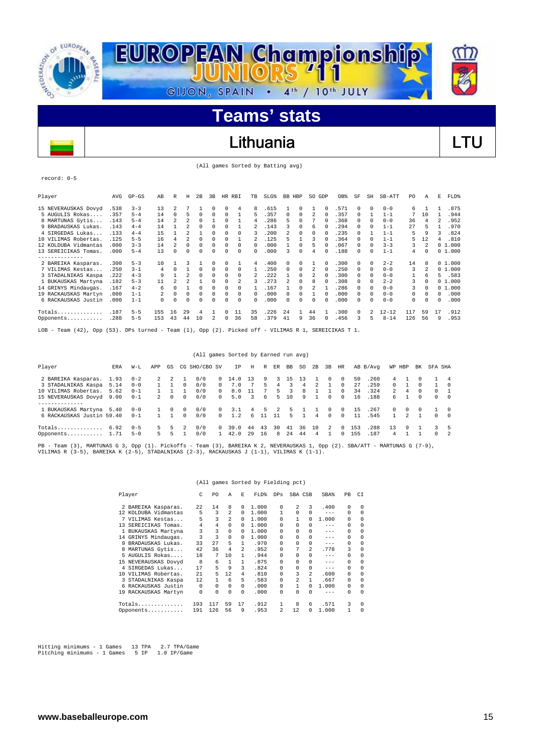# EUROPEAN Championship JUNIORS '11

GIJON, SPAIN • 4th / 10th JULY

## Teams' stats

## Lithuania — LTU

(All games Sorted by Batting avg)

record: 0-5

| Player | AVG | GP-GS | AB | R | H | 2B | 3B | HR | RBI | TB | SLG% | BB | HBP | SO | GDP | OB% | SF | SH | SB-ATT | PO | A | E | FLD% |
|---|---|---|---|---|---|---|---|---|---|---|---|---|---|---|---|---|---|---|---|---|---|---|---|
| 15 NEVERAUSKAS Dovyd | .538 | 3-3 | 13 | 2 | 7 | 1 | 0 | 0 | 4 | 8 | .615 | 1 | 0 | 1 | 0 | .571 | 0 | 0 | 0-0 | 6 | 1 | 1 | .875 |
| 5 AUGULIS Rokas.... | .357 | 5-4 | 14 | 0 | 5 | 0 | 0 | 0 | 1 | 5 | .357 | 0 | 0 | 2 | 0 | .357 | 0 | 1 | 1-1 | 7 | 10 | 1 | .944 |
| 8 MARTUNAS Gytis... | .143 | 5-4 | 14 | 2 | 2 | 0 | 1 | 0 | 1 | 4 | .286 | 5 | 0 | 7 | 0 | .368 | 0 | 0 | 0-0 | 36 | 4 | 2 | .952 |
| 9 BRADAUSKAS Lukas. | .143 | 4-4 | 14 | 1 | 2 | 0 | 0 | 0 | 1 | 2 | .143 | 3 | 0 | 6 | 0 | .294 | 0 | 0 | 1-1 | 27 | 5 | 1 | .970 |
| 4 SIRGEDAS Lukas... | .133 | 4-4 | 15 | 1 | 2 | 1 | 0 | 0 | 0 | 3 | .200 | 2 | 0 | 0 | 0 | .235 | 0 | 1 | 1-1 | 5 | 9 | 3 | .824 |
| 10 VILIMAS Robertas. | .125 | 5-5 | 16 | 4 | 2 | 0 | 0 | 0 | 1 | 2 | .125 | 5 | 1 | 3 | 0 | .364 | 0 | 0 | 1-1 | 5 | 12 | 4 | .810 |
| 12 KOLDUBA Vidmantas | .000 | 3-3 | 14 | 2 | 0 | 0 | 0 | 0 | 0 | 0 | .000 | 1 | 0 | 5 | 0 | .067 | 0 | 0 | 3-3 | 3 | 2 | 0 | 1.000 |
| 13 SEREICIKAS Tomas. | .000 | 5-4 | 13 | 0 | 0 | 0 | 0 | 0 | 0 | 0 | .000 | 3 | 0 | 4 | 0 | .188 | 0 | 0 | 1-1 | 4 | 0 | 0 | 1.000 |
| 2 BAREIKA Kasparas. | .300 | 5-3 | 10 | 1 | 3 | 1 | 0 | 0 | 1 | 4 | .400 | 0 | 0 | 1 | 0 | .300 | 0 | 0 | 2-2 | 14 | 8 | 0 | 1.000 |
| 7 VILIMAS Kestas... | .250 | 3-1 | 4 | 0 | 1 | 0 | 0 | 0 | 0 | 1 | .250 | 0 | 0 | 2 | 0 | .250 | 0 | 0 | 0-0 | 3 | 2 | 0 | 1.000 |
| 3 STADALNIKAS Kaspa | .222 | 4-3 | 9 | 1 | 2 | 0 | 0 | 0 | 0 | 2 | .222 | 1 | 0 | 2 | 0 | .300 | 0 | 0 | 0-0 | 1 | 6 | 5 | .583 |
| 1 BUKAUSKAS Martyna | .182 | 5-3 | 11 | 2 | 2 | 1 | 0 | 0 | 2 | 3 | .273 | 2 | 0 | 8 | 0 | .308 | 0 | 0 | 2-2 | 3 | 0 | 0 | 1.000 |
| 14 GRINYS Mindaugas. | .167 | 4-2 | 6 | 0 | 1 | 0 | 0 | 0 | 0 | 1 | .167 | 1 | 0 | 2 | 1 | .286 | 0 | 0 | 0-0 | 3 | 0 | 0 | 1.000 |
| 19 RACKAUSKAS Martyn | .000 | 1-1 | 2 | 0 | 0 | 0 | 0 | 0 | 0 | 0 | .000 | 0 | 0 | 1 | 0 | .000 | 0 | 0 | 0-0 | 0 | 0 | 0 | .000 |
| 6 RACKAUSKAS Justin | .000 | 1-1 | 0 | 0 | 0 | 0 | 0 | 0 | 0 | 0 | .000 | 0 | 0 | 0 | 0 | .000 | 0 | 0 | 0-0 | 0 | 0 | 0 | .000 |
| Totals.............. | .187 | 5-5 | 155 | 16 | 29 | 4 | 1 | 0 | 11 | 35 | .226 | 24 | 1 | 44 | 1 | .300 | 0 | 2 | 12-12 | 117 | 59 | 17 | .912 |
| Opponents........... | .288 | 5-5 | 153 | 43 | 44 | 10 | 2 | 0 | 36 | 58 | .379 | 41 | 9 | 36 | 0 | .456 | 3 | 5 | 8-14 | 126 | 56 | 9 | .953 |

LOB - Team (42), Opp (53). DPs turned - Team (1), Opp (2). Picked off - VILIMAS R 1, SEREICIKAS T 1.

(All games Sorted by Earned run avg)

| Player | ERA | W-L | APP | GS | CG | SHO/CBO | SV | IP | H | R | ER | BB | SO | 2B | 3B | HR | AB | B/Avg | WP | HBP | BK | SFA | SHA |
|---|---|---|---|---|---|---|---|---|---|---|---|---|---|---|---|---|---|---|---|---|---|---|---|
| 2 BAREIKA Kasparas. | 1.93 | 0-2 | 2 | 2 | 1 | 0/0 | 0 | 14.0 | 13 | 9 | 3 | 15 | 13 | 1 | 0 | 0 | 50 | .260 | 4 | 1 | 0 | 1 | 4 |
| 3 STADALNIKAS Kaspa | 5.14 | 0-0 | 1 | 1 | 0 | 0/0 | 0 | 7.0 | 7 | 5 | 4 | 3 | 4 | 2 | 1 | 0 | 27 | .259 | 0 | 1 | 0 | 1 | 0 |
| 10 VILIMAS Robertas. | 5.62 | 0-1 | 1 | 1 | 1 | 0/0 | 0 | 8.0 | 11 | 7 | 5 | 3 | 8 | 1 | 1 | 0 | 34 | .324 | 2 | 4 | 0 | 0 | 1 |
| 15 NEVERAUSKAS Dovyd | 9.00 | 0-1 | 2 | 0 | 0 | 0/0 | 0 | 5.0 | 3 | 6 | 5 | 10 | 9 | 1 | 0 | 0 | 16 | .188 | 6 | 1 | 0 | 0 | 0 |
| 1 BUKAUSKAS Martyna | 5.40 | 0-0 | 1 | 0 | 0 | 0/0 | 0 | 3.1 | 4 | 5 | 2 | 5 | 1 | 1 | 0 | 0 | 15 | .267 | 0 | 0 | 0 | 1 | 0 |
| 6 RACKAUSKAS Justin | 59.40 | 0-1 | 1 | 1 | 0 | 0/0 | 0 | 1.2 | 6 | 11 | 11 | 5 | 1 | 4 | 0 | 0 | 11 | .545 | 1 | 2 | 1 | 0 | 0 |
| Totals.............. | 6.92 | 0-5 | 5 | 5 | 2 | 0/0 | 0 | 39.0 | 44 | 43 | 30 | 41 | 36 | 10 | 2 | 0 | 153 | .288 | 13 | 9 | 1 | 3 | 5 |
| Opponents........... | 1.71 | 5-0 | 5 | 5 | 1 | 0/0 | 1 | 42.0 | 29 | 16 | 8 | 24 | 44 | 4 | 1 | 0 | 155 | .187 | 4 | 1 | 1 | 0 | 2 |

PB - Team (3), MARTUNAS G 3, Opp (1). Pickoffs - Team (3), BAREIKA K 2, NEVERAUSKAS 1, Opp (2). SBA/ATT - MARTUNAS G (7-9), VILIMAS R (3-5), BAREIKA K (2-5), STADALNIKAS (2-3), RACKAUSKAS J (1-1), VILIMAS K (1-1).

(All games Sorted by Fielding pct)

| Player | C | PO | A | E | FLD% | DPs | SBA | CSB | SBA% | PB | CI |
|---|---|---|---|---|---|---|---|---|---|---|---|
| 2 BAREIKA Kasparas. | 22 | 14 | 8 | 0 | 1.000 | 0 | 2 | 3 | .400 | 0 | 0 |
| 12 KOLDUBA Vidmantas | 5 | 3 | 2 | 0 | 1.000 | 1 | 0 | 0 | --- | 0 | 0 |
| 7 VILIMAS Kestas... | 5 | 3 | 2 | 0 | 1.000 | 0 | 1 | 0 | 1.000 | 0 | 0 |
| 13 SEREICIKAS Tomas. | 4 | 4 | 0 | 0 | 1.000 | 0 | 0 | 0 | --- | 0 | 0 |
| 1 BUKAUSKAS Martyna | 3 | 3 | 0 | 0 | 1.000 | 0 | 0 | 0 | --- | 0 | 0 |
| 14 GRINYS Mindaugas. | 3 | 3 | 0 | 0 | 1.000 | 0 | 0 | 0 | --- | 0 | 0 |
| 9 BRADAUSKAS Lukas. | 33 | 27 | 5 | 1 | .970 | 0 | 0 | 0 | --- | 0 | 0 |
| 8 MARTUNAS Gytis... | 42 | 36 | 4 | 2 | .952 | 0 | 7 | 2 | .778 | 3 | 0 |
| 5 AUGULIS Rokas.... | 18 | 7 | 10 | 1 | .944 | 0 | 0 | 0 | --- | 0 | 0 |
| 15 NEVERAUSKAS Dovyd | 8 | 6 | 1 | 1 | .875 | 0 | 0 | 0 | --- | 0 | 0 |
| 4 SIRGEDAS Lukas... | 17 | 5 | 9 | 3 | .824 | 0 | 0 | 0 | --- | 0 | 0 |
| 10 VILIMAS Robertas. | 21 | 5 | 12 | 4 | .810 | 0 | 3 | 2 | .600 | 0 | 0 |
| 3 STADALNIKAS Kaspa | 12 | 1 | 6 | 5 | .583 | 0 | 2 | 1 | .667 | 0 | 0 |
| 6 RACKAUSKAS Justin | 0 | 0 | 0 | 0 | .000 | 0 | 1 | 0 | 1.000 | 0 | 0 |
| 19 RACKAUSKAS Martyn | 0 | 0 | 0 | 0 | .000 | 0 | 0 | 0 | --- | 0 | 0 |
| Totals.............. | 193 | 117 | 59 | 17 | .912 | 1 | 8 | 6 | .571 | 3 | 0 |
| Opponents........... | 191 | 126 | 56 | 9 | .953 | 2 | 12 | 0 | 1.000 | 1 | 0 |

Hitting minimums - 1 Games 13 TPA 2.7 TPA/Game
Pitching minimums - 1 Games 5 IP 1.0 IP/Game

www.baseballeurope.com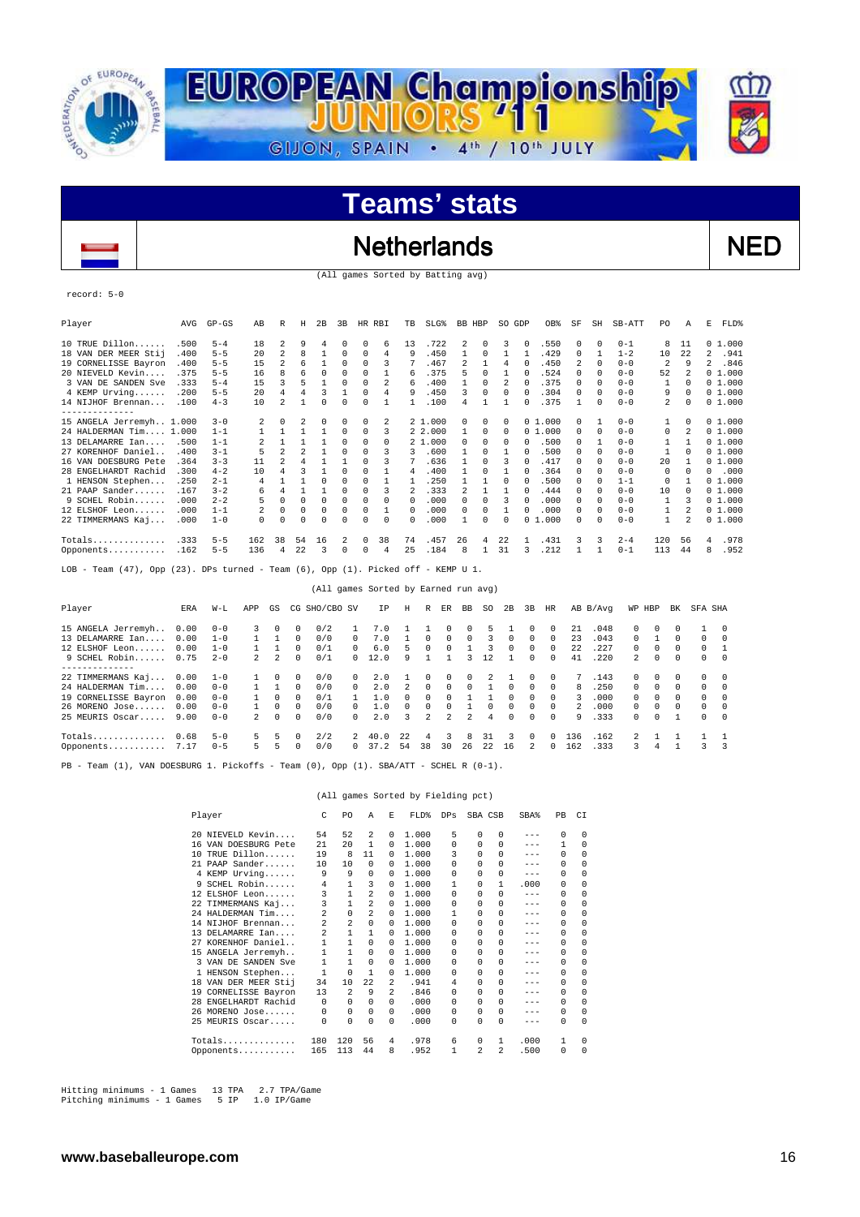# EUROPEAN Championship JUNIORS '11

GIJON, SPAIN • 4th / 10th JULY

## Teams' stats

## Netherlands NED

(All games Sorted by Batting avg)

record: 5-0

| Player | AVG | GP-GS | AB | R | H | 2B | 3B | HR | RBI | TB | SLG% | BB | HBP | SO | GDP | OB% | SF | SH | SB-ATT | PO | A | E | FLD% |
|---|---|---|---|---|---|---|---|---|---|---|---|---|---|---|---|---|---|---|---|---|---|---|---|
| 10 TRUE Dillon...... | .500 | 5-4 | 18 | 2 | 9 | 4 | 0 | 0 | 6 | 13 | .722 | 2 | 0 | 3 | 0 | .550 | 0 | 0 | 0-1 | 8 | 11 | 0 | 1.000 |
| 18 VAN DER MEER Stij | .400 | 5-5 | 20 | 2 | 8 | 1 | 0 | 0 | 4 | 9 | .450 | 1 | 0 | 1 | 1 | .429 | 0 | 1 | 1-2 | 10 | 22 | 2 | .941 |
| 19 CORNELISSE Bayron | .400 | 5-5 | 15 | 2 | 6 | 1 | 0 | 0 | 3 | 7 | .467 | 2 | 1 | 4 | 0 | .450 | 2 | 0 | 0-0 | 2 | 9 | 2 | .846 |
| 20 NIEVELD Kevin.... | .375 | 5-5 | 16 | 8 | 6 | 0 | 0 | 0 | 1 | 6 | .375 | 5 | 0 | 1 | 0 | .524 | 0 | 0 | 0-0 | 52 | 2 | 0 | 1.000 |
| 3 VAN DE SANDEN Sve | .333 | 5-4 | 15 | 3 | 5 | 1 | 0 | 0 | 2 | 6 | .400 | 1 | 0 | 2 | 0 | .375 | 0 | 0 | 0-0 | 1 | 0 | 0 | 1.000 |
| 4 KEMP Urving...... | .200 | 5-5 | 20 | 4 | 4 | 3 | 1 | 0 | 4 | 9 | .450 | 3 | 0 | 0 | 0 | .304 | 0 | 0 | 0-0 | 9 | 0 | 0 | 1.000 |
| 14 NIJHOF Brennan... | .100 | 4-3 | 10 | 2 | 1 | 0 | 0 | 0 | 1 | 1 | .100 | 4 | 1 | 1 | 0 | .375 | 1 | 0 | 0-0 | 2 | 0 | 0 | 1.000 |
| 15 ANGELA Jerremyh.. | 1.000 | 3-0 | 2 | 0 | 2 | 0 | 0 | 0 | 2 | 2 | 1.000 | 0 | 0 | 0 | 0 | 1.000 | 0 | 1 | 0-0 | 1 | 0 | 0 | 1.000 |
| 24 HALDERMAN Tim.... | 1.000 | 1-1 | 1 | 1 | 1 | 1 | 0 | 0 | 3 | 2 | 2.000 | 1 | 0 | 0 | 0 | 1.000 | 0 | 0 | 0-0 | 0 | 2 | 0 | 1.000 |
| 13 DELAMARRE Ian.... | .500 | 1-1 | 2 | 1 | 1 | 1 | 0 | 0 | 0 | 2 | 1.000 | 0 | 0 | 0 | 0 | .500 | 0 | 1 | 0-0 | 1 | 1 | 0 | 1.000 |
| 27 KORENHOF Daniel.. | .400 | 3-1 | 5 | 2 | 2 | 1 | 0 | 0 | 3 | 3 | .600 | 1 | 0 | 1 | 0 | .500 | 0 | 0 | 0-0 | 1 | 0 | 0 | 1.000 |
| 16 VAN DOESBURG Pete | .364 | 3-3 | 11 | 2 | 4 | 1 | 1 | 0 | 3 | 7 | .636 | 1 | 0 | 3 | 0 | .417 | 0 | 0 | 0-0 | 20 | 1 | 0 | 1.000 |
| 28 ENGELHARDT Rachid | .300 | 4-2 | 10 | 4 | 3 | 1 | 0 | 0 | 1 | 4 | .400 | 1 | 0 | 1 | 0 | .364 | 0 | 0 | 0-0 | 0 | 0 | 0 | .000 |
| 1 HENSON Stephen... | .250 | 2-1 | 4 | 1 | 1 | 0 | 0 | 0 | 1 | 1 | .250 | 1 | 1 | 0 | 0 | .500 | 0 | 0 | 1-1 | 0 | 1 | 0 | 1.000 |
| 21 PAAP Sander...... | .167 | 3-2 | 6 | 4 | 1 | 1 | 0 | 0 | 3 | 2 | .333 | 2 | 1 | 1 | 0 | .444 | 0 | 0 | 0-0 | 10 | 0 | 0 | 1.000 |
| 9 SCHEL Robin...... | .000 | 2-2 | 5 | 0 | 0 | 0 | 0 | 0 | 0 | 0 | .000 | 0 | 0 | 3 | 0 | .000 | 0 | 0 | 0-0 | 1 | 3 | 0 | 1.000 |
| 12 ELSHOF Leon...... | .000 | 1-1 | 2 | 0 | 0 | 0 | 0 | 0 | 1 | 0 | .000 | 0 | 0 | 1 | 0 | .000 | 0 | 0 | 0-0 | 1 | 2 | 0 | 1.000 |
| 22 TIMMERMANS Kaj... | .000 | 1-0 | 0 | 0 | 0 | 0 | 0 | 0 | 0 | 0 | .000 | 1 | 0 | 0 | 0 | 1.000 | 0 | 0 | 0-0 | 1 | 2 | 0 | 1.000 |
| Totals.............. | .333 | 5-5 | 162 | 38 | 54 | 16 | 2 | 0 | 38 | 74 | .457 | 26 | 4 | 22 | 1 | .431 | 3 | 3 | 2-4 | 120 | 56 | 4 | .978 |
| Opponents........... | .162 | 5-5 | 136 | 4 | 22 | 3 | 0 | 0 | 4 | 25 | .184 | 8 | 1 | 31 | 3 | .212 | 1 | 1 | 0-1 | 113 | 44 | 8 | .952 |

LOB - Team (47), Opp (23). DPs turned - Team (6), Opp (1). Picked off - KEMP U 1.

(All games Sorted by Earned run avg)

| Player | ERA | W-L | APP | GS | CG | SHO/CBO | SV | IP | H | R | ER | BB | SO | 2B | 3B | HR | AB | B/Avg | WP | HBP | BK | SFA | SHA |
|---|---|---|---|---|---|---|---|---|---|---|---|---|---|---|---|---|---|---|---|---|---|---|---|
| 15 ANGELA Jerremyh.. | 0.00 | 0-0 | 3 | 0 | 0 | 0/2 | 1 | 7.0 | 1 | 1 | 0 | 0 | 5 | 1 | 0 | 0 | 21 | .048 | 0 | 0 | 0 | 1 | 0 |
| 13 DELAMARRE Ian.... | 0.00 | 1-0 | 1 | 1 | 0 | 0/0 | 0 | 7.0 | 1 | 0 | 0 | 0 | 3 | 0 | 0 | 0 | 23 | .043 | 0 | 1 | 0 | 0 | 0 |
| 12 ELSHOF Leon...... | 0.00 | 1-0 | 1 | 1 | 0 | 0/1 | 0 | 6.0 | 5 | 0 | 0 | 1 | 3 | 0 | 0 | 0 | 22 | .227 | 0 | 0 | 0 | 0 | 1 |
| 9 SCHEL Robin...... | 0.75 | 2-0 | 2 | 2 | 0 | 0/1 | 0 | 12.0 | 9 | 1 | 1 | 3 | 12 | 1 | 0 | 0 | 41 | .220 | 2 | 0 | 0 | 0 | 0 |
| 22 TIMMERMANS Kaj... | 0.00 | 1-0 | 1 | 0 | 0 | 0/0 | 0 | 2.0 | 1 | 0 | 0 | 0 | 2 | 1 | 0 | 0 | 7 | .143 | 0 | 0 | 0 | 0 | 0 |
| 24 HALDERMAN Tim.... | 0.00 | 0-0 | 1 | 1 | 0 | 0/0 | 0 | 2.0 | 2 | 0 | 0 | 0 | 1 | 0 | 0 | 0 | 8 | .250 | 0 | 0 | 0 | 0 | 0 |
| 19 CORNELISSE Bayron | 0.00 | 0-0 | 1 | 0 | 0 | 0/1 | 1 | 1.0 | 0 | 0 | 0 | 1 | 1 | 0 | 0 | 0 | 3 | .000 | 0 | 0 | 0 | 0 | 0 |
| 26 MORENO Jose...... | 0.00 | 0-0 | 1 | 0 | 0 | 0/0 | 0 | 1.0 | 0 | 0 | 0 | 1 | 0 | 0 | 0 | 0 | 2 | .000 | 0 | 0 | 0 | 0 | 0 |
| 25 MEURIS Oscar..... | 9.00 | 0-0 | 2 | 0 | 0 | 0/0 | 0 | 2.0 | 3 | 2 | 2 | 2 | 4 | 0 | 0 | 0 | 9 | .333 | 0 | 0 | 1 | 0 | 0 |
| Totals.............. | 0.68 | 5-0 | 5 | 5 | 0 | 2/2 | 2 | 40.0 | 22 | 4 | 3 | 8 | 31 | 3 | 0 | 0 | 136 | .162 | 2 | 1 | 1 | 1 | 1 |
| Opponents........... | 7.17 | 0-5 | 5 | 5 | 0 | 0/0 | 0 | 37.2 | 54 | 38 | 30 | 26 | 22 | 16 | 2 | 0 | 162 | .333 | 3 | 4 | 1 | 3 | 3 |

PB - Team (1), VAN DOESBURG 1. Pickoffs - Team (0), Opp (1). SBA/ATT - SCHEL R (0-1).

(All games Sorted by Fielding pct)

| Player | C | PO | A | E | FLD% | DPs | SBA | CSB | SBA% | PB | CI |
|---|---|---|---|---|---|---|---|---|---|---|---|
| 20 NIEVELD Kevin.... | 54 | 52 | 2 | 0 | 1.000 | 5 | 0 | 0 | --- | 0 | 0 |
| 16 VAN DOESBURG Pete | 21 | 20 | 1 | 0 | 1.000 | 0 | 0 | 0 | --- | 1 | 0 |
| 10 TRUE Dillon...... | 19 | 8 | 11 | 0 | 1.000 | 3 | 0 | 0 | --- | 0 | 0 |
| 21 PAAP Sander...... | 10 | 10 | 0 | 0 | 1.000 | 0 | 0 | 0 | --- | 0 | 0 |
| 4 KEMP Urving...... | 9 | 9 | 0 | 0 | 1.000 | 0 | 0 | 0 | --- | 0 | 0 |
| 9 SCHEL Robin...... | 4 | 1 | 3 | 0 | 1.000 | 1 | 0 | 1 | .000 | 0 | 0 |
| 12 ELSHOF Leon...... | 3 | 1 | 2 | 0 | 1.000 | 0 | 0 | 0 | --- | 0 | 0 |
| 22 TIMMERMANS Kaj... | 3 | 1 | 2 | 0 | 1.000 | 0 | 0 | 0 | --- | 0 | 0 |
| 24 HALDERMAN Tim.... | 2 | 0 | 2 | 0 | 1.000 | 1 | 0 | 0 | --- | 0 | 0 |
| 14 NIJHOF Brennan... | 2 | 2 | 0 | 0 | 1.000 | 0 | 0 | 0 | --- | 0 | 0 |
| 13 DELAMARRE Ian.... | 2 | 1 | 1 | 0 | 1.000 | 0 | 0 | 0 | --- | 0 | 0 |
| 27 KORENHOF Daniel.. | 1 | 1 | 0 | 0 | 1.000 | 0 | 0 | 0 | --- | 0 | 0 |
| 15 ANGELA Jerremyh.. | 1 | 1 | 0 | 0 | 1.000 | 0 | 0 | 0 | --- | 0 | 0 |
| 3 VAN DE SANDEN Sve | 1 | 1 | 0 | 0 | 1.000 | 0 | 0 | 0 | --- | 0 | 0 |
| 1 HENSON Stephen... | 1 | 0 | 1 | 0 | 1.000 | 0 | 0 | 0 | --- | 0 | 0 |
| 18 VAN DER MEER Stij | 34 | 10 | 22 | 2 | .941 | 4 | 0 | 0 | --- | 0 | 0 |
| 19 CORNELISSE Bayron | 13 | 2 | 9 | 2 | .846 | 0 | 0 | 0 | --- | 0 | 0 |
| 28 ENGELHARDT Rachid | 0 | 0 | 0 | 0 | .000 | 0 | 0 | 0 | --- | 0 | 0 |
| 26 MORENO Jose...... | 0 | 0 | 0 | 0 | .000 | 0 | 0 | 0 | --- | 0 | 0 |
| 25 MEURIS Oscar..... | 0 | 0 | 0 | 0 | .000 | 0 | 0 | 0 | --- | 0 | 0 |
| Totals.............. | 180 | 120 | 56 | 4 | .978 | 6 | 0 | 1 | .000 | 1 | 0 |
| Opponents........... | 165 | 113 | 44 | 8 | .952 | 1 | 2 | 2 | .500 | 0 | 0 |

Hitting minimums - 1 Games 13 TPA 2.7 TPA/Game
Pitching minimums - 1 Games 5 IP 1.0 IP/Game

www.baseballeurope.com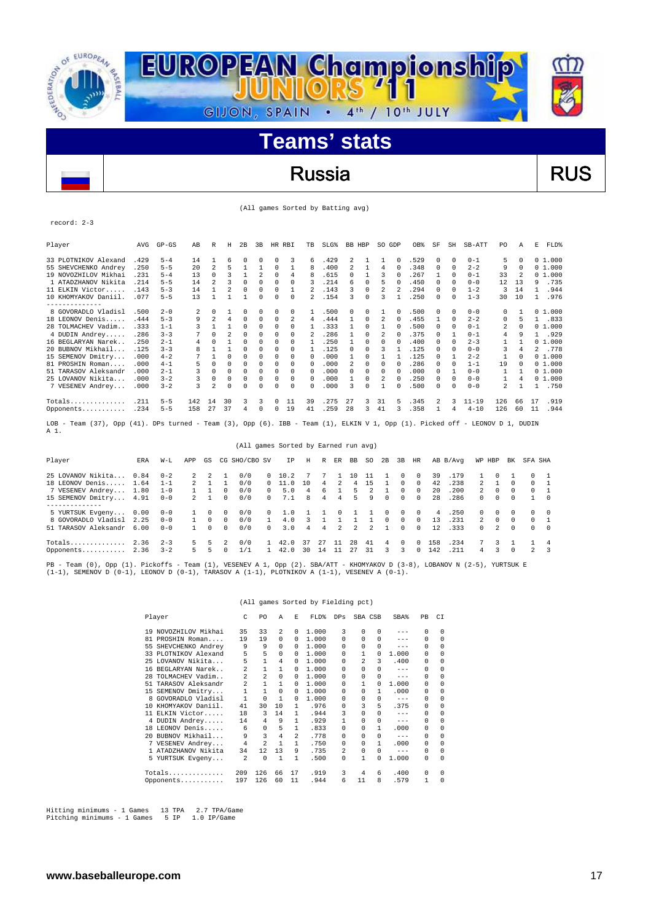# EUROPEAN Championship JUNIORS '11

GIJON, SPAIN • 4th / 10th JULY

## Teams' stats

## Russia — RUS

(All games Sorted by Batting avg)

record: 2-3

| Player | AVG | GP-GS | AB | R | H | 2B | 3B | HR | RBI | TB | SLG% | BB | HBP | SO | GDP | OB% | SF | SH | SB-ATT | PO | A | E | FLD% |
|---|---|---|---|---|---|---|---|---|---|---|---|---|---|---|---|---|---|---|---|---|---|---|---|
| 33 PLOTNIKOV Alexand | .429 | 5-4 | 14 | 1 | 6 | 0 | 0 | 0 | 3 | 6 | .429 | 2 | 1 | 1 | 0 | .529 | 0 | 0 | 0-1 | 5 | 0 | 0 | 1.000 |
| 55 SHEVCHENKO Andrey | .250 | 5-5 | 20 | 2 | 5 | 1 | 1 | 0 | 1 | 8 | .400 | 2 | 1 | 4 | 0 | .348 | 0 | 0 | 2-2 | 9 | 0 | 0 | 1.000 |
| 19 NOVOZHILOV Mikhai | .231 | 5-4 | 13 | 0 | 3 | 1 | 2 | 0 | 4 | 8 | .615 | 0 | 1 | 3 | 0 | .267 | 1 | 0 | 0-1 | 33 | 2 | 0 | 1.000 |
| 1 ATADZHANOV Nikita | .214 | 5-5 | 14 | 2 | 3 | 0 | 0 | 0 | 0 | 3 | .214 | 6 | 0 | 5 | 0 | .450 | 0 | 0 | 0-0 | 12 | 13 | 9 | .735 |
| 11 ELKIN Victor..... | .143 | 5-3 | 14 | 1 | 2 | 0 | 0 | 0 | 1 | 2 | .143 | 3 | 0 | 2 | 2 | .294 | 0 | 0 | 1-2 | 3 | 14 | 1 | .944 |
| 10 KHOMYAKOV Daniil. | .077 | 5-5 | 13 | 1 | 1 | 1 | 0 | 0 | 0 | 2 | .154 | 3 | 0 | 3 | 1 | .250 | 0 | 0 | 1-3 | 30 | 10 | 1 | .976 |
| -------------- | | | | | | | | | | | | | | | | | | | | | | | |
| 8 GOVORADLO Vladisl | .500 | 2-0 | 2 | 0 | 1 | 0 | 0 | 0 | 0 | 1 | .500 | 0 | 0 | 1 | 0 | .500 | 0 | 0 | 0-0 | 0 | 1 | 0 | 1.000 |
| 18 LEONOV Denis...... | .444 | 5-3 | 9 | 2 | 4 | 0 | 0 | 0 | 2 | 4 | .444 | 1 | 0 | 2 | 0 | .455 | 1 | 0 | 2-2 | 0 | 5 | 1 | .833 |
| 28 TOLMACHEV Vadim.. | .333 | 1-1 | 3 | 1 | 1 | 0 | 0 | 0 | 0 | 1 | .333 | 1 | 0 | 1 | 0 | .500 | 0 | 0 | 0-1 | 2 | 0 | 0 | 1.000 |
| 4 DUDIN Andrey...... | .286 | 3-3 | 7 | 0 | 2 | 0 | 0 | 0 | 0 | 2 | .286 | 1 | 0 | 2 | 0 | .375 | 0 | 1 | 0-1 | 4 | 9 | 1 | .929 |
| 16 BEGLARYAN Narek.. | .250 | 2-1 | 4 | 0 | 1 | 0 | 0 | 0 | 0 | 1 | .250 | 1 | 0 | 0 | 0 | .400 | 0 | 0 | 2-3 | 1 | 1 | 0 | 1.000 |
| 20 BUBNOV Mikhail... | .125 | 3-3 | 8 | 1 | 1 | 0 | 0 | 0 | 0 | 1 | .125 | 0 | 0 | 3 | 1 | .125 | 0 | 0 | 0-0 | 3 | 4 | 2 | .778 |
| 15 SEMENOV Dmitry.... | .000 | 4-2 | 7 | 1 | 0 | 0 | 0 | 0 | 0 | 0 | .000 | 1 | 0 | 1 | 1 | .125 | 0 | 1 | 2-2 | 1 | 0 | 0 | 1.000 |
| 81 PROSHIN Roman..... | .000 | 4-1 | 5 | 0 | 0 | 0 | 0 | 0 | 0 | 0 | .000 | 2 | 0 | 0 | 0 | .286 | 0 | 0 | 1-1 | 19 | 0 | 0 | 1.000 |
| 51 TARASOV Aleksandr | .000 | 2-1 | 3 | 0 | 0 | 0 | 0 | 0 | 0 | 0 | .000 | 0 | 0 | 0 | 0 | .000 | 0 | 1 | 0-0 | 1 | 1 | 0 | 1.000 |
| 25 LOVANOV Nikita... | .000 | 3-2 | 3 | 0 | 0 | 0 | 0 | 0 | 0 | 0 | .000 | 1 | 0 | 2 | 0 | .250 | 0 | 0 | 0-0 | 1 | 4 | 0 | 1.000 |
| 7 VESENEV Andrey.... | .000 | 3-2 | 3 | 2 | 0 | 0 | 0 | 0 | 0 | 0 | .000 | 3 | 0 | 1 | 0 | .500 | 0 | 0 | 0-0 | 2 | 1 | 1 | .750 |
| Totals.............. | .211 | 5-5 | 142 | 14 | 30 | 3 | 3 | 0 | 11 | 39 | .275 | 27 | 3 | 31 | 5 | .345 | 2 | 3 | 11-19 | 126 | 66 | 17 | .919 |
| Opponents........... | .234 | 5-5 | 158 | 27 | 37 | 4 | 0 | 0 | 19 | 41 | .259 | 28 | 3 | 41 | 3 | .358 | 1 | 4 | 4-10 | 126 | 60 | 11 | .944 |

LOB - Team (37), Opp (41). DPs turned - Team (3), Opp (6). IBB - Team (1), ELKIN V 1, Opp (1). Picked off - LEONOV D 1, DUDIN A 1.

(All games Sorted by Earned run avg)

| Player | ERA | W-L | APP | GS | CG | SHO/CBO | SV | IP | H | R | ER | BB | SO | 2B | 3B | HR | AB | B/Avg | WP | HBP | BK | SFA | SHA |
|---|---|---|---|---|---|---|---|---|---|---|---|---|---|---|---|---|---|---|---|---|---|---|---|
| 25 LOVANOV Nikita... | 0.84 | 0-2 | 2 | 2 | 1 | 0/0 | 0 | 10.2 | 7 | 7 | 1 | 10 | 11 | 1 | 0 | 0 | 39 | .179 | 1 | 0 | 1 | 0 | 1 |
| 18 LEONOV Denis..... | 1.64 | 1-1 | 2 | 1 | 1 | 0/0 | 0 | 11.0 | 10 | 4 | 2 | 4 | 15 | 1 | 0 | 0 | 42 | .238 | 2 | 1 | 0 | 0 | 1 |
| 7 VESENEV Andrey... | 1.80 | 1-0 | 1 | 1 | 0 | 0/0 | 0 | 5.0 | 4 | 6 | 1 | 5 | 2 | 1 | 0 | 0 | 20 | .200 | 2 | 0 | 0 | 0 | 1 |
| 15 SEMENOV Dmitry... | 4.91 | 0-0 | 2 | 1 | 0 | 0/0 | 0 | 7.1 | 8 | 4 | 4 | 5 | 9 | 0 | 0 | 0 | 28 | .286 | 0 | 0 | 0 | 1 | 0 |
| -------------- | | | | | | | | | | | | | | | | | | | | | | | |
| 5 YURTSUK Evgeny... | 0.00 | 0-0 | 1 | 0 | 0 | 0/0 | 0 | 1.0 | 1 | 1 | 0 | 1 | 1 | 0 | 0 | 0 | 4 | .250 | 0 | 0 | 0 | 0 | 0 |
| 8 GOVORADLO Vladisl | 2.25 | 0-0 | 1 | 0 | 0 | 0/0 | 1 | 4.0 | 3 | 1 | 1 | 1 | 1 | 0 | 0 | 0 | 13 | .231 | 2 | 0 | 0 | 0 | 1 |
| 51 TARASOV Aleksandr | 6.00 | 0-0 | 1 | 0 | 0 | 0/0 | 0 | 3.0 | 4 | 4 | 2 | 2 | 2 | 1 | 0 | 0 | 12 | .333 | 0 | 2 | 0 | 0 | 0 |
| Totals.............. | 2.36 | 2-3 | 5 | 5 | 2 | 0/0 | 1 | 42.0 | 37 | 27 | 11 | 28 | 41 | 4 | 0 | 0 | 158 | .234 | 7 | 3 | 1 | 1 | 4 |
| Opponents........... | 2.36 | 3-2 | 5 | 5 | 0 | 1/1 | 1 | 42.0 | 30 | 14 | 11 | 27 | 31 | 3 | 3 | 0 | 142 | .211 | 4 | 3 | 0 | 2 | 3 |

PB - Team (0), Opp (1). Pickoffs - Team (1), VESENEV A 1, Opp (2). SBA/ATT - KHOMYAKOV D (3-8), LOBANOV N (2-5), YURTSUK E (1-1), SEMENOV D (0-1), LEONOV D (0-1), TARASOV A (1-1), PLOTNIKOV A (1-1), VESENEV A (0-1).

(All games Sorted by Fielding pct)

| Player | C | PO | A | E | FLD% | DPs | SBA | CSB | SBA% | PB | CI |
|---|---|---|---|---|---|---|---|---|---|---|---|
| 19 NOVOZHILOV Mikhai | 35 | 33 | 2 | 0 | 1.000 | 3 | 0 | 0 | --- | 0 | 0 |
| 81 PROSHIN Roman.... | 19 | 19 | 0 | 0 | 1.000 | 0 | 0 | 0 | --- | 0 | 0 |
| 55 SHEVCHENKO Andrey | 9 | 9 | 0 | 0 | 1.000 | 0 | 0 | 0 | --- | 0 | 0 |
| 33 PLOTNIKOV Alexand | 5 | 5 | 0 | 0 | 1.000 | 0 | 1 | 0 | 1.000 | 0 | 0 |
| 25 LOVANOV Nikita... | 5 | 1 | 4 | 0 | 1.000 | 0 | 2 | 3 | .400 | 0 | 0 |
| 16 BEGLARYAN Narek.. | 2 | 1 | 1 | 0 | 1.000 | 0 | 0 | 0 | --- | 0 | 0 |
| 28 TOLMACHEV Vadim.. | 2 | 2 | 0 | 0 | 1.000 | 0 | 0 | 0 | --- | 0 | 0 |
| 51 TARASOV Aleksandr | 2 | 1 | 1 | 0 | 1.000 | 0 | 1 | 0 | 1.000 | 0 | 0 |
| 15 SEMENOV Dmitry... | 1 | 1 | 0 | 0 | 1.000 | 0 | 0 | 1 | .000 | 0 | 0 |
| 8 GOVORADLO Vladisl | 1 | 0 | 1 | 0 | 1.000 | 0 | 0 | 0 | --- | 0 | 0 |
| 10 KHOMYAKOV Daniil. | 41 | 30 | 10 | 1 | .976 | 0 | 3 | 5 | .375 | 0 | 0 |
| 11 ELKIN Victor..... | 18 | 3 | 14 | 1 | .944 | 3 | 0 | 0 | --- | 0 | 0 |
| 4 DUDIN Andrey..... | 14 | 4 | 9 | 1 | .929 | 1 | 0 | 0 | --- | 0 | 0 |
| 18 LEONOV Denis..... | 6 | 0 | 5 | 1 | .833 | 0 | 0 | 1 | .000 | 0 | 0 |
| 20 BUBNOV Mikhail... | 9 | 3 | 4 | 2 | .778 | 0 | 0 | 0 | --- | 0 | 0 |
| 7 VESENEV Andrey... | 4 | 2 | 1 | 1 | .750 | 0 | 0 | 1 | .000 | 0 | 0 |
| 1 ATADZHANOV Nikita | 34 | 12 | 13 | 9 | .735 | 2 | 0 | 0 | --- | 0 | 0 |
| 5 YURTSUK Evgeny... | 2 | 0 | 1 | 1 | .500 | 0 | 1 | 0 | 1.000 | 0 | 0 |
| Totals.............. | 209 | 126 | 66 | 17 | .919 | 3 | 4 | 6 | .400 | 0 | 0 |
| Opponents........... | 197 | 126 | 60 | 11 | .944 | 6 | 11 | 8 | .579 | 1 | 0 |

Hitting minimums - 1 Games 13 TPA 2.7 TPA/Game
Pitching minimums - 1 Games 5 IP 1.0 IP/Game

www.baseballeurope.com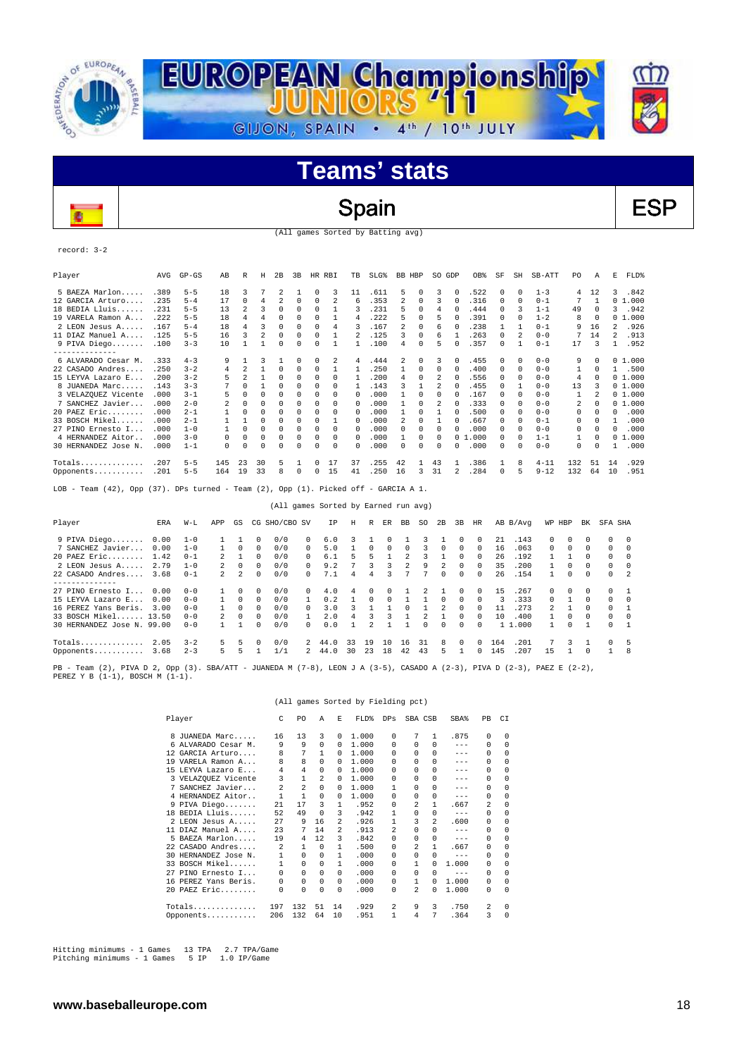# EUROPEAN Championship JUNIORS '11

GIJON, SPAIN • 4th / 10th JULY

## Teams' stats

## Spain ESP

(All games Sorted by Batting avg)

record: 3-2

| Player | AVG | GP-GS | AB | R | H | 2B | 3B | HR | RBI | TB | SLG% | BB | HBP | SO | GDP | OB% | SF | SH | SB-ATT | PO | A | E | FLD% |
|---|---|---|---|---|---|---|---|---|---|---|---|---|---|---|---|---|---|---|---|---|---|---|---|
| 5 BAEZA Marlon...... | .389 | 5-5 | 18 | 3 | 7 | 2 | 1 | 0 | 3 | 11 | .611 | 5 | 0 | 3 | 0 | .522 | 0 | 0 | 1-3 | 4 | 12 | 3 | .842 |
| 12 GARCIA Arturo..... | .235 | 5-4 | 17 | 0 | 4 | 2 | 0 | 0 | 2 | 6 | .353 | 2 | 0 | 3 | 0 | .316 | 0 | 0 | 0-1 | 7 | 1 | 0 | 1.000 |
| 18 BEDIA Lluis...... | .231 | 5-5 | 13 | 2 | 3 | 0 | 0 | 0 | 1 | 3 | .231 | 5 | 0 | 4 | 0 | .444 | 0 | 3 | 1-1 | 49 | 0 | 3 | .942 |
| 19 VARELA Ramon A.... | .222 | 5-5 | 18 | 4 | 4 | 0 | 0 | 0 | 1 | 4 | .222 | 5 | 0 | 5 | 0 | .391 | 0 | 0 | 1-2 | 8 | 0 | 0 | 1.000 |
| 2 LEON Jesus A..... | .167 | 5-4 | 18 | 4 | 3 | 0 | 0 | 0 | 4 | 3 | .167 | 2 | 0 | 6 | 0 | .238 | 1 | 1 | 0-1 | 9 | 16 | 2 | .926 |
| 11 DIAZ Manuel A.... | .125 | 5-5 | 16 | 3 | 2 | 0 | 0 | 0 | 1 | 2 | .125 | 3 | 0 | 6 | 1 | .263 | 0 | 2 | 0-0 | 7 | 14 | 2 | .913 |
| 9 PIVA Diego....... | .100 | 3-3 | 10 | 1 | 1 | 0 | 0 | 0 | 1 | 1 | .100 | 4 | 0 | 5 | 0 | .357 | 0 | 1 | 0-1 | 17 | 3 | 1 | .952 |
| -------------- | | | | | | | | | | | | | | | | | | | | | | | |
| 6 ALVARADO Cesar M. | .333 | 4-3 | 9 | 1 | 3 | 1 | 0 | 0 | 2 | 4 | .444 | 2 | 0 | 3 | 0 | .455 | 0 | 0 | 0-0 | 9 | 0 | 0 | 1.000 |
| 22 CASADO Andres.... | .250 | 3-2 | 4 | 2 | 1 | 0 | 0 | 0 | 1 | 1 | .250 | 1 | 0 | 0 | 0 | .400 | 0 | 0 | 0-0 | 1 | 0 | 1 | .500 |
| 15 LEYVA Lazaro E.... | .200 | 3-2 | 5 | 2 | 1 | 0 | 0 | 0 | 0 | 1 | .200 | 4 | 0 | 2 | 0 | .556 | 0 | 0 | 0-0 | 4 | 0 | 0 | 1.000 |
| 8 JUANEDA Marc..... | .143 | 3-3 | 7 | 0 | 1 | 0 | 0 | 0 | 0 | 1 | .143 | 3 | 1 | 2 | 0 | .455 | 0 | 1 | 0-0 | 13 | 3 | 0 | 1.000 |
| 3 VELAZQUEZ Vicente | .000 | 3-1 | 5 | 0 | 0 | 0 | 0 | 0 | 0 | 0 | .000 | 1 | 0 | 0 | 0 | .167 | 0 | 0 | 0-0 | 1 | 2 | 0 | 1.000 |
| 7 SANCHEZ Javier.... | .000 | 2-0 | 2 | 0 | 0 | 0 | 0 | 0 | 0 | 0 | .000 | 1 | 0 | 2 | 0 | .333 | 0 | 0 | 0-0 | 2 | 0 | 0 | 1.000 |
| 20 PAEZ Eric........ | .000 | 2-1 | 1 | 0 | 0 | 0 | 0 | 0 | 0 | 0 | .000 | 1 | 0 | 1 | 0 | .500 | 0 | 0 | 0-0 | 0 | 0 | 0 | .000 |
| 33 BOSCH Mikel...... | .000 | 2-1 | 1 | 1 | 0 | 0 | 0 | 0 | 1 | 0 | .000 | 2 | 0 | 1 | 0 | .667 | 0 | 0 | 0-1 | 0 | 0 | 1 | .000 |
| 27 PINO Ernesto I... | .000 | 1-0 | 1 | 0 | 0 | 0 | 0 | 0 | 0 | 0 | .000 | 0 | 0 | 0 | 0 | .000 | 0 | 0 | 0-0 | 0 | 0 | 0 | .000 |
| 4 HERNANDEZ Aitor.. | .000 | 2-1 | 0 | 0 | 0 | 0 | 0 | 0 | 0 | 0 | .000 | 1 | 0 | 0 | 0 | 1.000 | 0 | 0 | 1-1 | 1 | 0 | 0 | 1.000 |
| 30 HERNANDEZ Jose N. | .000 | 1-1 | 0 | 0 | 0 | 0 | 0 | 0 | 0 | 0 | .000 | 0 | 0 | 0 | 0 | .000 | 0 | 0 | 0-0 | 0 | 0 | 1 | .000 |
| Totals.............. | .207 | 5-5 | 145 | 23 | 30 | 5 | 1 | 0 | 17 | 37 | .255 | 42 | 1 | 43 | 1 | .386 | 1 | 8 | 4-11 | 132 | 51 | 14 | .929 |
| Opponents........... | .201 | 5-5 | 164 | 19 | 33 | 8 | 0 | 0 | 15 | 41 | .250 | 16 | 3 | 31 | 2 | .284 | 0 | 5 | 9-12 | 132 | 64 | 10 | .951 |

LOB - Team (42), Opp (37). DPs turned - Team (2), Opp (1). Picked off - GARCIA A 1.

(All games Sorted by Earned run avg)

| Player | ERA | W-L | APP | GS | CG | SHO/CBO | SV | IP | H | R | ER | BB | SO | 2B | 3B | HR | AB | B/Avg | WP | HBP | BK | SFA | SHA |
|---|---|---|---|---|---|---|---|---|---|---|---|---|---|---|---|---|---|---|---|---|---|---|---|
| 9 PIVA Diego....... | 0.00 | 1-0 | 1 | 1 | 0 | 0/0 | 0 | 6.0 | 3 | 1 | 0 | 1 | 3 | 1 | 0 | 0 | 21 | .143 | 0 | 0 | 0 | 0 | 0 |
| 7 SANCHEZ Javier... | 0.00 | 1-0 | 1 | 0 | 0 | 0/0 | 0 | 5.0 | 1 | 0 | 0 | 0 | 3 | 0 | 0 | 0 | 16 | .063 | 0 | 0 | 0 | 0 | 0 |
| 20 PAEZ Eric........ | 1.42 | 0-1 | 2 | 1 | 0 | 0/0 | 0 | 6.1 | 5 | 5 | 1 | 2 | 3 | 1 | 0 | 0 | 26 | .192 | 1 | 1 | 0 | 0 | 0 |
| 2 LEON Jesus A..... | 2.79 | 1-0 | 2 | 0 | 0 | 0/0 | 0 | 9.2 | 7 | 3 | 3 | 2 | 9 | 2 | 0 | 0 | 35 | .200 | 1 | 0 | 0 | 0 | 0 |
| 22 CASADO Andres.... | 3.68 | 0-1 | 2 | 2 | 0 | 0/0 | 0 | 7.1 | 4 | 4 | 3 | 7 | 7 | 0 | 0 | 0 | 26 | .154 | 1 | 0 | 0 | 0 | 2 |
| -------------- | | | | | | | | | | | | | | | | | | | | | | | |
| 27 PINO Ernesto I... | 0.00 | 0-0 | 1 | 0 | 0 | 0/0 | 0 | 4.0 | 4 | 0 | 0 | 1 | 2 | 1 | 0 | 0 | 15 | .267 | 0 | 0 | 0 | 0 | 1 |
| 15 LEYVA Lazaro E... | 0.00 | 0-0 | 1 | 0 | 0 | 0/0 | 1 | 0.2 | 1 | 0 | 0 | 1 | 1 | 0 | 0 | 0 | 3 | .333 | 0 | 1 | 0 | 0 | 0 |
| 16 PEREZ Yans Beris. | 3.00 | 0-0 | 1 | 0 | 0 | 0/0 | 0 | 3.0 | 3 | 1 | 1 | 0 | 1 | 2 | 0 | 0 | 11 | .273 | 2 | 1 | 0 | 0 | 1 |
| 33 BOSCH Mikel...... | 13.50 | 0-0 | 2 | 0 | 0 | 0/0 | 1 | 2.0 | 4 | 3 | 3 | 1 | 2 | 1 | 0 | 0 | 10 | .400 | 1 | 0 | 0 | 0 | 0 |
| 30 HERNANDEZ Jose N. | 99.00 | 0-0 | 1 | 1 | 0 | 0/0 | 0 | 0.0 | 1 | 2 | 1 | 1 | 0 | 0 | 0 | 0 | 1 | 1.000 | 1 | 0 | 1 | 0 | 1 |
| Totals.............. | 2.05 | 3-2 | 5 | 5 | 0 | 0/0 | 2 | 44.0 | 33 | 19 | 10 | 16 | 31 | 8 | 0 | 0 | 164 | .201 | 7 | 3 | 1 | 0 | 5 |
| Opponents........... | 3.68 | 2-3 | 5 | 5 | 1 | 1/1 | 2 | 44.0 | 30 | 23 | 18 | 42 | 43 | 5 | 1 | 0 | 145 | .207 | 15 | 1 | 0 | 1 | 8 |

PB - Team (2), PIVA D 2, Opp (3). SBA/ATT - JUANEDA M (7-8), LEON J A (3-5), CASADO A (2-3), PIVA D (2-3), PAEZ E (2-2), PEREZ Y B (1-1), BOSCH M (1-1).

(All games Sorted by Fielding pct)

| Player | C | PO | A | E | FLD% | DPs | SBA | CSB | SBA% | PB | CI |
|---|---|---|---|---|---|---|---|---|---|---|---|
| 8 JUANEDA Marc..... | 16 | 13 | 3 | 0 | 1.000 | 0 | 7 | 1 | .875 | 0 | 0 |
| 6 ALVARADO Cesar M. | 9 | 9 | 0 | 0 | 1.000 | 0 | 0 | 0 | --- | 0 | 0 |
| 12 GARCIA Arturo.... | 8 | 7 | 1 | 0 | 1.000 | 0 | 0 | 0 | --- | 0 | 0 |
| 19 VARELA Ramon A... | 8 | 8 | 0 | 0 | 1.000 | 0 | 0 | 0 | --- | 0 | 0 |
| 15 LEYVA Lazaro E... | 4 | 4 | 0 | 0 | 1.000 | 0 | 0 | 0 | --- | 0 | 0 |
| 3 VELAZQUEZ Vicente | 3 | 1 | 2 | 0 | 1.000 | 0 | 0 | 0 | --- | 0 | 0 |
| 7 SANCHEZ Javier.... | 2 | 2 | 0 | 0 | 1.000 | 1 | 0 | 0 | --- | 0 | 0 |
| 4 HERNANDEZ Aitor.. | 1 | 1 | 0 | 0 | 1.000 | 0 | 0 | 0 | --- | 0 | 0 |
| 9 PIVA Diego....... | 21 | 17 | 3 | 1 | .952 | 0 | 2 | 1 | .667 | 2 | 0 |
| 18 BEDIA Lluis...... | 52 | 49 | 0 | 3 | .942 | 1 | 0 | 0 | --- | 0 | 0 |
| 2 LEON Jesus A..... | 27 | 9 | 16 | 2 | .926 | 1 | 3 | 2 | .600 | 0 | 0 |
| 11 DIAZ Manuel A.... | 23 | 7 | 14 | 2 | .913 | 2 | 0 | 0 | --- | 0 | 0 |
| 5 BAEZA Marlon..... | 19 | 4 | 12 | 3 | .842 | 0 | 0 | 0 | --- | 0 | 0 |
| 22 CASADO Andres.... | 2 | 1 | 0 | 1 | .500 | 0 | 2 | 1 | .667 | 0 | 0 |
| 30 HERNANDEZ Jose N. | 1 | 0 | 0 | 1 | .000 | 0 | 0 | 0 | --- | 0 | 0 |
| 33 BOSCH Mikel...... | 1 | 0 | 0 | 1 | .000 | 0 | 1 | 0 | 1.000 | 0 | 0 |
| 27 PINO Ernesto I... | 0 | 0 | 0 | 0 | .000 | 0 | 0 | 0 | --- | 0 | 0 |
| 16 PEREZ Yans Beris. | 0 | 0 | 0 | 0 | .000 | 0 | 1 | 0 | 1.000 | 0 | 0 |
| 20 PAEZ Eric........ | 0 | 0 | 0 | 0 | .000 | 0 | 2 | 0 | 1.000 | 0 | 0 |
| Totals.............. | 197 | 132 | 51 | 14 | .929 | 2 | 9 | 3 | .750 | 2 | 0 |
| Opponents........... | 206 | 132 | 64 | 10 | .951 | 1 | 4 | 7 | .364 | 3 | 0 |

Hitting minimums - 1 Games 13 TPA 2.7 TPA/Game
Pitching minimums - 1 Games 5 IP 1.0 IP/Game

www.baseballeurope.com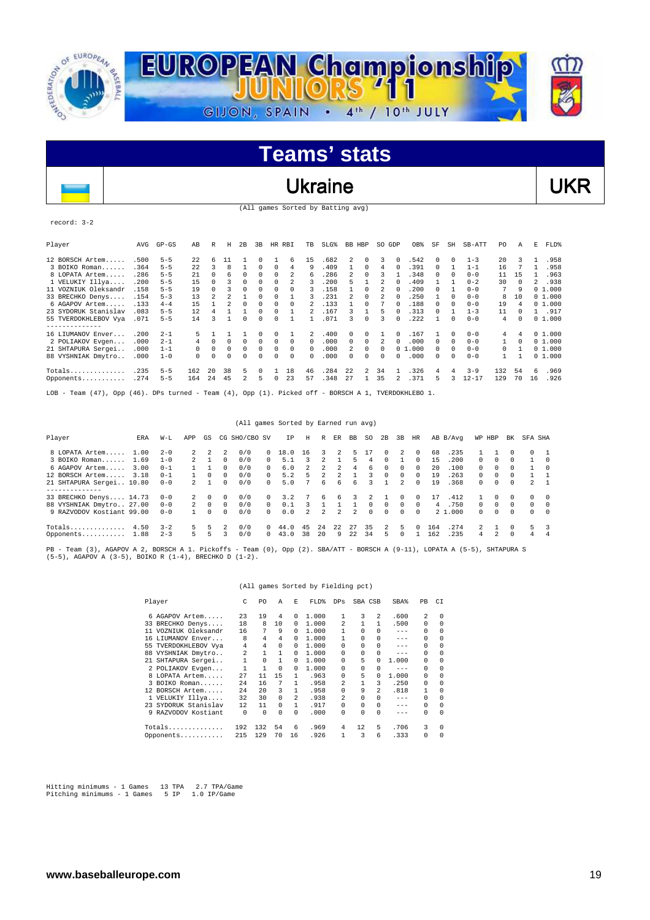# EUROPEAN Championship JUNIORS '11

GIJON, SPAIN • 4th / 10th JULY

## Teams' stats

## Ukraine — UKR

(All games Sorted by Batting avg)

record: 3-2

| Player | AVG | GP-GS | AB | R | H | 2B | 3B | HR | RBI | TB | SLG% | BB | HBP | SO | GDP | OB% | SF | SH | SB-ATT | PO | A | E | FLD% |
|---|---|---|---|---|---|---|---|---|---|---|---|---|---|---|---|---|---|---|---|---|---|---|---|
| 12 BORSCH Artem..... | .500 | 5-5 | 22 | 6 | 11 | 1 | 0 | 1 | 6 | 15 | .682 | 2 | 0 | 3 | 0 | .542 | 0 | 0 | 1-3 | 20 | 3 | 1 | .958 |
| 3 BOIKO Roman...... | .364 | 5-5 | 22 | 3 | 8 | 1 | 0 | 0 | 4 | 9 | .409 | 1 | 0 | 4 | 0 | .391 | 0 | 1 | 1-1 | 16 | 7 | 1 | .958 |
| 8 LOPATA Artem..... | .286 | 5-5 | 21 | 0 | 6 | 0 | 0 | 0 | 2 | 6 | .286 | 2 | 0 | 3 | 1 | .348 | 0 | 0 | 0-0 | 11 | 15 | 1 | .963 |
| 1 VELUKIY Illya.... | .200 | 5-5 | 15 | 0 | 3 | 0 | 0 | 0 | 2 | 3 | .200 | 5 | 1 | 2 | 0 | .409 | 1 | 1 | 0-2 | 30 | 0 | 2 | .938 |
| 11 VOZNIUK Oleksandr | .158 | 5-5 | 19 | 0 | 3 | 0 | 0 | 0 | 0 | 3 | .158 | 1 | 0 | 2 | 0 | .200 | 0 | 1 | 0-0 | 7 | 9 | 0 | 1.000 |
| 33 BRECHKO Denys.... | .154 | 5-3 | 13 | 2 | 2 | 1 | 0 | 0 | 1 | 3 | .231 | 2 | 0 | 2 | 0 | .250 | 1 | 0 | 0-0 | 8 | 10 | 0 | 1.000 |
| 6 AGAPOV Artem..... | .133 | 4-4 | 15 | 1 | 2 | 0 | 0 | 0 | 0 | 2 | .133 | 1 | 0 | 7 | 0 | .188 | 0 | 0 | 0-0 | 19 | 4 | 0 | 1.000 |
| 23 SYDORUK Stanislav | .083 | 5-5 | 12 | 4 | 1 | 1 | 0 | 0 | 1 | 2 | .167 | 3 | 1 | 5 | 0 | .313 | 0 | 1 | 1-3 | 11 | 0 | 1 | .917 |
| 55 TVERDOKHLEBOV Vya | .071 | 5-5 | 14 | 3 | 1 | 0 | 0 | 0 | 1 | 1 | .071 | 3 | 0 | 3 | 0 | .222 | 1 | 0 | 0-0 | 4 | 0 | 0 | 1.000 |
| 16 LIUMANOV Enver... | .200 | 2-1 | 5 | 1 | 1 | 1 | 0 | 0 | 1 | 2 | .400 | 0 | 0 | 1 | 0 | .167 | 1 | 0 | 0-0 | 4 | 4 | 0 | 1.000 |
| 2 POLIAKOV Evgen... | .000 | 2-1 | 4 | 0 | 0 | 0 | 0 | 0 | 0 | 0 | .000 | 0 | 0 | 2 | 0 | .000 | 0 | 0 | 0-0 | 1 | 0 | 0 | 1.000 |
| 21 SHTAPURA Sergei.. | .000 | 1-1 | 0 | 0 | 0 | 0 | 0 | 0 | 0 | 0 | .000 | 2 | 0 | 0 | 0 | 1.000 | 0 | 0 | 0-0 | 0 | 1 | 0 | 1.000 |
| 88 VYSHNIAK Dmytro.. | .000 | 1-0 | 0 | 0 | 0 | 0 | 0 | 0 | 0 | 0 | .000 | 0 | 0 | 0 | 0 | .000 | 0 | 0 | 0-0 | 1 | 1 | 0 | 1.000 |
| Totals.............. | .235 | 5-5 | 162 | 20 | 38 | 5 | 0 | 1 | 18 | 46 | .284 | 22 | 2 | 34 | 1 | .326 | 4 | 4 | 3-9 | 132 | 54 | 6 | .969 |
| Opponents........... | .274 | 5-5 | 164 | 24 | 45 | 2 | 5 | 0 | 23 | 57 | .348 | 27 | 1 | 35 | 2 | .371 | 5 | 3 | 12-17 | 129 | 70 | 16 | .926 |

LOB - Team (47), Opp (46). DPs turned - Team (4), Opp (1). Picked off - BORSCH A 1, TVERDOKHLEBO 1.

(All games Sorted by Earned run avg)

| Player | ERA | W-L | APP | GS | CG | SHO/CBO | SV | IP | H | R | ER | BB | SO | 2B | 3B | HR | AB | B/Avg | WP | HBP | BK | SFA | SHA |
|---|---|---|---|---|---|---|---|---|---|---|---|---|---|---|---|---|---|---|---|---|---|---|---|
| 8 LOPATA Artem..... | 1.00 | 2-0 | 2 | 2 | 2 | 0/0 | 0 | 18.0 | 16 | 3 | 2 | 5 | 17 | 0 | 2 | 0 | 68 | .235 | 1 | 1 | 0 | 0 | 1 |
| 3 BOIKO Roman...... | 1.69 | 1-0 | 2 | 1 | 0 | 0/0 | 0 | 5.1 | 3 | 2 | 1 | 5 | 4 | 0 | 1 | 0 | 15 | .200 | 0 | 0 | 0 | 1 | 0 |
| 6 AGAPOV Artem..... | 3.00 | 0-1 | 1 | 1 | 0 | 0/0 | 0 | 6.0 | 2 | 2 | 2 | 4 | 6 | 0 | 0 | 0 | 20 | .100 | 0 | 0 | 0 | 1 | 0 |
| 12 BORSCH Artem..... | 3.18 | 0-1 | 1 | 0 | 0 | 0/0 | 0 | 5.2 | 5 | 2 | 2 | 1 | 3 | 0 | 0 | 0 | 19 | .263 | 0 | 0 | 0 | 1 | 1 |
| 21 SHTAPURA Sergei.. | 10.80 | 0-0 | 2 | 1 | 0 | 0/0 | 0 | 5.0 | 7 | 6 | 6 | 3 | 1 | 2 | 0 | 0 | 19 | .368 | 0 | 0 | 0 | 2 | 1 |
| 33 BRECHKO Denys.... | 14.73 | 0-0 | 2 | 0 | 0 | 0/0 | 0 | 3.2 | 7 | 6 | 6 | 3 | 2 | 1 | 0 | 0 | 17 | .412 | 1 | 0 | 0 | 0 | 0 |
| 88 VYSHNIAK Dmytro.. | 27.00 | 0-0 | 2 | 0 | 0 | 0/0 | 0 | 0.1 | 3 | 1 | 1 | 1 | 0 | 0 | 0 | 0 | 4 | .750 | 0 | 0 | 0 | 0 | 0 |
| 9 RAZVODOV Kostiant | 99.00 | 0-0 | 1 | 0 | 0 | 0/0 | 0 | 0.0 | 2 | 2 | 2 | 2 | 0 | 0 | 0 | 0 | 2 | 1.000 | 0 | 0 | 0 | 0 | 0 |
| Totals.............. | 4.50 | 3-2 | 5 | 5 | 2 | 0/0 | 0 | 44.0 | 45 | 24 | 22 | 27 | 35 | 2 | 5 | 0 | 164 | .274 | 2 | 1 | 0 | 5 | 3 |
| Opponents........... | 1.88 | 2-3 | 5 | 5 | 3 | 0/0 | 0 | 43.0 | 38 | 20 | 9 | 22 | 34 | 5 | 0 | 1 | 162 | .235 | 4 | 2 | 0 | 4 | 4 |

PB - Team (3), AGAPOV A 2, BORSCH A 1. Pickoffs - Team (0), Opp (2). SBA/ATT - BORSCH A (9-11), LOPATA A (5-5), SHTAPURA S (5-5), AGAPOV A (3-5), BOIKO R (1-4), BRECHKO D (1-2).

(All games Sorted by Fielding pct)

| Player | C | PO | A | E | FLD% | DPs | SBA | CSB | SBA% | PB | CI |
|---|---|---|---|---|---|---|---|---|---|---|---|
| 6 AGAPOV Artem..... | 23 | 19 | 4 | 0 | 1.000 | 1 | 3 | 2 | .600 | 2 | 0 |
| 33 BRECHKO Denys.... | 18 | 8 | 10 | 0 | 1.000 | 2 | 1 | 1 | .500 | 0 | 0 |
| 11 VOZNIUK Oleksandr | 16 | 7 | 9 | 0 | 1.000 | 1 | 0 | 0 | --- | 0 | 0 |
| 16 LIUMANOV Enver... | 8 | 4 | 4 | 0 | 1.000 | 1 | 0 | 0 | --- | 0 | 0 |
| 55 TVERDOKHLEBOV Vya | 4 | 4 | 0 | 0 | 1.000 | 0 | 0 | 0 | --- | 0 | 0 |
| 88 VYSHNIAK Dmytro.. | 2 | 1 | 1 | 0 | 1.000 | 0 | 0 | 0 | --- | 0 | 0 |
| 21 SHTAPURA Sergei.. | 1 | 0 | 1 | 0 | 1.000 | 0 | 5 | 0 | 1.000 | 0 | 0 |
| 2 POLIAKOV Evgen... | 1 | 1 | 0 | 0 | 1.000 | 0 | 0 | 0 | --- | 0 | 0 |
| 8 LOPATA Artem..... | 27 | 11 | 15 | 1 | .963 | 0 | 5 | 0 | 1.000 | 0 | 0 |
| 3 BOIKO Roman...... | 24 | 16 | 7 | 1 | .958 | 2 | 1 | 3 | .250 | 0 | 0 |
| 12 BORSCH Artem..... | 24 | 20 | 3 | 1 | .958 | 0 | 9 | 2 | .818 | 1 | 0 |
| 1 VELUKIY Illya.... | 32 | 30 | 0 | 2 | .938 | 2 | 0 | 0 | --- | 0 | 0 |
| 23 SYDORUK Stanislav | 12 | 11 | 0 | 1 | .917 | 0 | 0 | 0 | --- | 0 | 0 |
| 9 RAZVODOV Kostiant | 0 | 0 | 0 | 0 | .000 | 0 | 0 | 0 | --- | 0 | 0 |
| Totals.............. | 192 | 132 | 54 | 6 | .969 | 4 | 12 | 5 | .706 | 3 | 0 |
| Opponents........... | 215 | 129 | 70 | 16 | .926 | 1 | 3 | 6 | .333 | 0 | 0 |

Hitting minimums - 1 Games 13 TPA 2.7 TPA/Game
Pitching minimums - 1 Games 5 IP 1.0 IP/Game

www.baseballeurope.com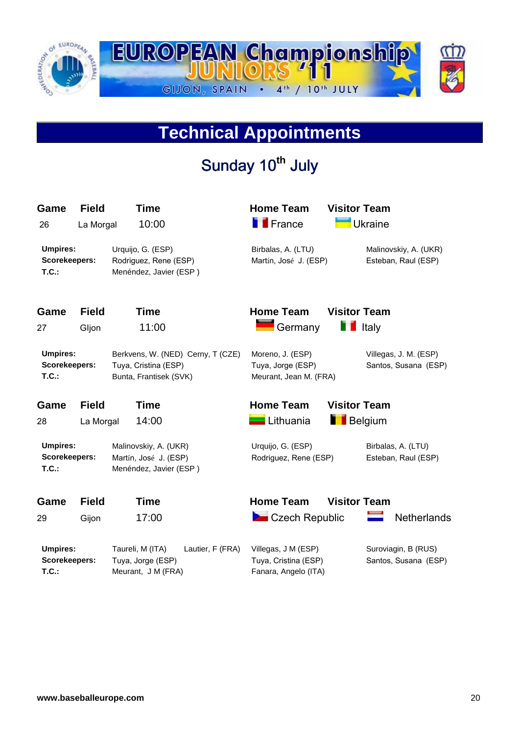EUROPEAN Championship JUNIORS '11

GIJON, SPAIN • 4th / 10th JULY

# Technical Appointments

## Sunday 10th July

| Game | Field | Time | Home Team | Visitor Team |
|---|---|---|---|---|
| 26 | La Morgal | 10:00 | France | Ukraine |

| | | | |
|---|---|---|---|
| **Umpires:** | Urquijo, G. (ESP) | Birbalas, A. (LTU) | Malinovskiy, A. (UKR) |
| **Scorekeepers:** | Rodriguez, Rene (ESP) | Martín, José J. (ESP) | Esteban, Raul (ESP) |
| **T.C.:** | Menéndez, Javier (ESP ) | | |

| Game | Field | Time | Home Team | Visitor Team |
|---|---|---|---|---|
| 27 | GIjon | 11:00 | Germany | Italy |

| | | | |
|---|---|---|---|
| **Umpires:** | Berkvens, W. (NED) Cerny, T (CZE) | Moreno, J. (ESP) | Villegas, J. M. (ESP) |
| **Scorekeepers:** | Tuya, Cristina (ESP) | Tuya, Jorge (ESP) | Santos, Susana (ESP) |
| **T.C.:** | Bunta, Frantisek (SVK) | Meurant, Jean M. (FRA) | |

| Game | Field | Time | Home Team | Visitor Team |
|---|---|---|---|---|
| 28 | La Morgal | 14:00 | Lithuania | Belgium |

| | | | |
|---|---|---|---|
| **Umpires:** | Malinovskiy, A. (UKR) | Urquijo, G. (ESP) | Birbalas, A. (LTU) |
| **Scorekeepers:** | Martín, José J. (ESP) | Rodriguez, Rene (ESP) | Esteban, Raul (ESP) |
| **T.C.:** | Menéndez, Javier (ESP ) | | |

| Game | Field | Time | Home Team | Visitor Team |
|---|---|---|---|---|
| 29 | Gijon | 17:00 | Czech Republic | Netherlands |

| | | | |
|---|---|---|---|
| **Umpires:** | Taureli, M (ITA) Lautier, F (FRA) | Villegas, J M (ESP) | Suroviagin, B (RUS) |
| **Scorekeepers:** | Tuya, Jorge (ESP) | Tuya, Cristina (ESP) | Santos, Susana (ESP) |
| **T.C.:** | Meurant, J M (FRA) | Fanara, Angelo (ITA) | |

www.baseballeurope.com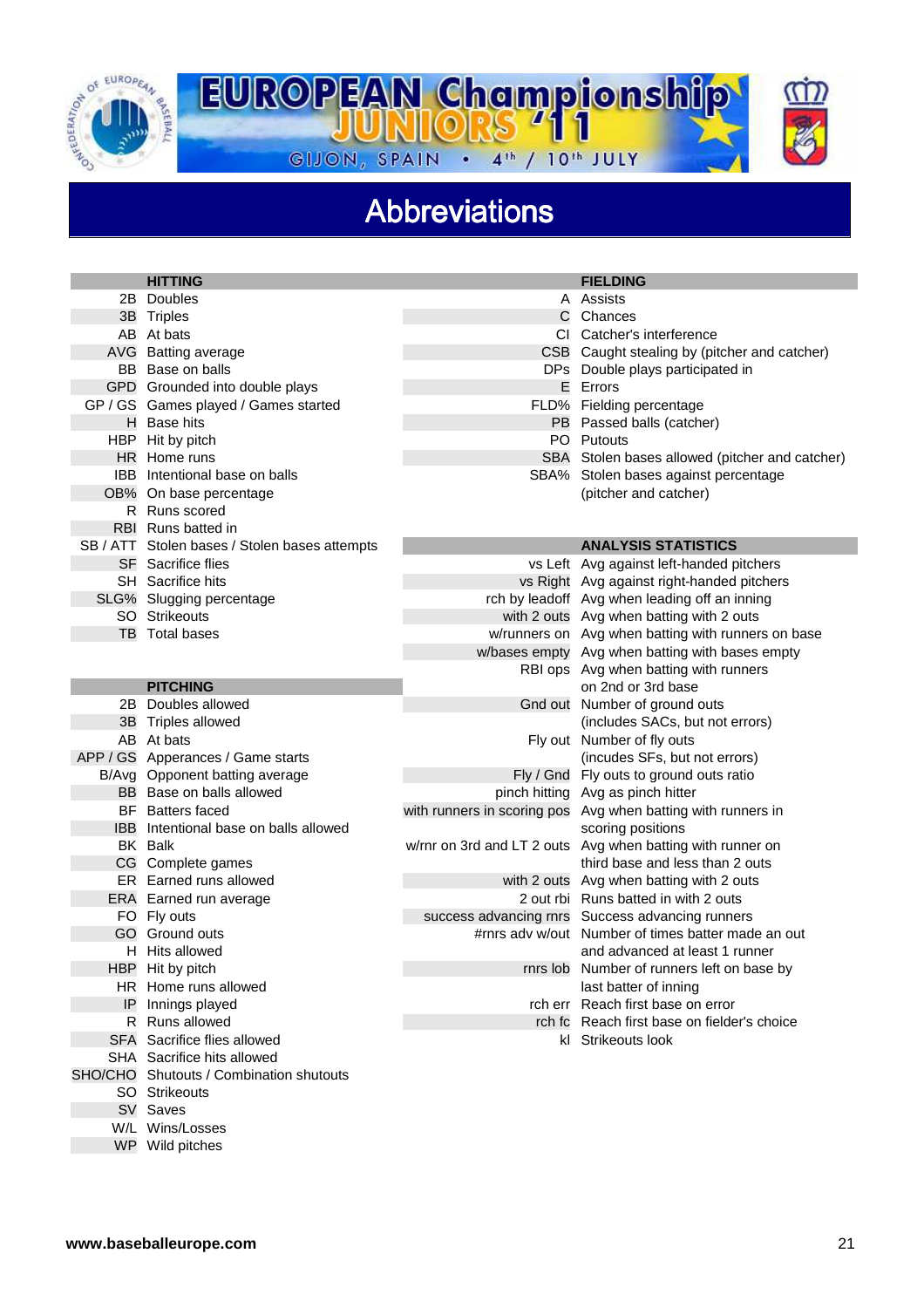EUROPEAN Championship JUNIORS '11

GIJON, SPAIN • 4th / 10th JULY

# Abbreviations

## HITTING

| | |
|---|---|
| 2B | Doubles |
| 3B | Triples |
| AB | At bats |
| AVG | Batting average |
| BB | Base on balls |
| GPD | Grounded into double plays |
| GP / GS | Games played / Games started |
| H | Base hits |
| HBP | Hit by pitch |
| HR | Home runs |
| IBB | Intentional base on balls |
| OB% | On base percentage |
| R | Runs scored |
| RBI | Runs batted in |
| SB / ATT | Stolen bases / Stolen bases attempts |
| SF | Sacrifice flies |
| SH | Sacrifice hits |
| SLG% | Slugging percentage |
| SO | Strikeouts |
| TB | Total bases |

## PITCHING

| | |
|---|---|
| 2B | Doubles allowed |
| 3B | Triples allowed |
| AB | At bats |
| APP / GS | Appearances / Game starts |
| B/Avg | Opponent batting average |
| BB | Base on balls allowed |
| BF | Batters faced |
| IBB | Intentional base on balls allowed |
| BK | Balk |
| CG | Complete games |
| ER | Earned runs allowed |
| ERA | Earned run average |
| FO | Fly outs |
| GO | Ground outs |
| H | Hits allowed |
| HBP | Hit by pitch |
| HR | Home runs allowed |
| IP | Innings played |
| R | Runs allowed |
| SFA | Sacrifice flies allowed |
| SHA | Sacrifice hits allowed |
| SHO/CHO | Shutouts / Combination shutouts |
| SO | Strikeouts |
| SV | Saves |
| W/L | Wins/Losses |
| WP | Wild pitches |

## FIELDING

| | |
|---|---|
| A | Assists |
| C | Chances |
| CI | Catcher's interference |
| CSB | Caught stealing by (pitcher and catcher) |
| DPs | Double plays participated in |
| E | Errors |
| FLD% | Fielding percentage |
| PB | Passed balls (catcher) |
| PO | Putouts |
| SBA | Stolen bases allowed (pitcher and catcher) |
| SBA% | Stolen bases against percentage (pitcher and catcher) |

## ANALYSIS STATISTICS

| | |
|---|---|
| vs Left | Avg against left-handed pitchers |
| vs Right | Avg against right-handed pitchers |
| rch by leadoff | Avg when leading off an inning |
| with 2 outs | Avg when batting with 2 outs |
| w/runners on | Avg when batting with runners on base |
| w/bases empty | Avg when batting with bases empty |
| RBI ops | Avg when batting with runners on 2nd or 3rd base |
| Gnd out | Number of ground outs (includes SACs, but not errors) |
| Fly out | Number of fly outs (incudes SFs, but not errors) |
| Fly / Gnd | Fly outs to ground outs ratio |
| pinch hitting | Avg as pinch hitter |
| with runners in scoring pos | Avg when batting with runners in scoring positions |
| w/rnr on 3rd and LT 2 outs | Avg when batting with runner on third base and less than 2 outs |
| with 2 outs | Avg when batting with 2 outs |
| 2 out rbi | Runs batted in with 2 outs |
| success advancing rnrs | Success advancing runners |
| #rnrs adv w/out | Number of times batter made an out and advanced at least 1 runner |
| rnrs lob | Number of runners left on base by last batter of inning |
| rch err | Reach first base on error |
| rch fc | Reach first base on fielder's choice |
| kl | Strikeouts look |

www.baseballeurope.com